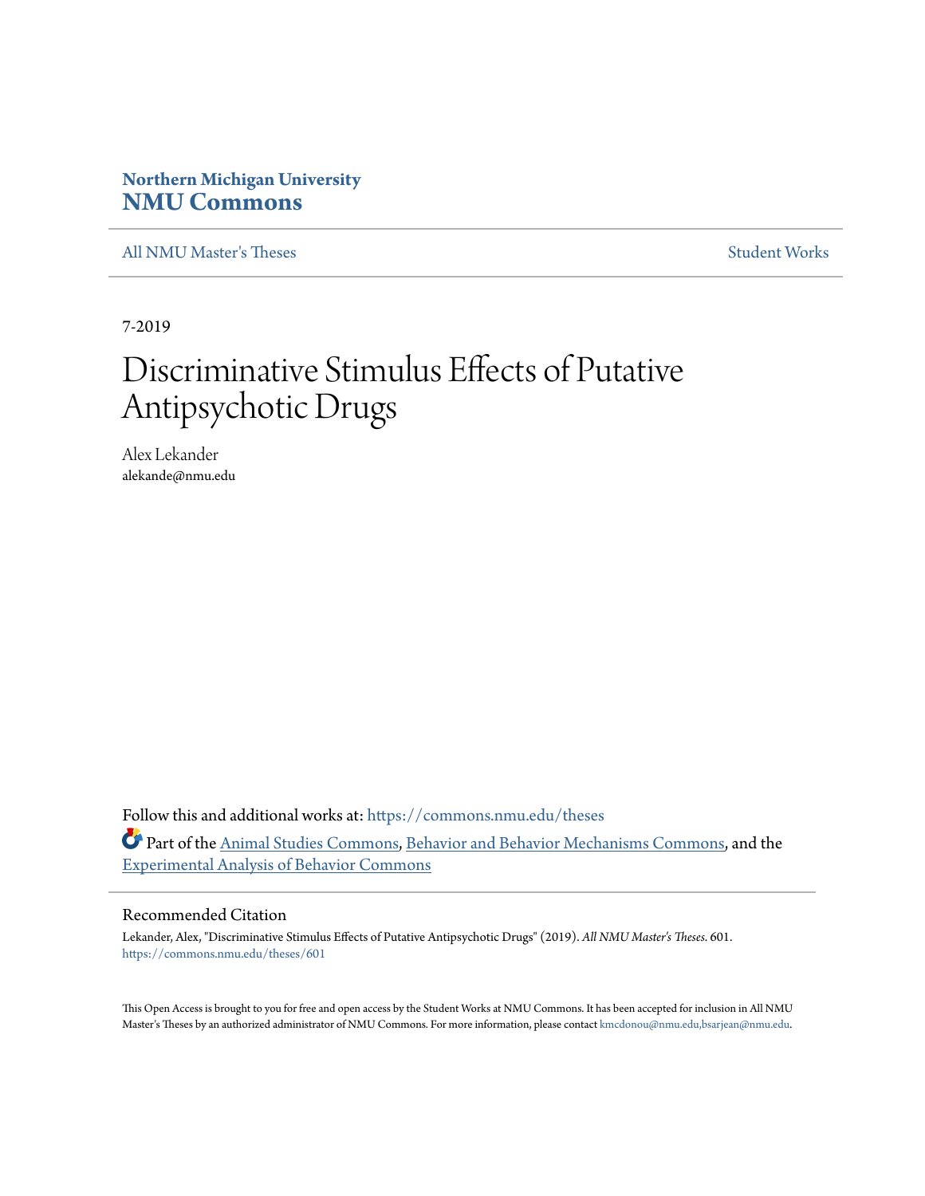**Northern Michigan University**
**NMU Commons**

All NMU Master's Theses | Student Works

7-2019

# Discriminative Stimulus Effects of Putative Antipsychotic Drugs

Alex Lekander
alekande@nmu.edu

Follow this and additional works at: https://commons.nmu.edu/theses

Part of the Animal Studies Commons, Behavior and Behavior Mechanisms Commons, and the Experimental Analysis of Behavior Commons

## Recommended Citation

Lekander, Alex, "Discriminative Stimulus Effects of Putative Antipsychotic Drugs" (2019). *All NMU Master's Theses*. 601.
https://commons.nmu.edu/theses/601

This Open Access is brought to you for free and open access by the Student Works at NMU Commons. It has been accepted for inclusion in All NMU Master's Theses by an authorized administrator of NMU Commons. For more information, please contact kmcdonou@nmu.edu,bsarjean@nmu.edu.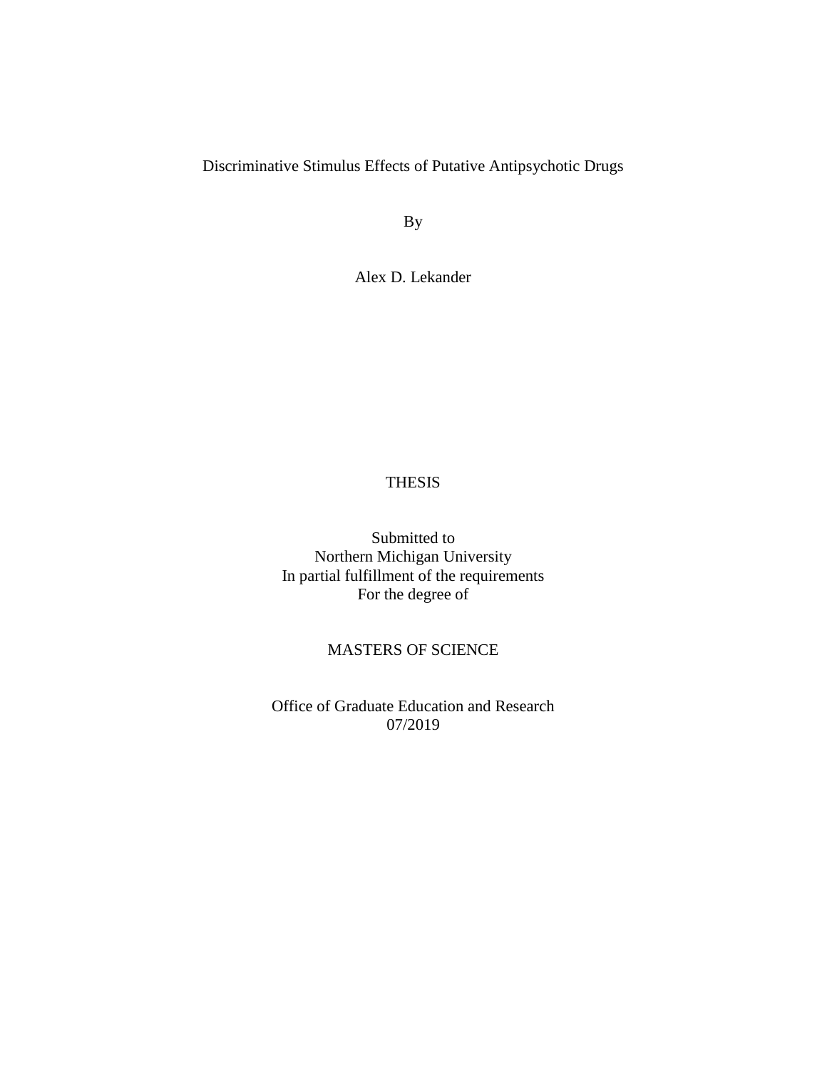# Discriminative Stimulus Effects of Putative Antipsychotic Drugs

By

Alex D. Lekander

THESIS

Submitted to
Northern Michigan University
In partial fulfillment of the requirements
For the degree of

MASTERS OF SCIENCE

Office of Graduate Education and Research
07/2019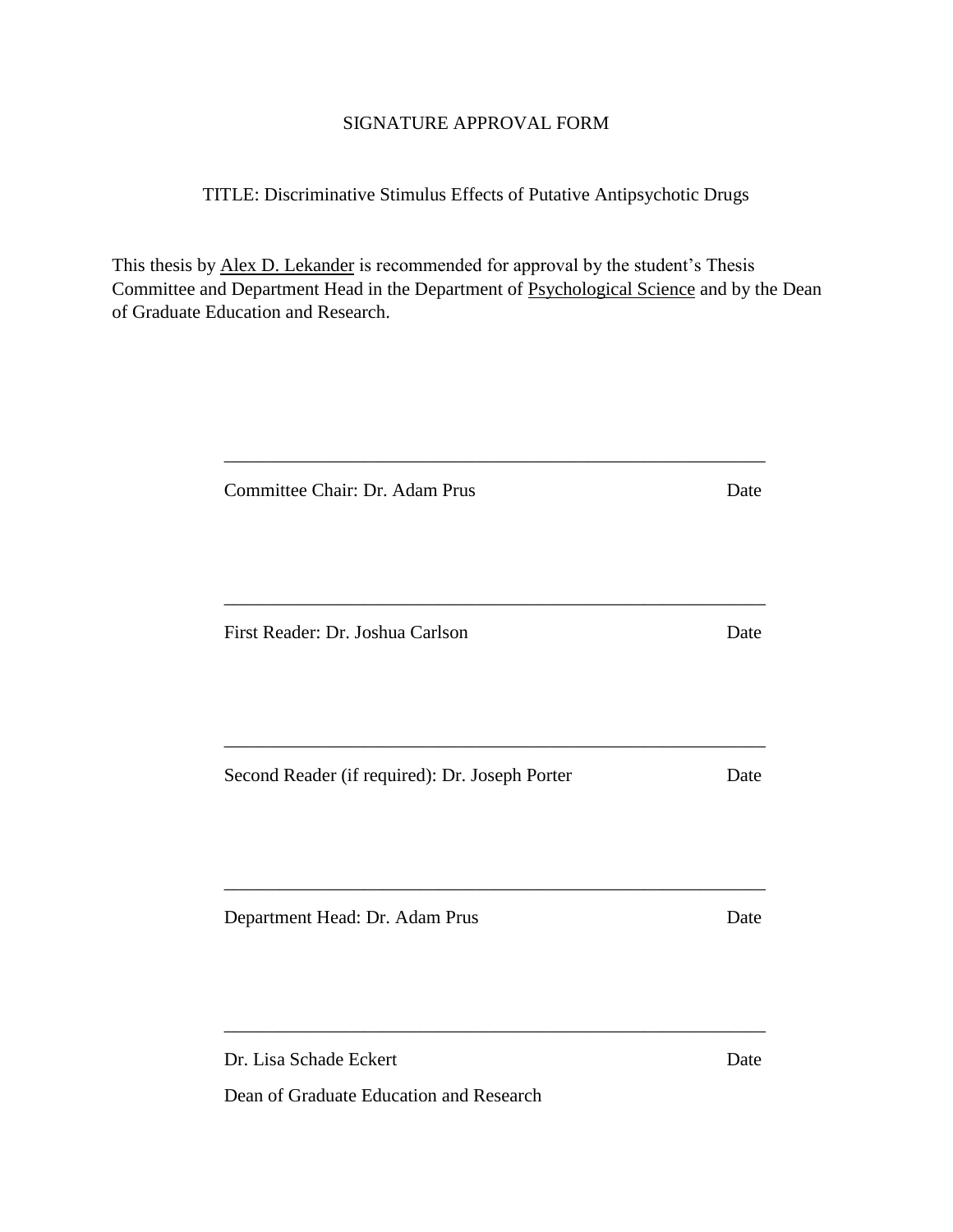SIGNATURE APPROVAL FORM

TITLE: Discriminative Stimulus Effects of Putative Antipsychotic Drugs

This thesis by <u>Alex D. Lekander</u> is recommended for approval by the student's Thesis Committee and Department Head in the Department of <u>Psychological Science</u> and by the Dean of Graduate Education and Research.

\_\_\_\_\_\_\_\_\_\_\_\_\_\_\_\_\_\_\_\_\_\_\_\_\_\_\_\_\_\_\_\_\_\_\_\_\_\_\_\_\_\_\_\_\_\_\_\_\_\_\_\_\_\_\_\_

Committee Chair: Dr. Adam Prus Date

\_\_\_\_\_\_\_\_\_\_\_\_\_\_\_\_\_\_\_\_\_\_\_\_\_\_\_\_\_\_\_\_\_\_\_\_\_\_\_\_\_\_\_\_\_\_\_\_\_\_\_\_\_\_\_\_

First Reader: Dr. Joshua Carlson Date

\_\_\_\_\_\_\_\_\_\_\_\_\_\_\_\_\_\_\_\_\_\_\_\_\_\_\_\_\_\_\_\_\_\_\_\_\_\_\_\_\_\_\_\_\_\_\_\_\_\_\_\_\_\_\_\_

Second Reader (if required): Dr. Joseph Porter Date

\_\_\_\_\_\_\_\_\_\_\_\_\_\_\_\_\_\_\_\_\_\_\_\_\_\_\_\_\_\_\_\_\_\_\_\_\_\_\_\_\_\_\_\_\_\_\_\_\_\_\_\_\_\_\_\_

Department Head: Dr. Adam Prus Date

\_\_\_\_\_\_\_\_\_\_\_\_\_\_\_\_\_\_\_\_\_\_\_\_\_\_\_\_\_\_\_\_\_\_\_\_\_\_\_\_\_\_\_\_\_\_\_\_\_\_\_\_\_\_\_\_

Dr. Lisa Schade Eckert Date

Dean of Graduate Education and Research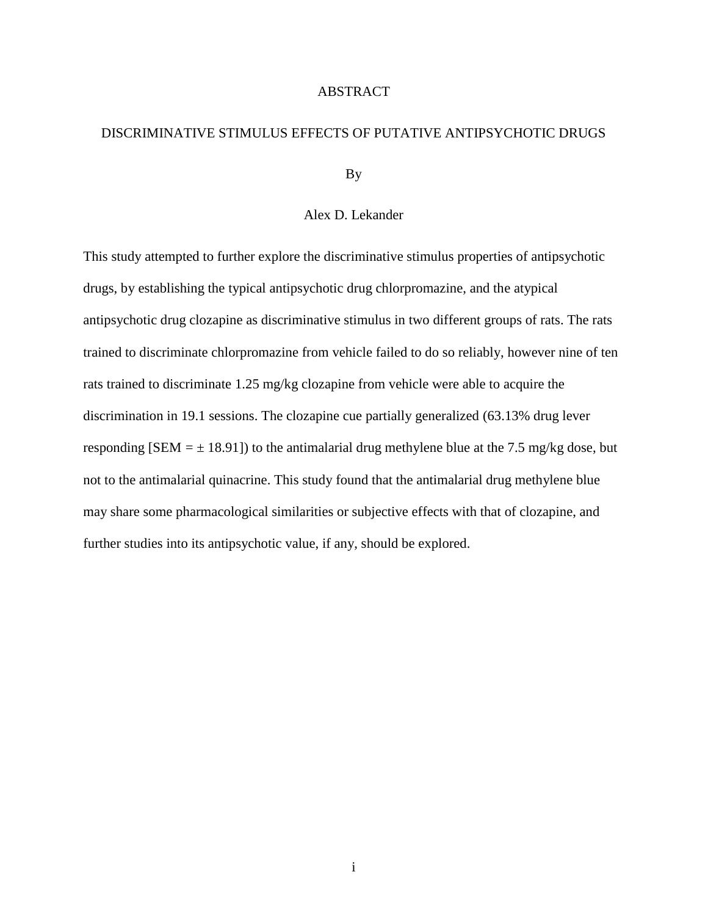# ABSTRACT

## DISCRIMINATIVE STIMULUS EFFECTS OF PUTATIVE ANTIPSYCHOTIC DRUGS

By

Alex D. Lekander

This study attempted to further explore the discriminative stimulus properties of antipsychotic drugs, by establishing the typical antipsychotic drug chlorpromazine, and the atypical antipsychotic drug clozapine as discriminative stimulus in two different groups of rats. The rats trained to discriminate chlorpromazine from vehicle failed to do so reliably, however nine of ten rats trained to discriminate 1.25 mg/kg clozapine from vehicle were able to acquire the discrimination in 19.1 sessions. The clozapine cue partially generalized (63.13% drug lever responding [SEM = ± 18.91]) to the antimalarial drug methylene blue at the 7.5 mg/kg dose, but not to the antimalarial quinacrine. This study found that the antimalarial drug methylene blue may share some pharmacological similarities or subjective effects with that of clozapine, and further studies into its antipsychotic value, if any, should be explored.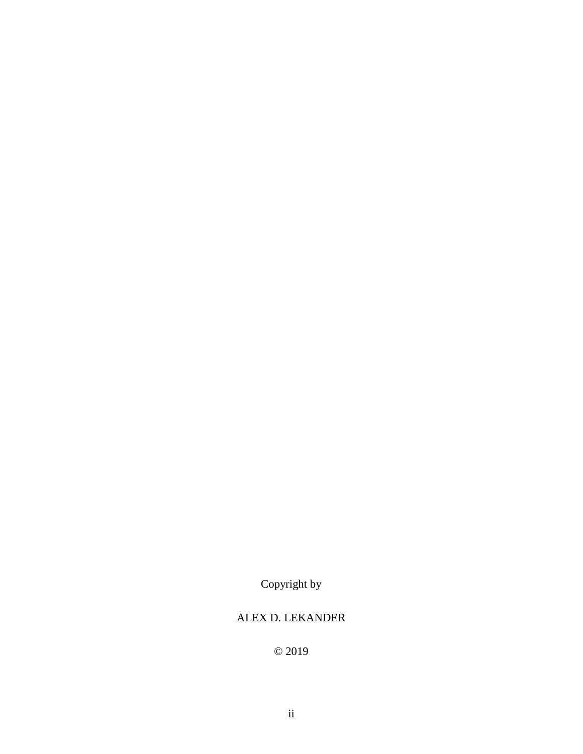Copyright by

ALEX D. LEKANDER

© 2019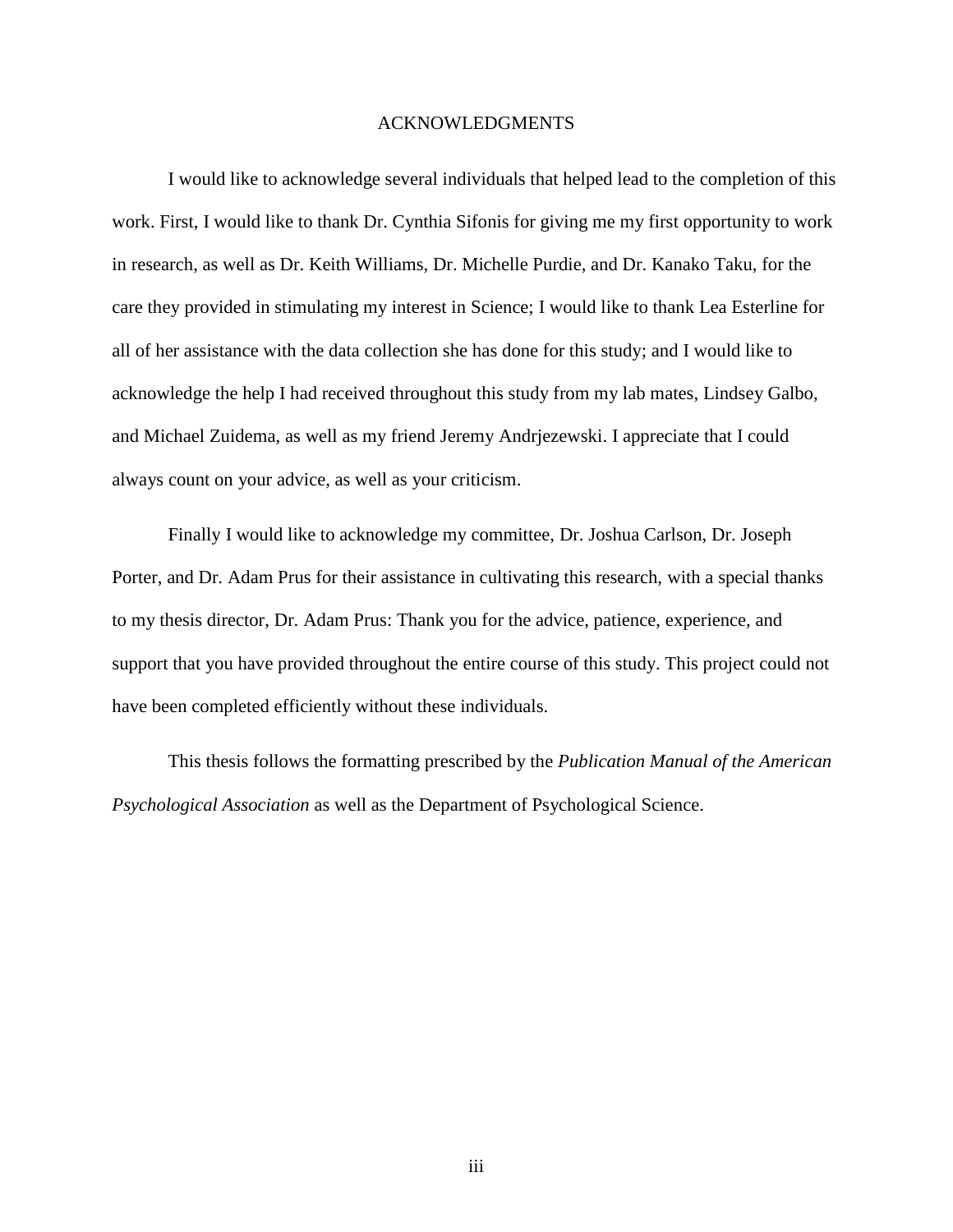# ACKNOWLEDGMENTS

I would like to acknowledge several individuals that helped lead to the completion of this work. First, I would like to thank Dr. Cynthia Sifonis for giving me my first opportunity to work in research, as well as Dr. Keith Williams, Dr. Michelle Purdie, and Dr. Kanako Taku, for the care they provided in stimulating my interest in Science; I would like to thank Lea Esterline for all of her assistance with the data collection she has done for this study; and I would like to acknowledge the help I had received throughout this study from my lab mates, Lindsey Galbo, and Michael Zuidema, as well as my friend Jeremy Andrjezewski. I appreciate that I could always count on your advice, as well as your criticism.

Finally I would like to acknowledge my committee, Dr. Joshua Carlson, Dr. Joseph Porter, and Dr. Adam Prus for their assistance in cultivating this research, with a special thanks to my thesis director, Dr. Adam Prus: Thank you for the advice, patience, experience, and support that you have provided throughout the entire course of this study. This project could not have been completed efficiently without these individuals.

This thesis follows the formatting prescribed by the *Publication Manual of the American Psychological Association* as well as the Department of Psychological Science.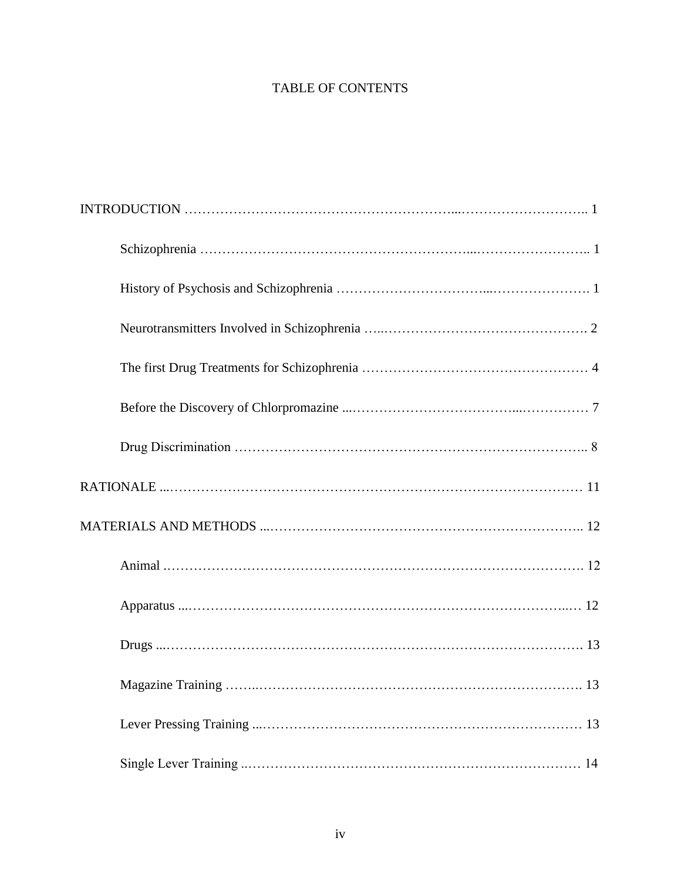# TABLE OF CONTENTS

INTRODUCTION ………………………………………………………...……………………….. 1

Schizophrenia …………………………………………………...…………………….. 1

History of Psychosis and Schizophrenia …………………………...…………………. 1

Neurotransmitters Involved in Schizophrenia …..………………………………………. 2

The first Drug Treatments for Schizophrenia …………………………………………… 4

Before the Discovery of Chlorpromazine ...……………………………...…………… 7

Drug Discrimination ………………………………………………………………….. 8

RATIONALE ...………………………………………………………………………………… 11

MATERIALS AND METHODS ...…………………………………………………………….. 12

Animal ………………………………………………………………………………. 12

Apparatus ...………………………………………………………………………...… 12

Drugs ...………………………………………………………………………………. 13

Magazine Training ……..……………………………………………………………. 13

Lever Pressing Training ...…………………………………………………………… 13

Single Lever Training ..……………………………………………………………… 14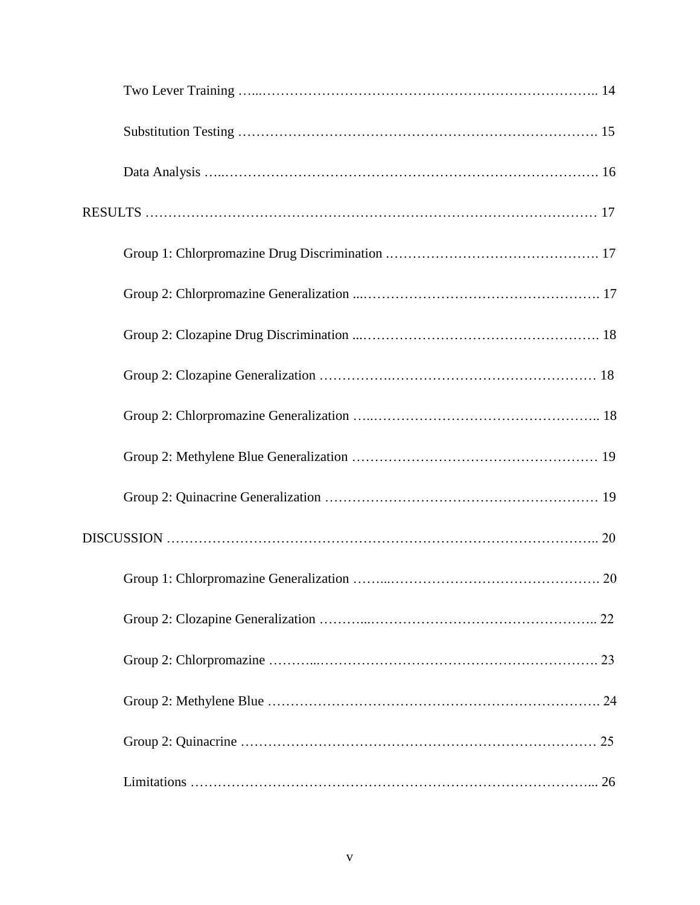Two Lever Training ….......................................................................... 14

Substitution Testing ................................................................................ 15

Data Analysis …................................................................................... 16

RESULTS ........................................................................................................ 17

Group 1: Chlorpromazine Drug Discrimination .............................................. 17

Group 2: Chlorpromazine Generalization ........................................................ 17

Group 2: Clozapine Drug Discrimination ........................................................ 18

Group 2: Clozapine Generalization ................................................................ 18

Group 2: Chlorpromazine Generalization …....................................................... 18

Group 2: Methylene Blue Generalization ........................................................ 19

Group 2: Quinacrine Generalization ............................................................... 19

DISCUSSION ........................................................................................................ 20

Group 1: Chlorpromazine Generalization …....................................................... 20

Group 2: Clozapine Generalization ….............................................................. 22

Group 2: Chlorpromazine …............................................................................ 23

Group 2: Methylene Blue ................................................................................ 24

Group 2: Quinacrine ...................................................................................... 25

Limitations ....................................................................................................... 26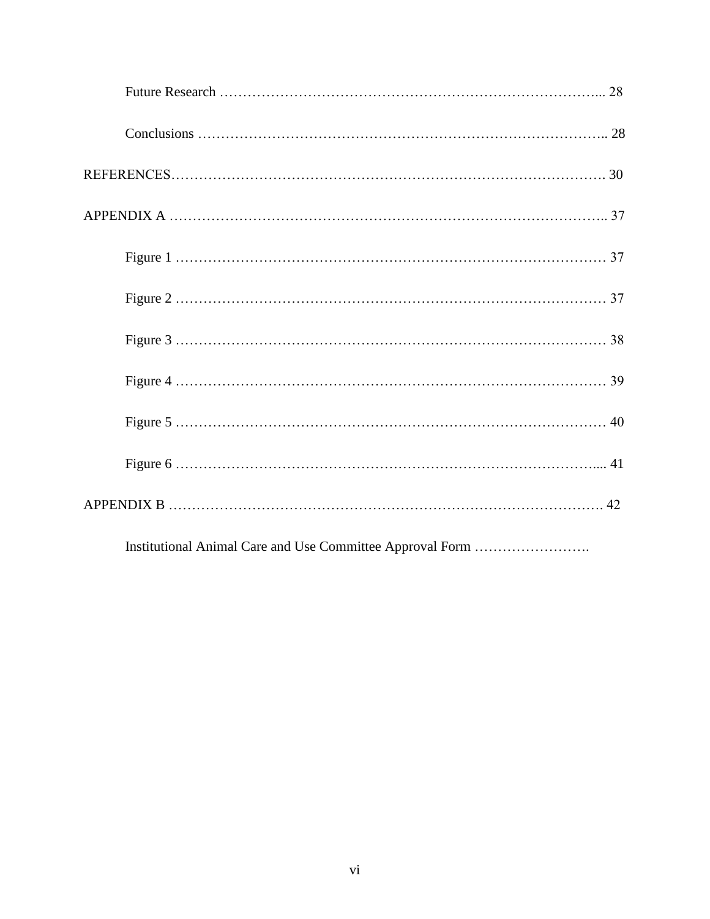Future Research ………………………………………………………………………... 28

Conclusions ………………………………………………………………………….. 28

REFERENCES………………………………………………………………………………. 30

APPENDIX A ……………………………………………………………………………….. 37

Figure 1 ……………………………………………………………………………… 37

Figure 2 ……………………………………………………………………………… 37

Figure 3 ……………………………………………………………………………… 38

Figure 4 ……………………………………………………………………………… 39

Figure 5 ……………………………………………………………………………… 40

Figure 6 …………………………………………………………………………….... 41

APPENDIX B ………………………………………………………………………………. 42

Institutional Animal Care and Use Committee Approval Form …………………….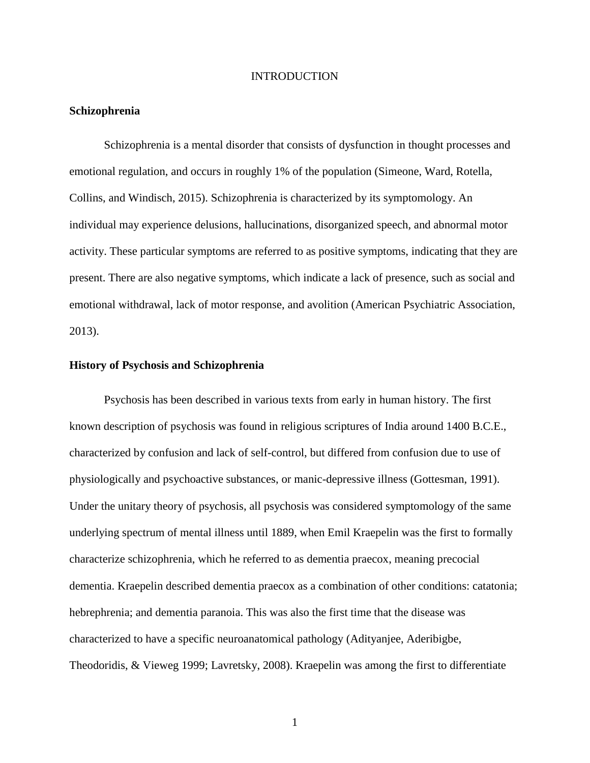# INTRODUCTION

## Schizophrenia

Schizophrenia is a mental disorder that consists of dysfunction in thought processes and emotional regulation, and occurs in roughly 1% of the population (Simeone, Ward, Rotella, Collins, and Windisch, 2015). Schizophrenia is characterized by its symptomology. An individual may experience delusions, hallucinations, disorganized speech, and abnormal motor activity. These particular symptoms are referred to as positive symptoms, indicating that they are present. There are also negative symptoms, which indicate a lack of presence, such as social and emotional withdrawal, lack of motor response, and avolition (American Psychiatric Association, 2013).

## History of Psychosis and Schizophrenia

Psychosis has been described in various texts from early in human history. The first known description of psychosis was found in religious scriptures of India around 1400 B.C.E., characterized by confusion and lack of self-control, but differed from confusion due to use of physiologically and psychoactive substances, or manic-depressive illness (Gottesman, 1991). Under the unitary theory of psychosis, all psychosis was considered symptomology of the same underlying spectrum of mental illness until 1889, when Emil Kraepelin was the first to formally characterize schizophrenia, which he referred to as dementia praecox, meaning precocial dementia. Kraepelin described dementia praecox as a combination of other conditions: catatonia; hebrephrenia; and dementia paranoia. This was also the first time that the disease was characterized to have a specific neuroanatomical pathology (Adityanjee, Aderibigbe, Theodoridis, & Vieweg 1999; Lavretsky, 2008). Kraepelin was among the first to differentiate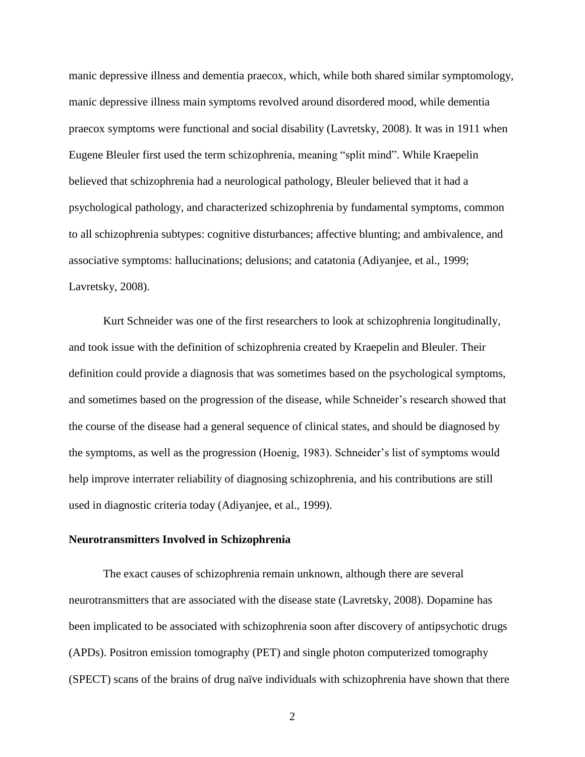manic depressive illness and dementia praecox, which, while both shared similar symptomology, manic depressive illness main symptoms revolved around disordered mood, while dementia praecox symptoms were functional and social disability (Lavretsky, 2008). It was in 1911 when Eugene Bleuler first used the term schizophrenia, meaning "split mind". While Kraepelin believed that schizophrenia had a neurological pathology, Bleuler believed that it had a psychological pathology, and characterized schizophrenia by fundamental symptoms, common to all schizophrenia subtypes: cognitive disturbances; affective blunting; and ambivalence, and associative symptoms: hallucinations; delusions; and catatonia (Adiyanjee, et al., 1999; Lavretsky, 2008).

Kurt Schneider was one of the first researchers to look at schizophrenia longitudinally, and took issue with the definition of schizophrenia created by Kraepelin and Bleuler. Their definition could provide a diagnosis that was sometimes based on the psychological symptoms, and sometimes based on the progression of the disease, while Schneider's research showed that the course of the disease had a general sequence of clinical states, and should be diagnosed by the symptoms, as well as the progression (Hoenig, 1983). Schneider's list of symptoms would help improve interrater reliability of diagnosing schizophrenia, and his contributions are still used in diagnostic criteria today (Adiyanjee, et al., 1999).

**Neurotransmitters Involved in Schizophrenia**

The exact causes of schizophrenia remain unknown, although there are several neurotransmitters that are associated with the disease state (Lavretsky, 2008). Dopamine has been implicated to be associated with schizophrenia soon after discovery of antipsychotic drugs (APDs). Positron emission tomography (PET) and single photon computerized tomography (SPECT) scans of the brains of drug naïve individuals with schizophrenia have shown that there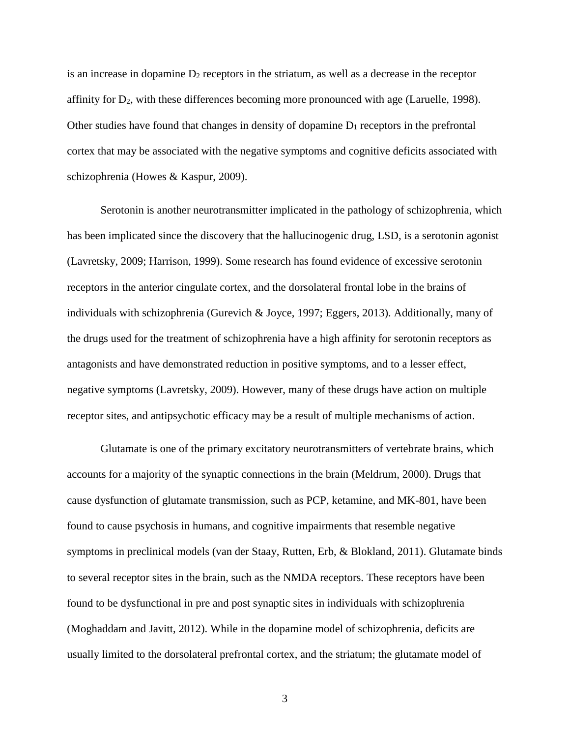is an increase in dopamine $D_2$ receptors in the striatum, as well as a decrease in the receptor affinity for $D_2$, with these differences becoming more pronounced with age (Laruelle, 1998). Other studies have found that changes in density of dopamine $D_1$ receptors in the prefrontal cortex that may be associated with the negative symptoms and cognitive deficits associated with schizophrenia (Howes & Kaspur, 2009).

Serotonin is another neurotransmitter implicated in the pathology of schizophrenia, which has been implicated since the discovery that the hallucinogenic drug, LSD, is a serotonin agonist (Lavretsky, 2009; Harrison, 1999). Some research has found evidence of excessive serotonin receptors in the anterior cingulate cortex, and the dorsolateral frontal lobe in the brains of individuals with schizophrenia (Gurevich & Joyce, 1997; Eggers, 2013). Additionally, many of the drugs used for the treatment of schizophrenia have a high affinity for serotonin receptors as antagonists and have demonstrated reduction in positive symptoms, and to a lesser effect, negative symptoms (Lavretsky, 2009). However, many of these drugs have action on multiple receptor sites, and antipsychotic efficacy may be a result of multiple mechanisms of action.

Glutamate is one of the primary excitatory neurotransmitters of vertebrate brains, which accounts for a majority of the synaptic connections in the brain (Meldrum, 2000). Drugs that cause dysfunction of glutamate transmission, such as PCP, ketamine, and MK-801, have been found to cause psychosis in humans, and cognitive impairments that resemble negative symptoms in preclinical models (van der Staay, Rutten, Erb, & Blokland, 2011). Glutamate binds to several receptor sites in the brain, such as the NMDA receptors. These receptors have been found to be dysfunctional in pre and post synaptic sites in individuals with schizophrenia (Moghaddam and Javitt, 2012). While in the dopamine model of schizophrenia, deficits are usually limited to the dorsolateral prefrontal cortex, and the striatum; the glutamate model of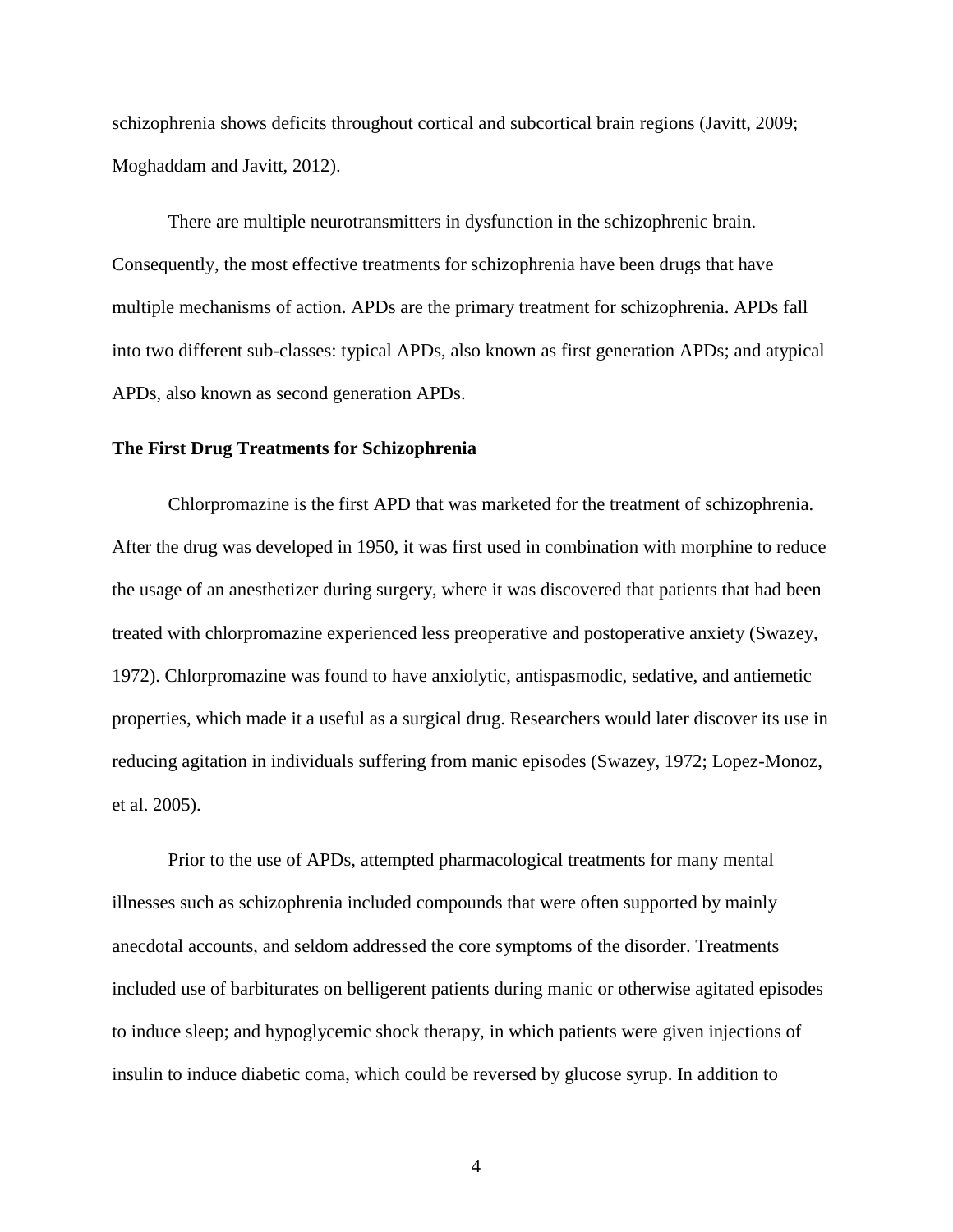schizophrenia shows deficits throughout cortical and subcortical brain regions (Javitt, 2009; Moghaddam and Javitt, 2012).

There are multiple neurotransmitters in dysfunction in the schizophrenic brain. Consequently, the most effective treatments for schizophrenia have been drugs that have multiple mechanisms of action. APDs are the primary treatment for schizophrenia. APDs fall into two different sub-classes: typical APDs, also known as first generation APDs; and atypical APDs, also known as second generation APDs.

**The First Drug Treatments for Schizophrenia**

Chlorpromazine is the first APD that was marketed for the treatment of schizophrenia. After the drug was developed in 1950, it was first used in combination with morphine to reduce the usage of an anesthetizer during surgery, where it was discovered that patients that had been treated with chlorpromazine experienced less preoperative and postoperative anxiety (Swazey, 1972). Chlorpromazine was found to have anxiolytic, antispasmodic, sedative, and antiemetic properties, which made it a useful as a surgical drug. Researchers would later discover its use in reducing agitation in individuals suffering from manic episodes (Swazey, 1972; Lopez-Monoz, et al. 2005).

Prior to the use of APDs, attempted pharmacological treatments for many mental illnesses such as schizophrenia included compounds that were often supported by mainly anecdotal accounts, and seldom addressed the core symptoms of the disorder. Treatments included use of barbiturates on belligerent patients during manic or otherwise agitated episodes to induce sleep; and hypoglycemic shock therapy, in which patients were given injections of insulin to induce diabetic coma, which could be reversed by glucose syrup. In addition to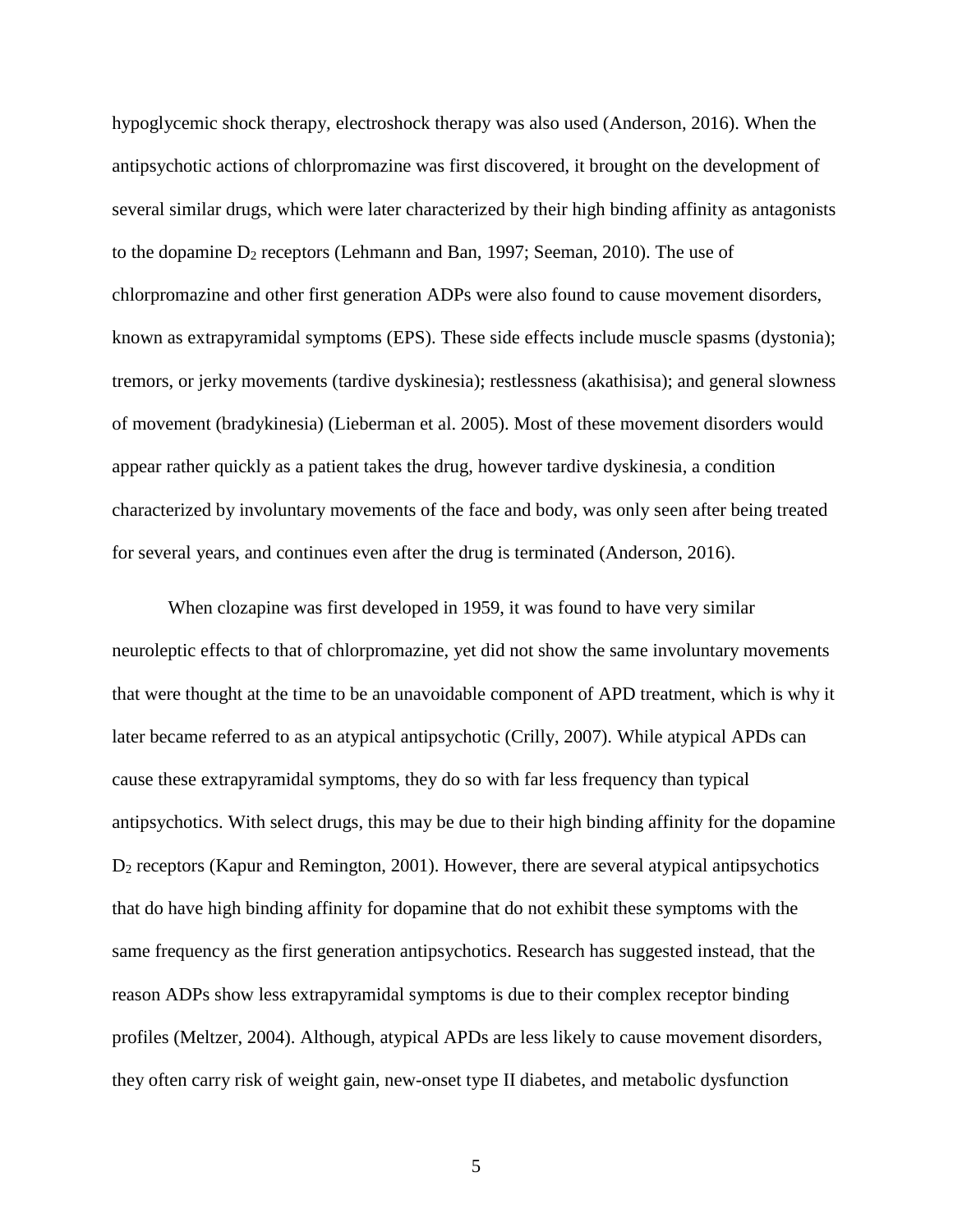hypoglycemic shock therapy, electroshock therapy was also used (Anderson, 2016). When the antipsychotic actions of chlorpromazine was first discovered, it brought on the development of several similar drugs, which were later characterized by their high binding affinity as antagonists to the dopamine $D_2$ receptors (Lehmann and Ban, 1997; Seeman, 2010). The use of chlorpromazine and other first generation ADPs were also found to cause movement disorders, known as extrapyramidal symptoms (EPS). These side effects include muscle spasms (dystonia); tremors, or jerky movements (tardive dyskinesia); restlessness (akathisisa); and general slowness of movement (bradykinesia) (Lieberman et al. 2005). Most of these movement disorders would appear rather quickly as a patient takes the drug, however tardive dyskinesia, a condition characterized by involuntary movements of the face and body, was only seen after being treated for several years, and continues even after the drug is terminated (Anderson, 2016).

When clozapine was first developed in 1959, it was found to have very similar neuroleptic effects to that of chlorpromazine, yet did not show the same involuntary movements that were thought at the time to be an unavoidable component of APD treatment, which is why it later became referred to as an atypical antipsychotic (Crilly, 2007). While atypical APDs can cause these extrapyramidal symptoms, they do so with far less frequency than typical antipsychotics. With select drugs, this may be due to their high binding affinity for the dopamine $D_2$ receptors (Kapur and Remington, 2001). However, there are several atypical antipsychotics that do have high binding affinity for dopamine that do not exhibit these symptoms with the same frequency as the first generation antipsychotics. Research has suggested instead, that the reason ADPs show less extrapyramidal symptoms is due to their complex receptor binding profiles (Meltzer, 2004). Although, atypical APDs are less likely to cause movement disorders, they often carry risk of weight gain, new-onset type II diabetes, and metabolic dysfunction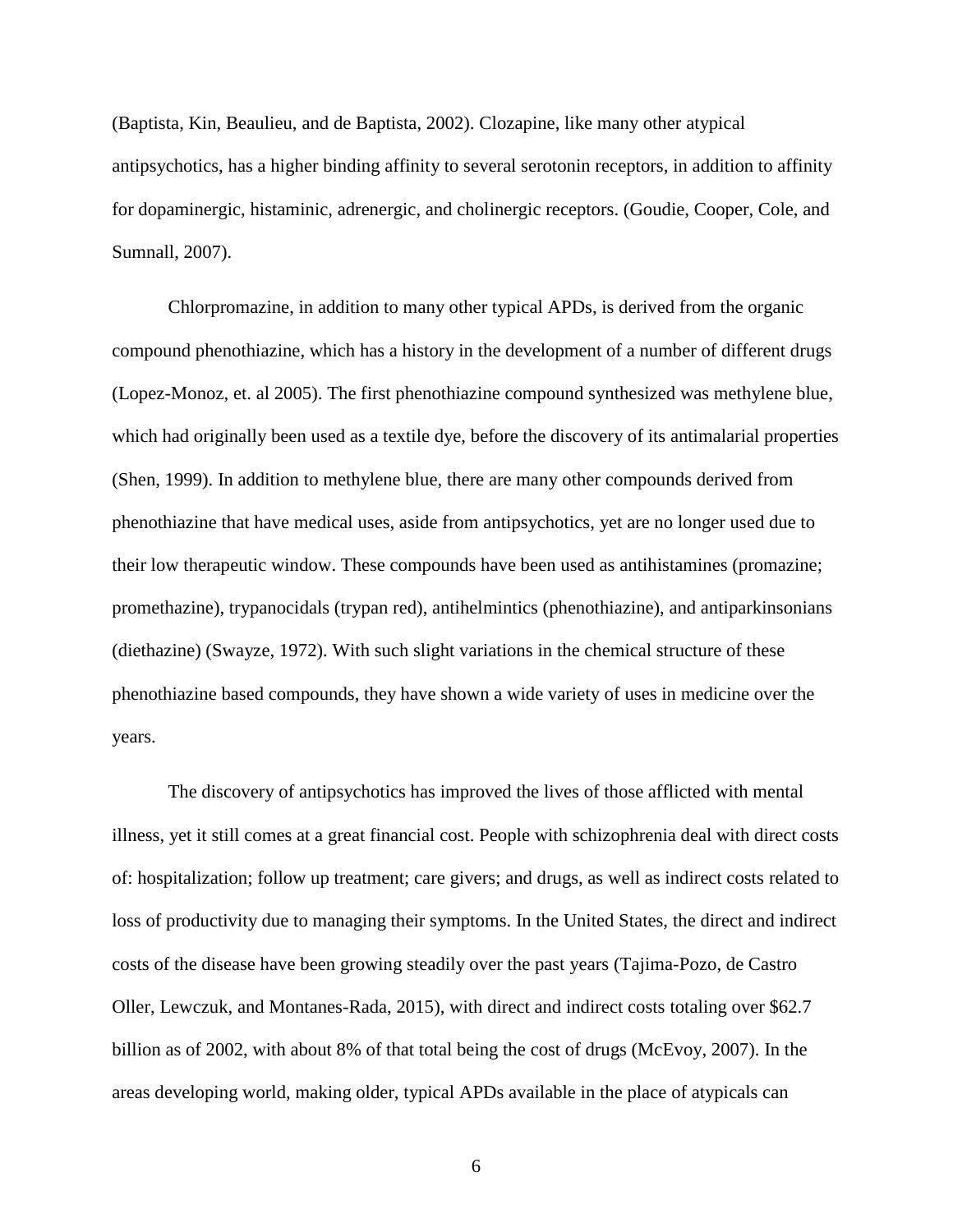(Baptista, Kin, Beaulieu, and de Baptista, 2002). Clozapine, like many other atypical antipsychotics, has a higher binding affinity to several serotonin receptors, in addition to affinity for dopaminergic, histaminic, adrenergic, and cholinergic receptors. (Goudie, Cooper, Cole, and Sumnall, 2007).

Chlorpromazine, in addition to many other typical APDs, is derived from the organic compound phenothiazine, which has a history in the development of a number of different drugs (Lopez-Monoz, et. al 2005). The first phenothiazine compound synthesized was methylene blue, which had originally been used as a textile dye, before the discovery of its antimalarial properties (Shen, 1999). In addition to methylene blue, there are many other compounds derived from phenothiazine that have medical uses, aside from antipsychotics, yet are no longer used due to their low therapeutic window. These compounds have been used as antihistamines (promazine; promethazine), trypanocidals (trypan red), antihelmintics (phenothiazine), and antiparkinsonians (diethazine) (Swayze, 1972). With such slight variations in the chemical structure of these phenothiazine based compounds, they have shown a wide variety of uses in medicine over the years.

The discovery of antipsychotics has improved the lives of those afflicted with mental illness, yet it still comes at a great financial cost. People with schizophrenia deal with direct costs of: hospitalization; follow up treatment; care givers; and drugs, as well as indirect costs related to loss of productivity due to managing their symptoms. In the United States, the direct and indirect costs of the disease have been growing steadily over the past years (Tajima-Pozo, de Castro Oller, Lewczuk, and Montanes-Rada, 2015), with direct and indirect costs totaling over $62.7 billion as of 2002, with about 8% of that total being the cost of drugs (McEvoy, 2007). In the areas developing world, making older, typical APDs available in the place of atypicals can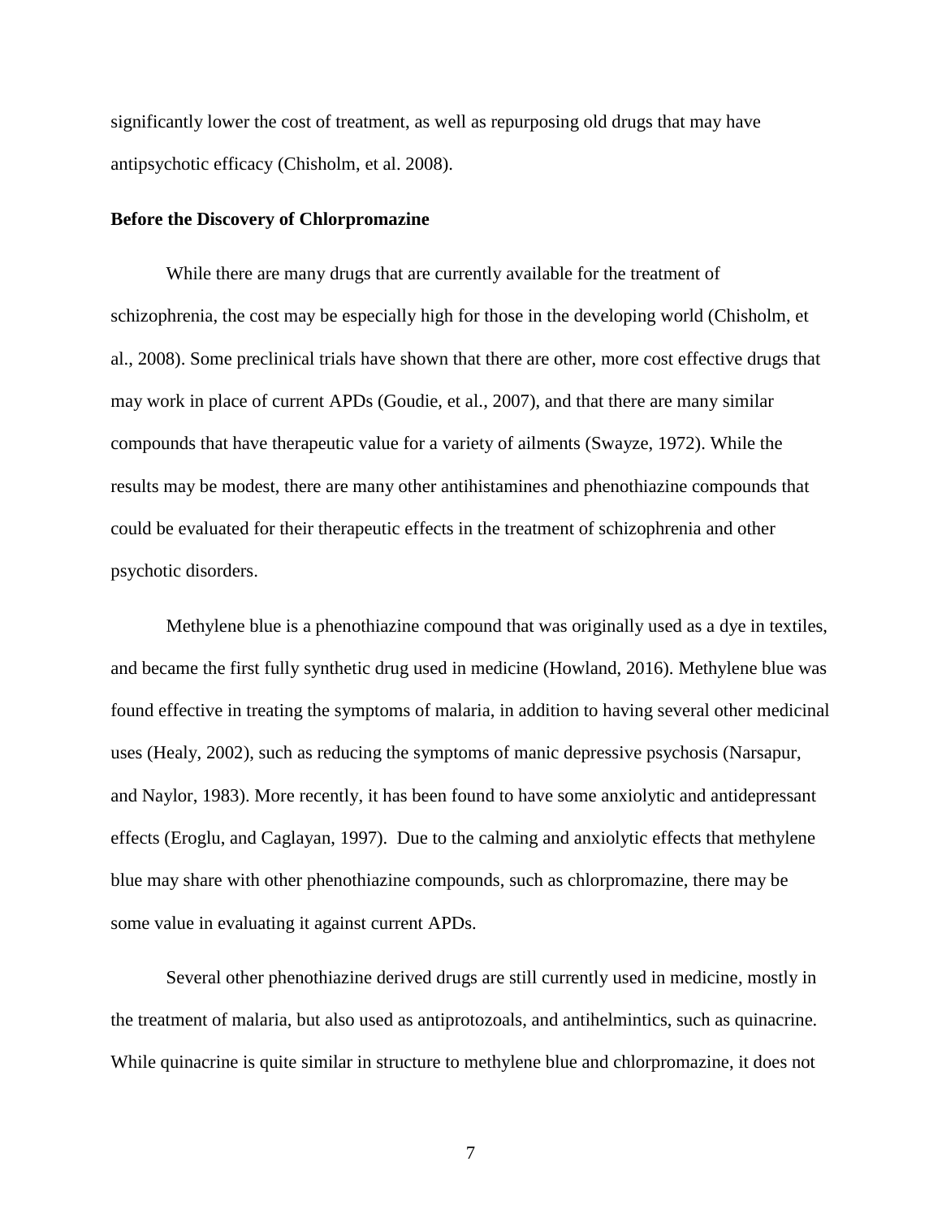significantly lower the cost of treatment, as well as repurposing old drugs that may have antipsychotic efficacy (Chisholm, et al. 2008).

**Before the Discovery of Chlorpromazine**

While there are many drugs that are currently available for the treatment of schizophrenia, the cost may be especially high for those in the developing world (Chisholm, et al., 2008). Some preclinical trials have shown that there are other, more cost effective drugs that may work in place of current APDs (Goudie, et al., 2007), and that there are many similar compounds that have therapeutic value for a variety of ailments (Swayze, 1972). While the results may be modest, there are many other antihistamines and phenothiazine compounds that could be evaluated for their therapeutic effects in the treatment of schizophrenia and other psychotic disorders.

Methylene blue is a phenothiazine compound that was originally used as a dye in textiles, and became the first fully synthetic drug used in medicine (Howland, 2016). Methylene blue was found effective in treating the symptoms of malaria, in addition to having several other medicinal uses (Healy, 2002), such as reducing the symptoms of manic depressive psychosis (Narsapur, and Naylor, 1983). More recently, it has been found to have some anxiolytic and antidepressant effects (Eroglu, and Caglayan, 1997). Due to the calming and anxiolytic effects that methylene blue may share with other phenothiazine compounds, such as chlorpromazine, there may be some value in evaluating it against current APDs.

Several other phenothiazine derived drugs are still currently used in medicine, mostly in the treatment of malaria, but also used as antiprotozoals, and antihelmintics, such as quinacrine. While quinacrine is quite similar in structure to methylene blue and chlorpromazine, it does not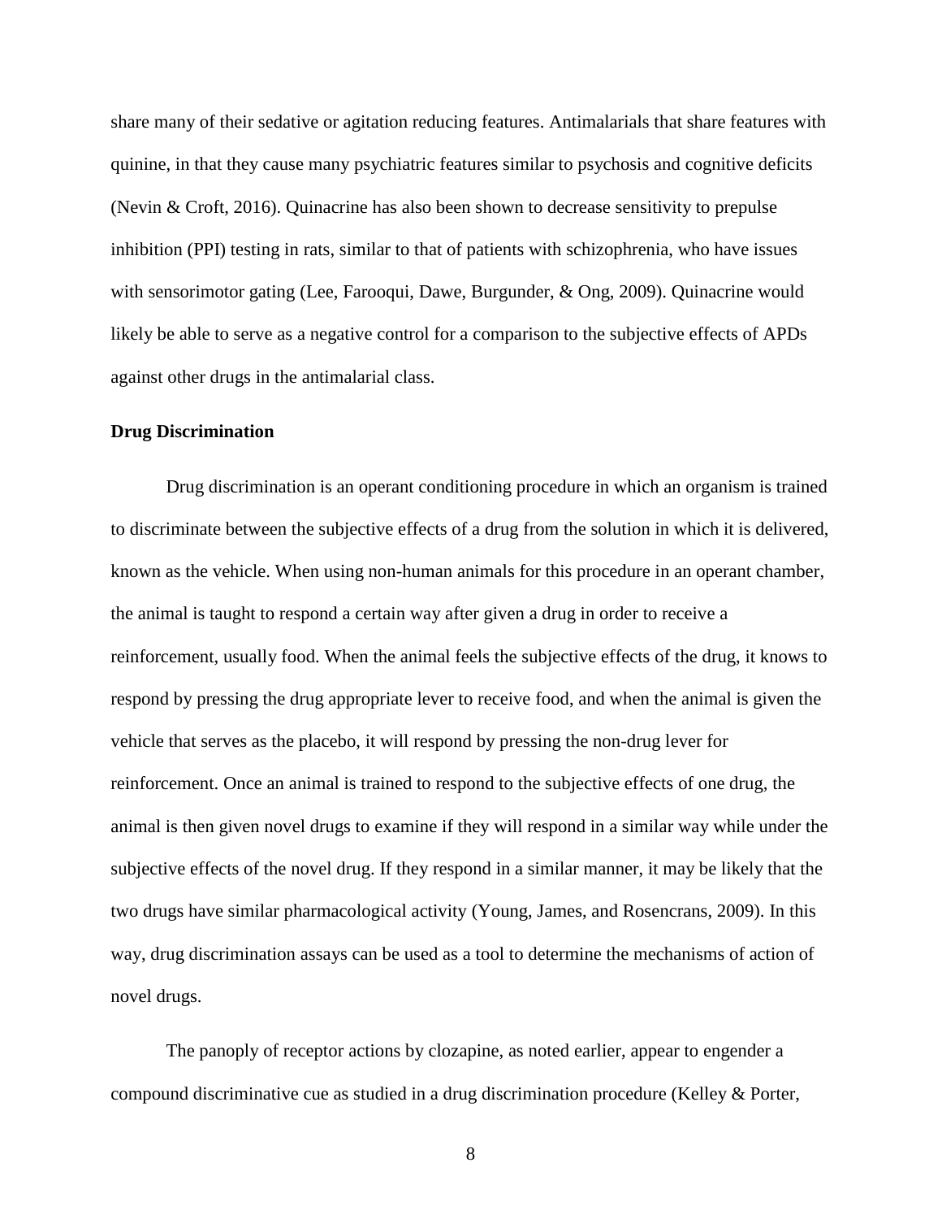share many of their sedative or agitation reducing features. Antimalarials that share features with quinine, in that they cause many psychiatric features similar to psychosis and cognitive deficits (Nevin & Croft, 2016). Quinacrine has also been shown to decrease sensitivity to prepulse inhibition (PPI) testing in rats, similar to that of patients with schizophrenia, who have issues with sensorimotor gating (Lee, Farooqui, Dawe, Burgunder, & Ong, 2009). Quinacrine would likely be able to serve as a negative control for a comparison to the subjective effects of APDs against other drugs in the antimalarial class.

**Drug Discrimination**

Drug discrimination is an operant conditioning procedure in which an organism is trained to discriminate between the subjective effects of a drug from the solution in which it is delivered, known as the vehicle. When using non-human animals for this procedure in an operant chamber, the animal is taught to respond a certain way after given a drug in order to receive a reinforcement, usually food. When the animal feels the subjective effects of the drug, it knows to respond by pressing the drug appropriate lever to receive food, and when the animal is given the vehicle that serves as the placebo, it will respond by pressing the non-drug lever for reinforcement. Once an animal is trained to respond to the subjective effects of one drug, the animal is then given novel drugs to examine if they will respond in a similar way while under the subjective effects of the novel drug. If they respond in a similar manner, it may be likely that the two drugs have similar pharmacological activity (Young, James, and Rosencrans, 2009). In this way, drug discrimination assays can be used as a tool to determine the mechanisms of action of novel drugs.

The panoply of receptor actions by clozapine, as noted earlier, appear to engender a compound discriminative cue as studied in a drug discrimination procedure (Kelley & Porter,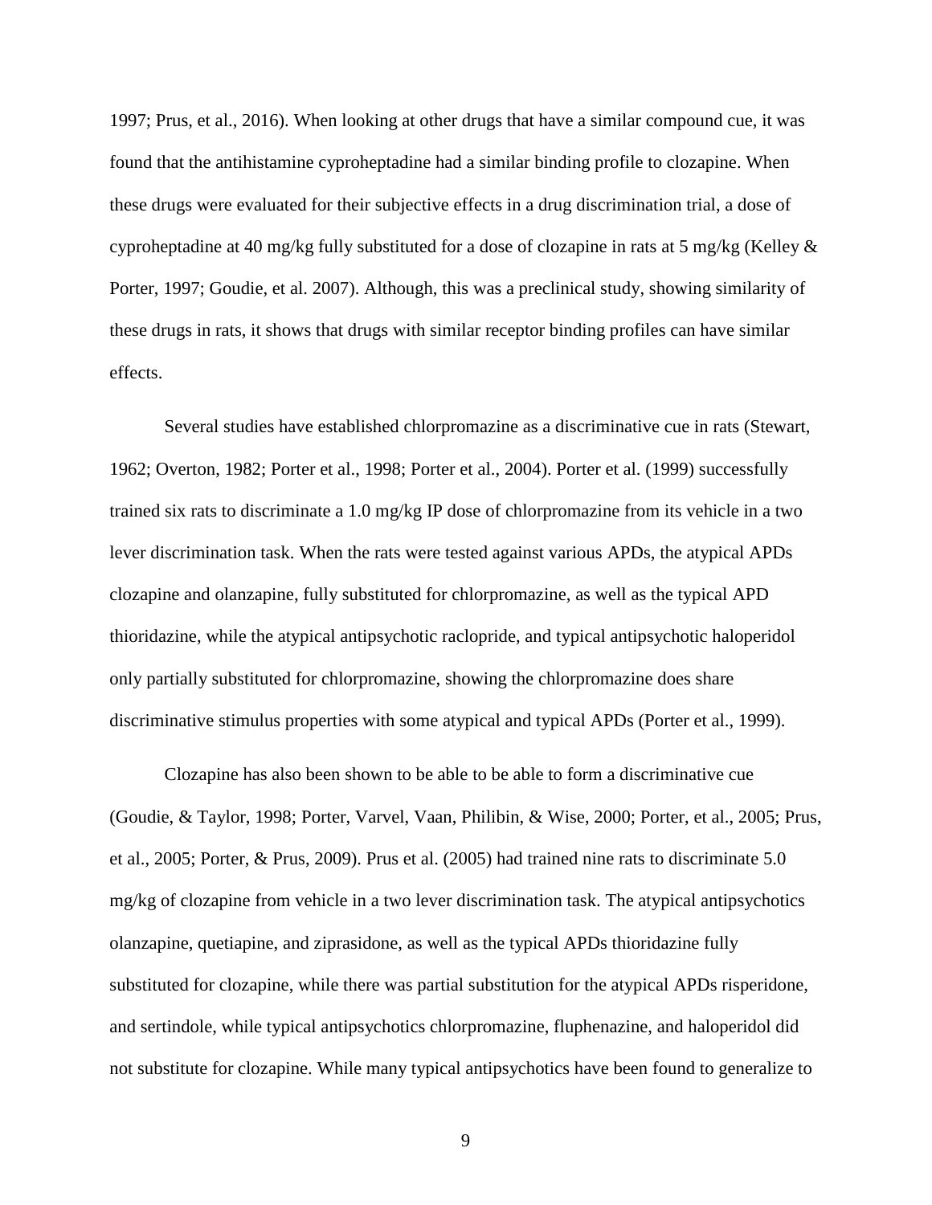1997; Prus, et al., 2016). When looking at other drugs that have a similar compound cue, it was found that the antihistamine cyproheptadine had a similar binding profile to clozapine. When these drugs were evaluated for their subjective effects in a drug discrimination trial, a dose of cyproheptadine at 40 mg/kg fully substituted for a dose of clozapine in rats at 5 mg/kg (Kelley & Porter, 1997; Goudie, et al. 2007). Although, this was a preclinical study, showing similarity of these drugs in rats, it shows that drugs with similar receptor binding profiles can have similar effects.

Several studies have established chlorpromazine as a discriminative cue in rats (Stewart, 1962; Overton, 1982; Porter et al., 1998; Porter et al., 2004). Porter et al. (1999) successfully trained six rats to discriminate a 1.0 mg/kg IP dose of chlorpromazine from its vehicle in a two lever discrimination task. When the rats were tested against various APDs, the atypical APDs clozapine and olanzapine, fully substituted for chlorpromazine, as well as the typical APD thioridazine, while the atypical antipsychotic raclopride, and typical antipsychotic haloperidol only partially substituted for chlorpromazine, showing the chlorpromazine does share discriminative stimulus properties with some atypical and typical APDs (Porter et al., 1999).

Clozapine has also been shown to be able to be able to form a discriminative cue (Goudie, & Taylor, 1998; Porter, Varvel, Vaan, Philibin, & Wise, 2000; Porter, et al., 2005; Prus, et al., 2005; Porter, & Prus, 2009). Prus et al. (2005) had trained nine rats to discriminate 5.0 mg/kg of clozapine from vehicle in a two lever discrimination task. The atypical antipsychotics olanzapine, quetiapine, and ziprasidone, as well as the typical APDs thioridazine fully substituted for clozapine, while there was partial substitution for the atypical APDs risperidone, and sertindole, while typical antipsychotics chlorpromazine, fluphenazine, and haloperidol did not substitute for clozapine. While many typical antipsychotics have been found to generalize to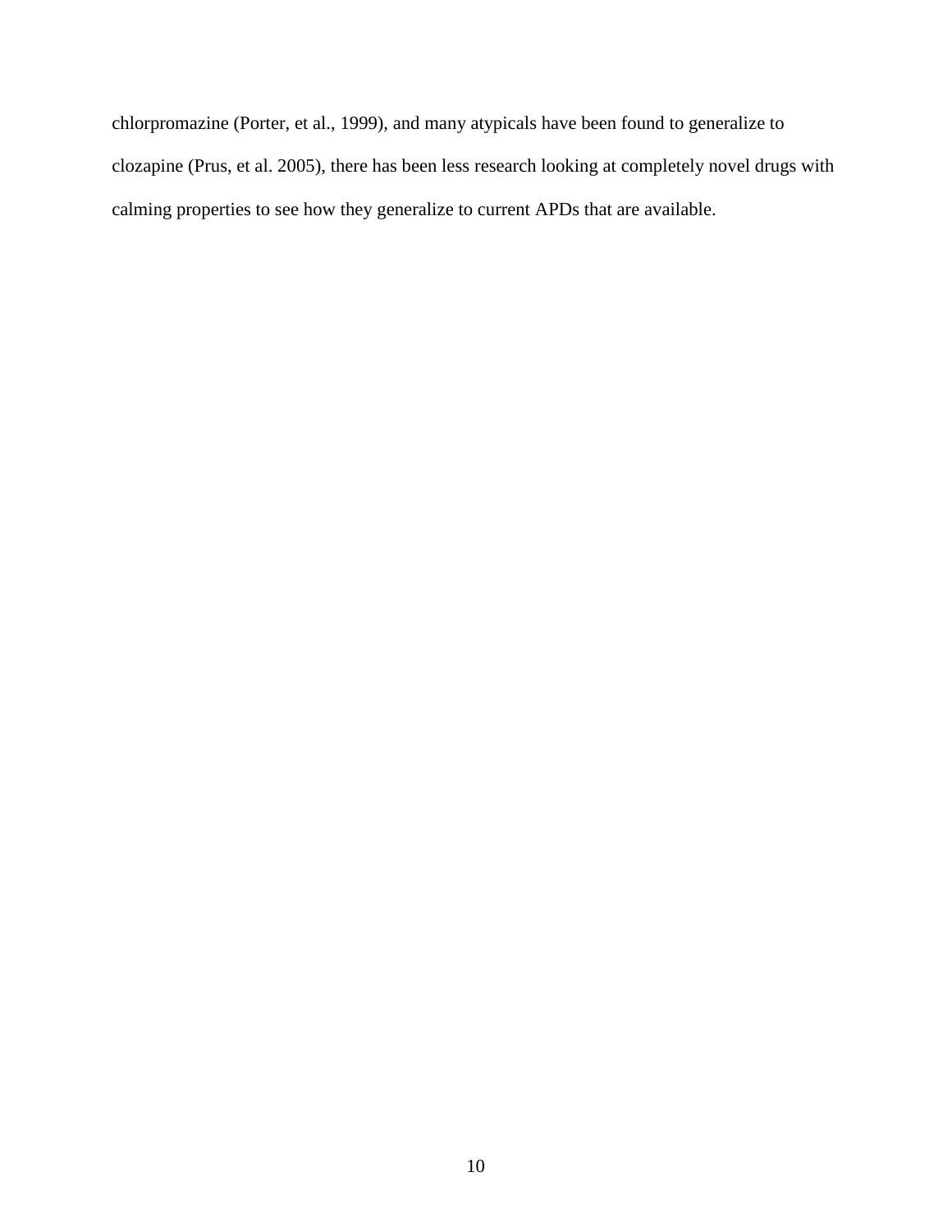chlorpromazine (Porter, et al., 1999), and many atypicals have been found to generalize to clozapine (Prus, et al. 2005), there has been less research looking at completely novel drugs with calming properties to see how they generalize to current APDs that are available.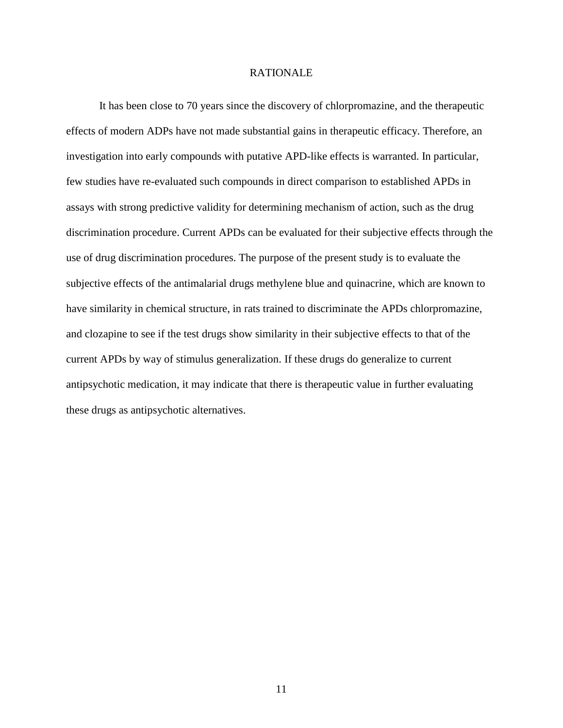# RATIONALE

It has been close to 70 years since the discovery of chlorpromazine, and the therapeutic effects of modern ADPs have not made substantial gains in therapeutic efficacy. Therefore, an investigation into early compounds with putative APD-like effects is warranted. In particular, few studies have re-evaluated such compounds in direct comparison to established APDs in assays with strong predictive validity for determining mechanism of action, such as the drug discrimination procedure. Current APDs can be evaluated for their subjective effects through the use of drug discrimination procedures. The purpose of the present study is to evaluate the subjective effects of the antimalarial drugs methylene blue and quinacrine, which are known to have similarity in chemical structure, in rats trained to discriminate the APDs chlorpromazine, and clozapine to see if the test drugs show similarity in their subjective effects to that of the current APDs by way of stimulus generalization. If these drugs do generalize to current antipsychotic medication, it may indicate that there is therapeutic value in further evaluating these drugs as antipsychotic alternatives.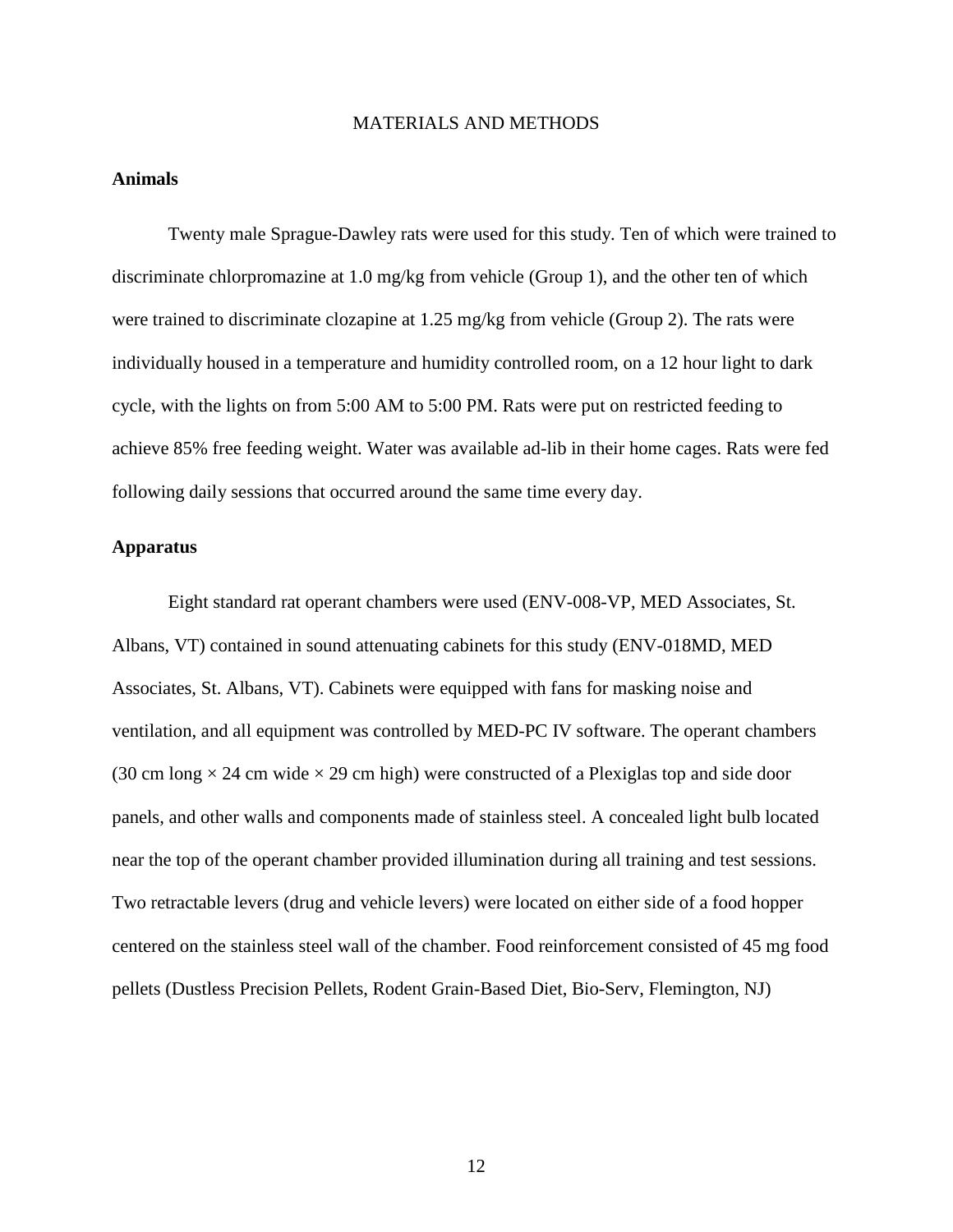# MATERIALS AND METHODS

## Animals

Twenty male Sprague-Dawley rats were used for this study. Ten of which were trained to discriminate chlorpromazine at 1.0 mg/kg from vehicle (Group 1), and the other ten of which were trained to discriminate clozapine at 1.25 mg/kg from vehicle (Group 2). The rats were individually housed in a temperature and humidity controlled room, on a 12 hour light to dark cycle, with the lights on from 5:00 AM to 5:00 PM. Rats were put on restricted feeding to achieve 85% free feeding weight. Water was available ad-lib in their home cages. Rats were fed following daily sessions that occurred around the same time every day.

## Apparatus

Eight standard rat operant chambers were used (ENV-008-VP, MED Associates, St. Albans, VT) contained in sound attenuating cabinets for this study (ENV-018MD, MED Associates, St. Albans, VT). Cabinets were equipped with fans for masking noise and ventilation, and all equipment was controlled by MED-PC IV software. The operant chambers (30 cm long × 24 cm wide × 29 cm high) were constructed of a Plexiglas top and side door panels, and other walls and components made of stainless steel. A concealed light bulb located near the top of the operant chamber provided illumination during all training and test sessions. Two retractable levers (drug and vehicle levers) were located on either side of a food hopper centered on the stainless steel wall of the chamber. Food reinforcement consisted of 45 mg food pellets (Dustless Precision Pellets, Rodent Grain-Based Diet, Bio-Serv, Flemington, NJ)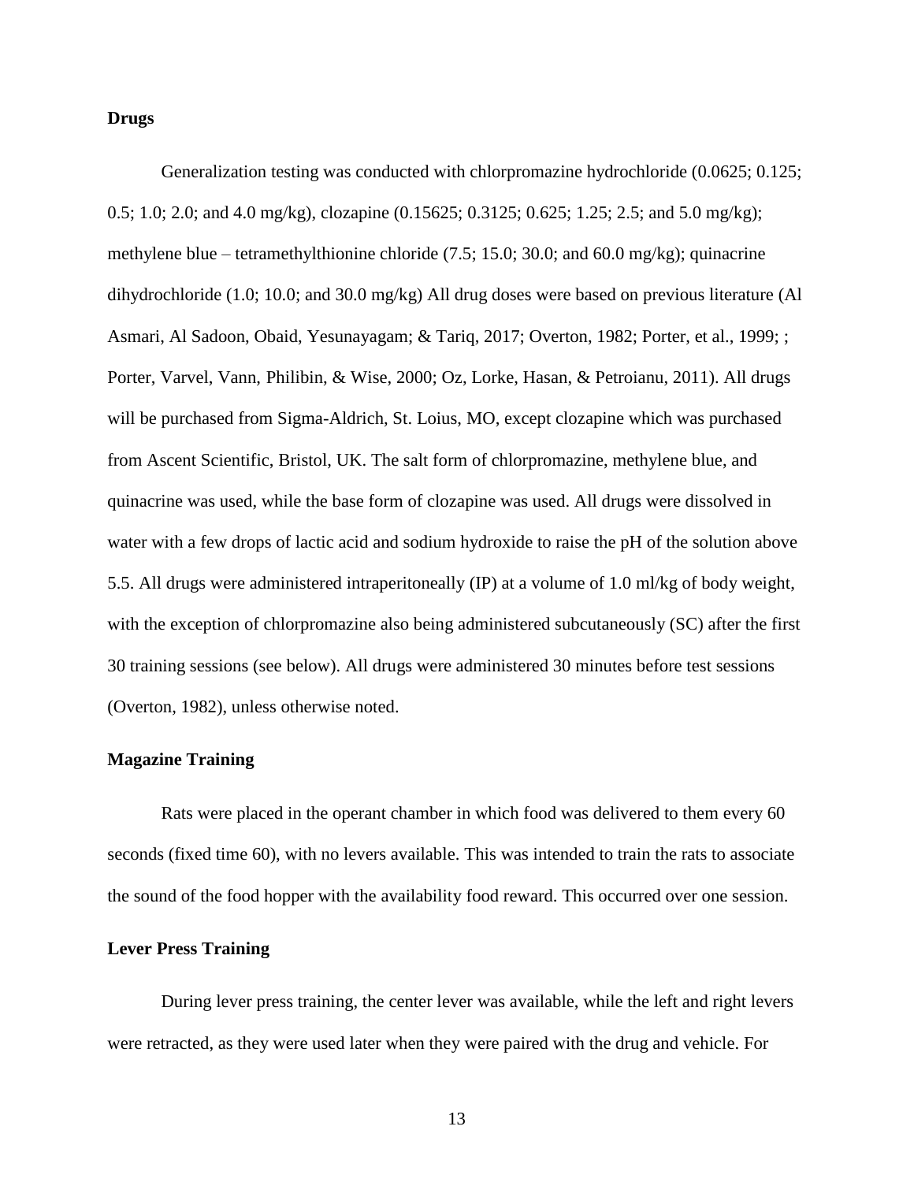**Drugs**

Generalization testing was conducted with chlorpromazine hydrochloride (0.0625; 0.125; 0.5; 1.0; 2.0; and 4.0 mg/kg), clozapine (0.15625; 0.3125; 0.625; 1.25; 2.5; and 5.0 mg/kg); methylene blue – tetramethylthionine chloride (7.5; 15.0; 30.0; and 60.0 mg/kg); quinacrine dihydrochloride (1.0; 10.0; and 30.0 mg/kg) All drug doses were based on previous literature (Al Asmari, Al Sadoon, Obaid, Yesunayagam; & Tariq, 2017; Overton, 1982; Porter, et al., 1999; ; Porter, Varvel, Vann, Philibin, & Wise, 2000; Oz, Lorke, Hasan, & Petroianu, 2011). All drugs will be purchased from Sigma-Aldrich, St. Loius, MO, except clozapine which was purchased from Ascent Scientific, Bristol, UK. The salt form of chlorpromazine, methylene blue, and quinacrine was used, while the base form of clozapine was used. All drugs were dissolved in water with a few drops of lactic acid and sodium hydroxide to raise the pH of the solution above 5.5. All drugs were administered intraperitoneally (IP) at a volume of 1.0 ml/kg of body weight, with the exception of chlorpromazine also being administered subcutaneously (SC) after the first 30 training sessions (see below). All drugs were administered 30 minutes before test sessions (Overton, 1982), unless otherwise noted.

**Magazine Training**

Rats were placed in the operant chamber in which food was delivered to them every 60 seconds (fixed time 60), with no levers available. This was intended to train the rats to associate the sound of the food hopper with the availability food reward. This occurred over one session.

**Lever Press Training**

During lever press training, the center lever was available, while the left and right levers were retracted, as they were used later when they were paired with the drug and vehicle. For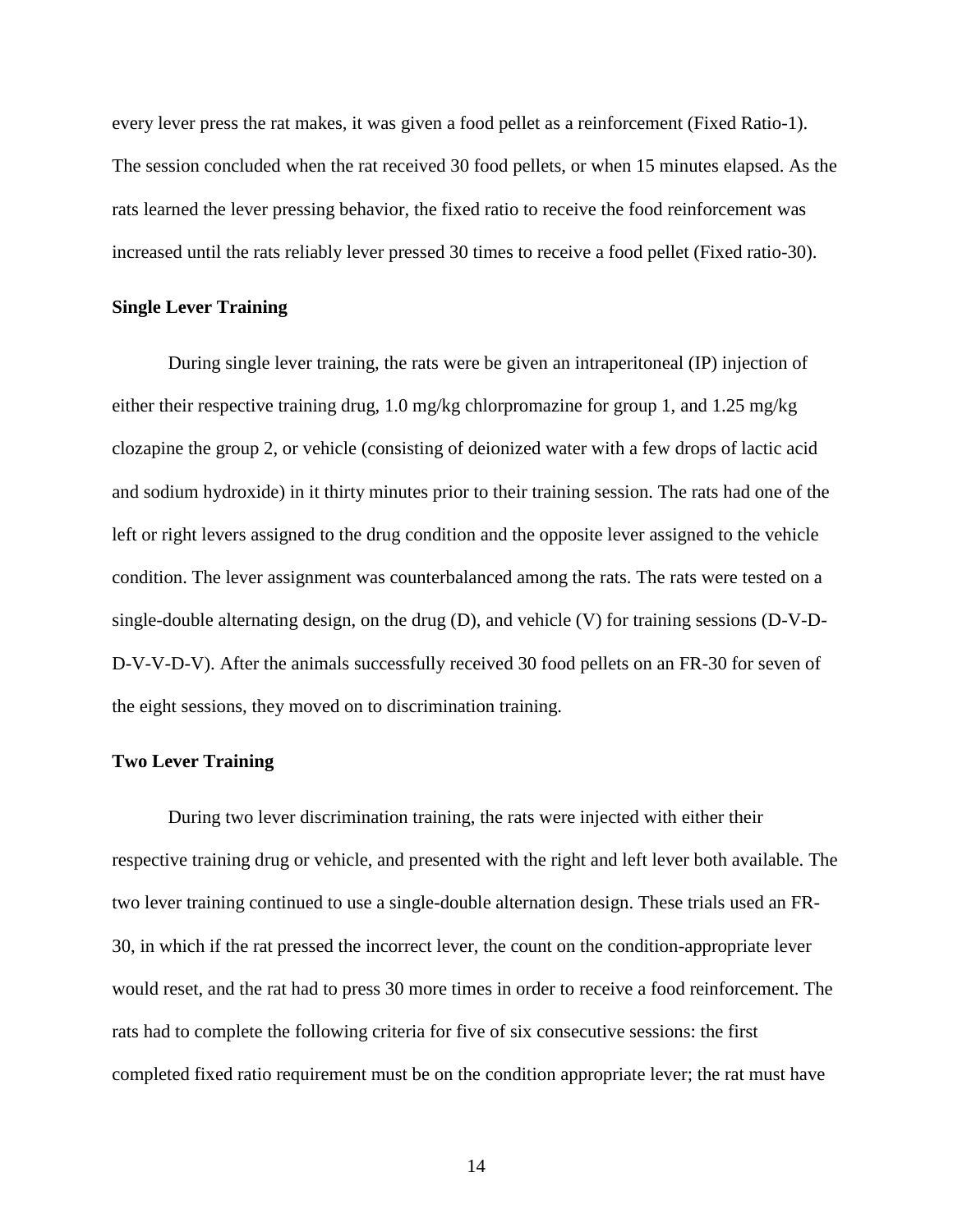every lever press the rat makes, it was given a food pellet as a reinforcement (Fixed Ratio-1). The session concluded when the rat received 30 food pellets, or when 15 minutes elapsed. As the rats learned the lever pressing behavior, the fixed ratio to receive the food reinforcement was increased until the rats reliably lever pressed 30 times to receive a food pellet (Fixed ratio-30).

**Single Lever Training**

During single lever training, the rats were be given an intraperitoneal (IP) injection of either their respective training drug, 1.0 mg/kg chlorpromazine for group 1, and 1.25 mg/kg clozapine the group 2, or vehicle (consisting of deionized water with a few drops of lactic acid and sodium hydroxide) in it thirty minutes prior to their training session. The rats had one of the left or right levers assigned to the drug condition and the opposite lever assigned to the vehicle condition. The lever assignment was counterbalanced among the rats. The rats were tested on a single-double alternating design, on the drug (D), and vehicle (V) for training sessions (D-V-D-D-V-V-D-V). After the animals successfully received 30 food pellets on an FR-30 for seven of the eight sessions, they moved on to discrimination training.

**Two Lever Training**

During two lever discrimination training, the rats were injected with either their respective training drug or vehicle, and presented with the right and left lever both available. The two lever training continued to use a single-double alternation design. These trials used an FR-30, in which if the rat pressed the incorrect lever, the count on the condition-appropriate lever would reset, and the rat had to press 30 more times in order to receive a food reinforcement. The rats had to complete the following criteria for five of six consecutive sessions: the first completed fixed ratio requirement must be on the condition appropriate lever; the rat must have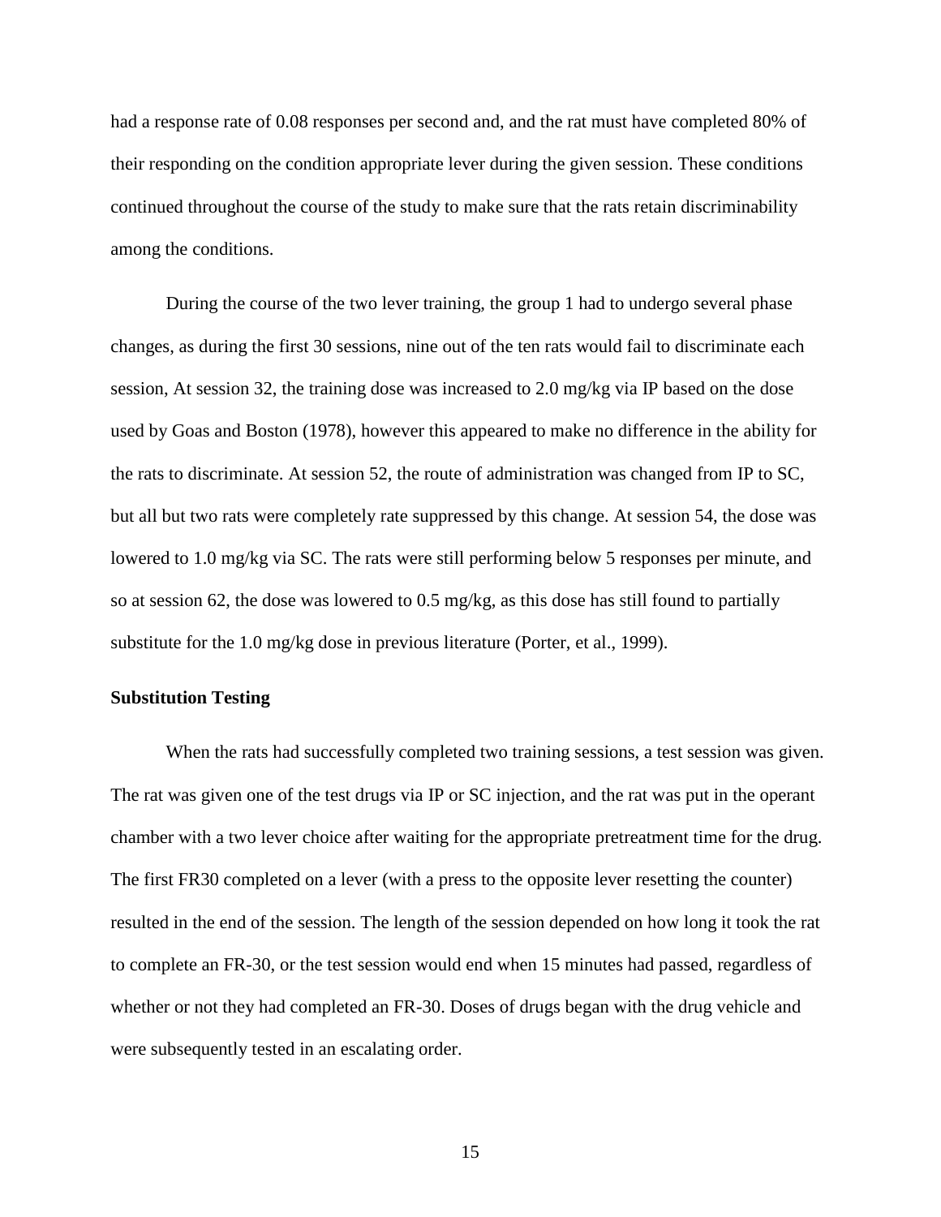had a response rate of 0.08 responses per second and, and the rat must have completed 80% of their responding on the condition appropriate lever during the given session. These conditions continued throughout the course of the study to make sure that the rats retain discriminability among the conditions.

During the course of the two lever training, the group 1 had to undergo several phase changes, as during the first 30 sessions, nine out of the ten rats would fail to discriminate each session, At session 32, the training dose was increased to 2.0 mg/kg via IP based on the dose used by Goas and Boston (1978), however this appeared to make no difference in the ability for the rats to discriminate. At session 52, the route of administration was changed from IP to SC, but all but two rats were completely rate suppressed by this change. At session 54, the dose was lowered to 1.0 mg/kg via SC. The rats were still performing below 5 responses per minute, and so at session 62, the dose was lowered to 0.5 mg/kg, as this dose has still found to partially substitute for the 1.0 mg/kg dose in previous literature (Porter, et al., 1999).

**Substitution Testing**

When the rats had successfully completed two training sessions, a test session was given. The rat was given one of the test drugs via IP or SC injection, and the rat was put in the operant chamber with a two lever choice after waiting for the appropriate pretreatment time for the drug. The first FR30 completed on a lever (with a press to the opposite lever resetting the counter) resulted in the end of the session. The length of the session depended on how long it took the rat to complete an FR-30, or the test session would end when 15 minutes had passed, regardless of whether or not they had completed an FR-30. Doses of drugs began with the drug vehicle and were subsequently tested in an escalating order.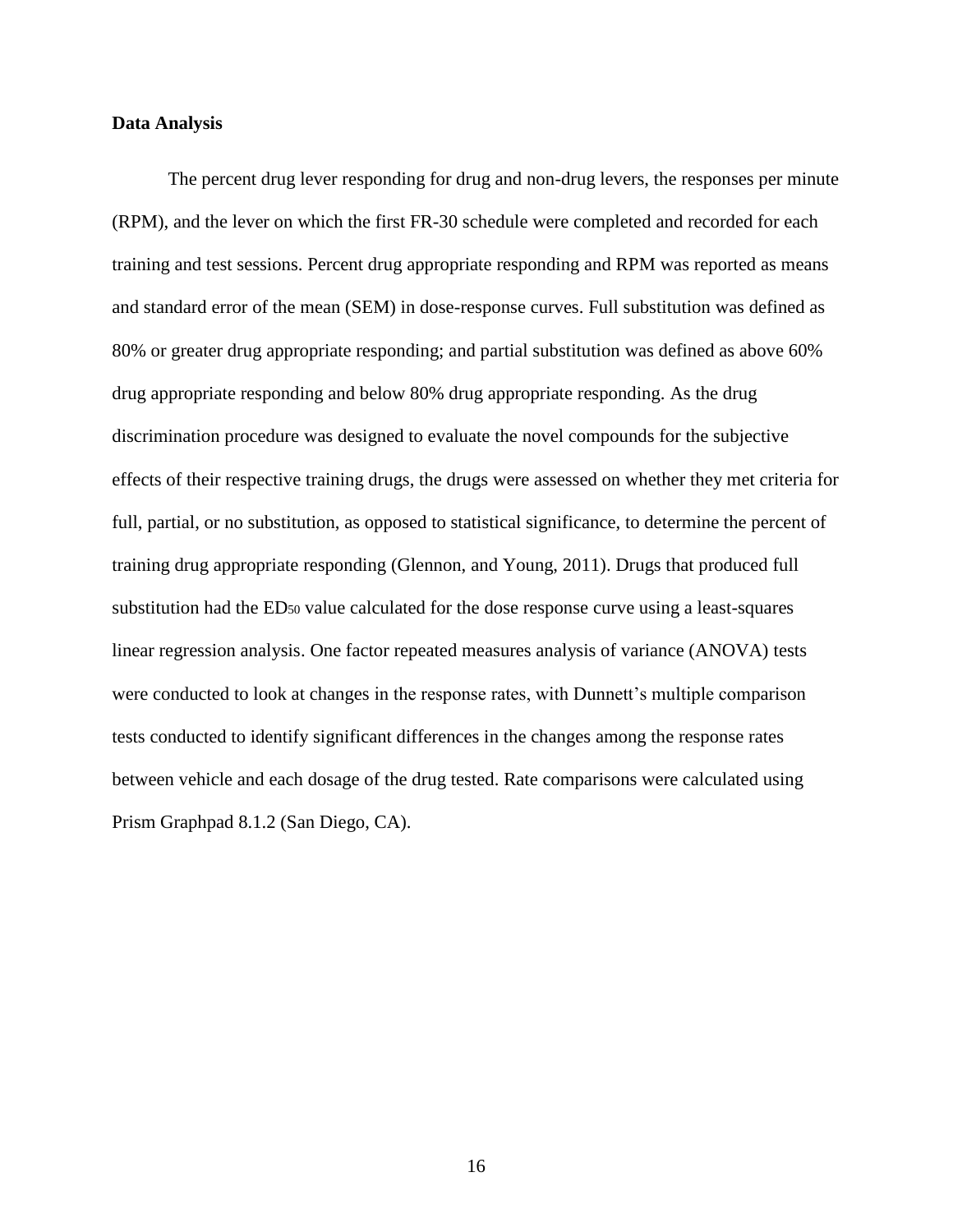**Data Analysis**

The percent drug lever responding for drug and non-drug levers, the responses per minute (RPM), and the lever on which the first FR-30 schedule were completed and recorded for each training and test sessions. Percent drug appropriate responding and RPM was reported as means and standard error of the mean (SEM) in dose-response curves. Full substitution was defined as 80% or greater drug appropriate responding; and partial substitution was defined as above 60% drug appropriate responding and below 80% drug appropriate responding. As the drug discrimination procedure was designed to evaluate the novel compounds for the subjective effects of their respective training drugs, the drugs were assessed on whether they met criteria for full, partial, or no substitution, as opposed to statistical significance, to determine the percent of training drug appropriate responding (Glennon, and Young, 2011). Drugs that produced full substitution had the $ED_{50}$ value calculated for the dose response curve using a least-squares linear regression analysis. One factor repeated measures analysis of variance (ANOVA) tests were conducted to look at changes in the response rates, with Dunnett's multiple comparison tests conducted to identify significant differences in the changes among the response rates between vehicle and each dosage of the drug tested. Rate comparisons were calculated using Prism Graphpad 8.1.2 (San Diego, CA).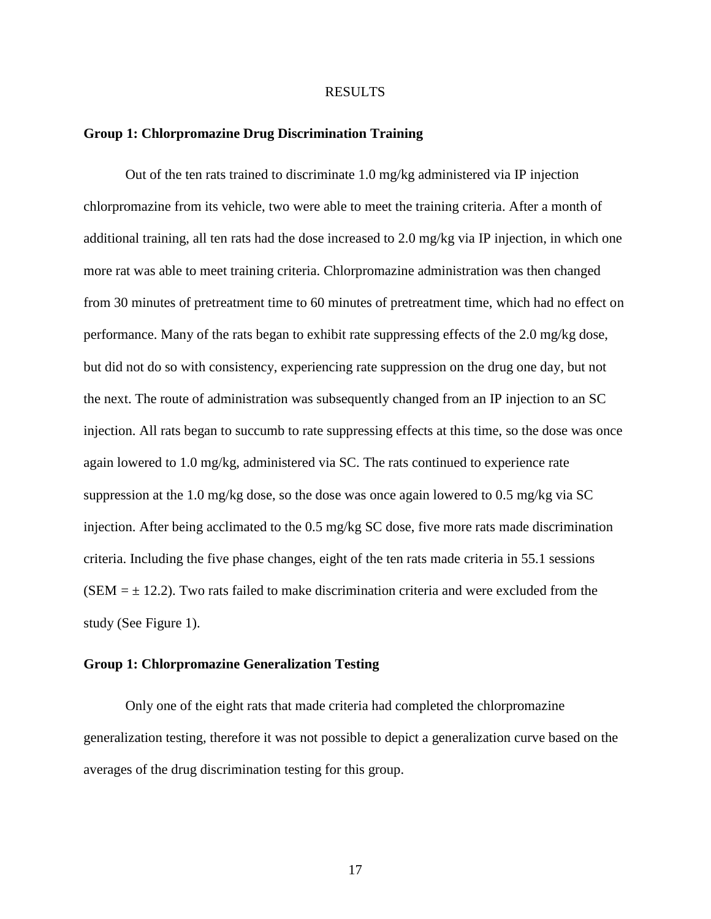# RESULTS

### Group 1: Chlorpromazine Drug Discrimination Training

Out of the ten rats trained to discriminate 1.0 mg/kg administered via IP injection chlorpromazine from its vehicle, two were able to meet the training criteria. After a month of additional training, all ten rats had the dose increased to 2.0 mg/kg via IP injection, in which one more rat was able to meet training criteria. Chlorpromazine administration was then changed from 30 minutes of pretreatment time to 60 minutes of pretreatment time, which had no effect on performance. Many of the rats began to exhibit rate suppressing effects of the 2.0 mg/kg dose, but did not do so with consistency, experiencing rate suppression on the drug one day, but not the next. The route of administration was subsequently changed from an IP injection to an SC injection. All rats began to succumb to rate suppressing effects at this time, so the dose was once again lowered to 1.0 mg/kg, administered via SC. The rats continued to experience rate suppression at the 1.0 mg/kg dose, so the dose was once again lowered to 0.5 mg/kg via SC injection. After being acclimated to the 0.5 mg/kg SC dose, five more rats made discrimination criteria. Including the five phase changes, eight of the ten rats made criteria in 55.1 sessions (SEM = ± 12.2). Two rats failed to make discrimination criteria and were excluded from the study (See Figure 1).

### Group 1: Chlorpromazine Generalization Testing

Only one of the eight rats that made criteria had completed the chlorpromazine generalization testing, therefore it was not possible to depict a generalization curve based on the averages of the drug discrimination testing for this group.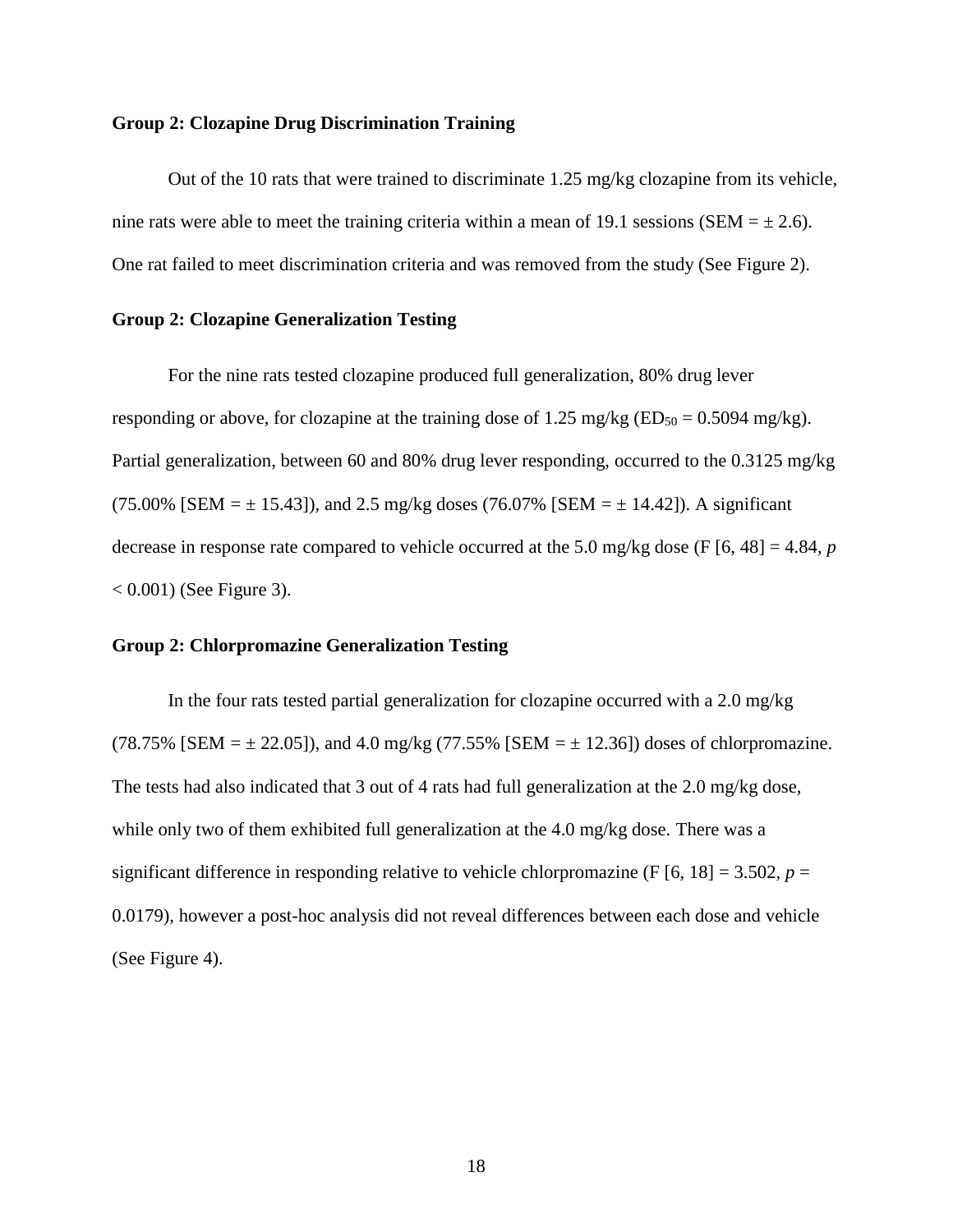**Group 2: Clozapine Drug Discrimination Training**

Out of the 10 rats that were trained to discriminate 1.25 mg/kg clozapine from its vehicle, nine rats were able to meet the training criteria within a mean of 19.1 sessions (SEM = ± 2.6). One rat failed to meet discrimination criteria and was removed from the study (See Figure 2).

**Group 2: Clozapine Generalization Testing**

For the nine rats tested clozapine produced full generalization, 80% drug lever responding or above, for clozapine at the training dose of 1.25 mg/kg ($ED_{50}$ = 0.5094 mg/kg). Partial generalization, between 60 and 80% drug lever responding, occurred to the 0.3125 mg/kg (75.00% [SEM = ± 15.43]), and 2.5 mg/kg doses (76.07% [SEM = ± 14.42]). A significant decrease in response rate compared to vehicle occurred at the 5.0 mg/kg dose ($F$ [6, 48] = 4.84, $p < 0.001$) (See Figure 3).

**Group 2: Chlorpromazine Generalization Testing**

In the four rats tested partial generalization for clozapine occurred with a 2.0 mg/kg (78.75% [SEM = ± 22.05]), and 4.0 mg/kg (77.55% [SEM = ± 12.36]) doses of chlorpromazine. The tests had also indicated that 3 out of 4 rats had full generalization at the 2.0 mg/kg dose, while only two of them exhibited full generalization at the 4.0 mg/kg dose. There was a significant difference in responding relative to vehicle chlorpromazine ($F$ [6, 18] = 3.502, $p$ = 0.0179), however a post-hoc analysis did not reveal differences between each dose and vehicle (See Figure 4).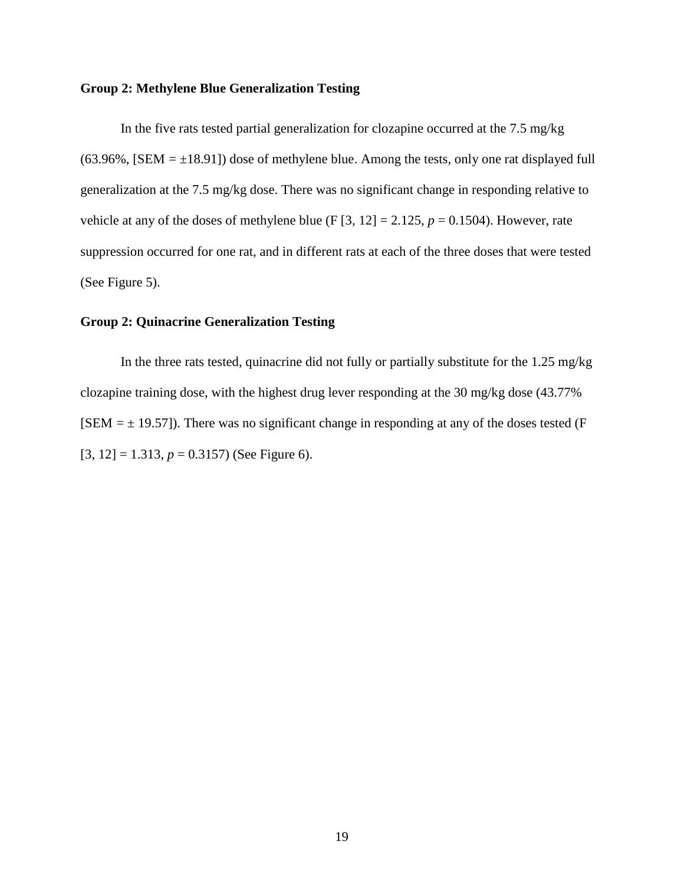### Group 2: Methylene Blue Generalization Testing

In the five rats tested partial generalization for clozapine occurred at the 7.5 mg/kg (63.96%, [SEM = ±18.91]) dose of methylene blue. Among the tests, only one rat displayed full generalization at the 7.5 mg/kg dose. There was no significant change in responding relative to vehicle at any of the doses of methylene blue ($F$ [3, 12] = 2.125, $p = 0.1504$). However, rate suppression occurred for one rat, and in different rats at each of the three doses that were tested (See Figure 5).

### Group 2: Quinacrine Generalization Testing

In the three rats tested, quinacrine did not fully or partially substitute for the 1.25 mg/kg clozapine training dose, with the highest drug lever responding at the 30 mg/kg dose (43.77% [SEM = ± 19.57]). There was no significant change in responding at any of the doses tested ($F$ [3, 12] = 1.313, $p = 0.3157$) (See Figure 6).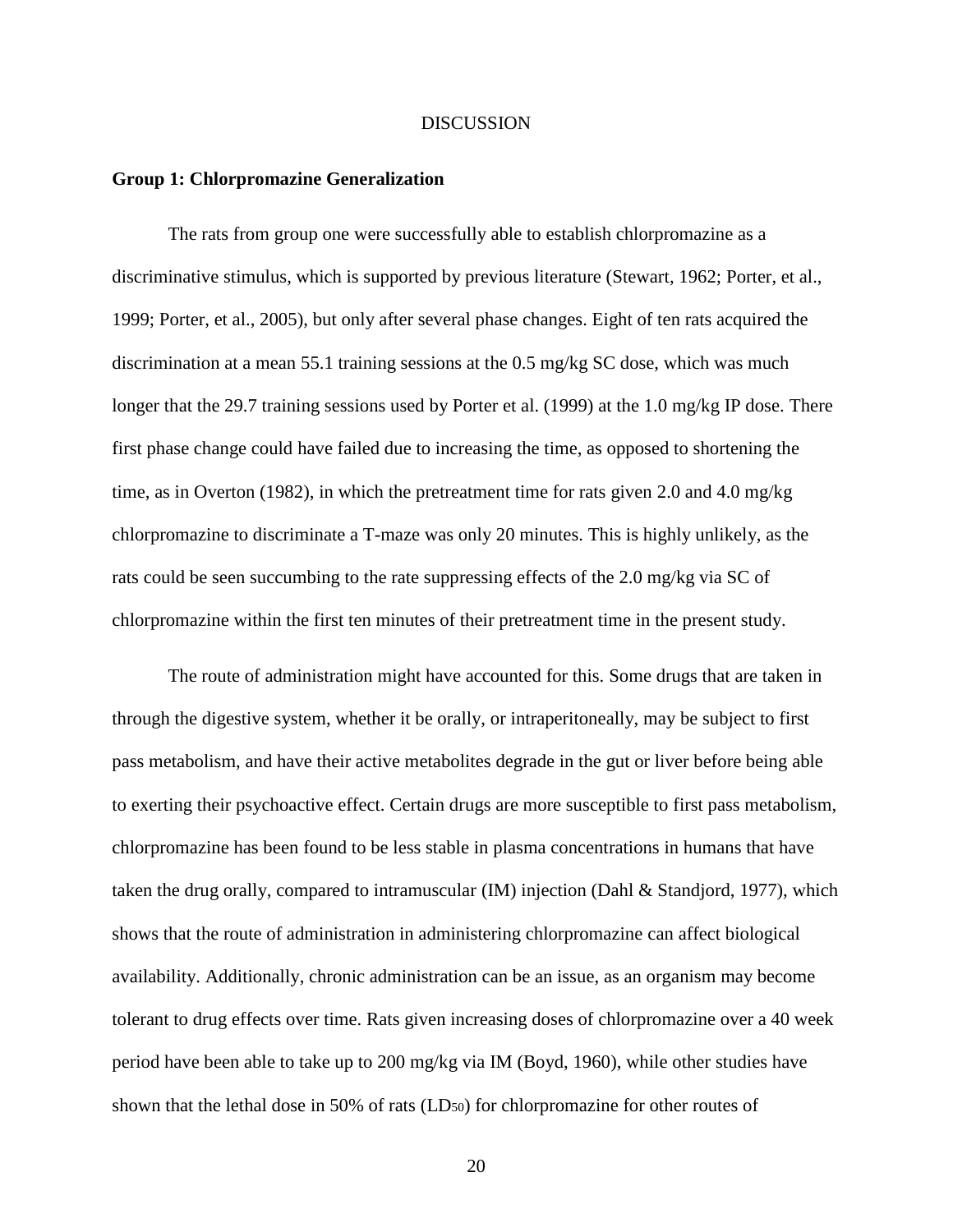# DISCUSSION

## Group 1: Chlorpromazine Generalization

The rats from group one were successfully able to establish chlorpromazine as a discriminative stimulus, which is supported by previous literature (Stewart, 1962; Porter, et al., 1999; Porter, et al., 2005), but only after several phase changes. Eight of ten rats acquired the discrimination at a mean 55.1 training sessions at the 0.5 mg/kg SC dose, which was much longer that the 29.7 training sessions used by Porter et al. (1999) at the 1.0 mg/kg IP dose. There first phase change could have failed due to increasing the time, as opposed to shortening the time, as in Overton (1982), in which the pretreatment time for rats given 2.0 and 4.0 mg/kg chlorpromazine to discriminate a T-maze was only 20 minutes. This is highly unlikely, as the rats could be seen succumbing to the rate suppressing effects of the 2.0 mg/kg via SC of chlorpromazine within the first ten minutes of their pretreatment time in the present study.

The route of administration might have accounted for this. Some drugs that are taken in through the digestive system, whether it be orally, or intraperitoneally, may be subject to first pass metabolism, and have their active metabolites degrade in the gut or liver before being able to exerting their psychoactive effect. Certain drugs are more susceptible to first pass metabolism, chlorpromazine has been found to be less stable in plasma concentrations in humans that have taken the drug orally, compared to intramuscular (IM) injection (Dahl & Standjord, 1977), which shows that the route of administration in administering chlorpromazine can affect biological availability. Additionally, chronic administration can be an issue, as an organism may become tolerant to drug effects over time. Rats given increasing doses of chlorpromazine over a 40 week period have been able to take up to 200 mg/kg via IM (Boyd, 1960), while other studies have shown that the lethal dose in 50% of rats ($LD_{50}$) for chlorpromazine for other routes of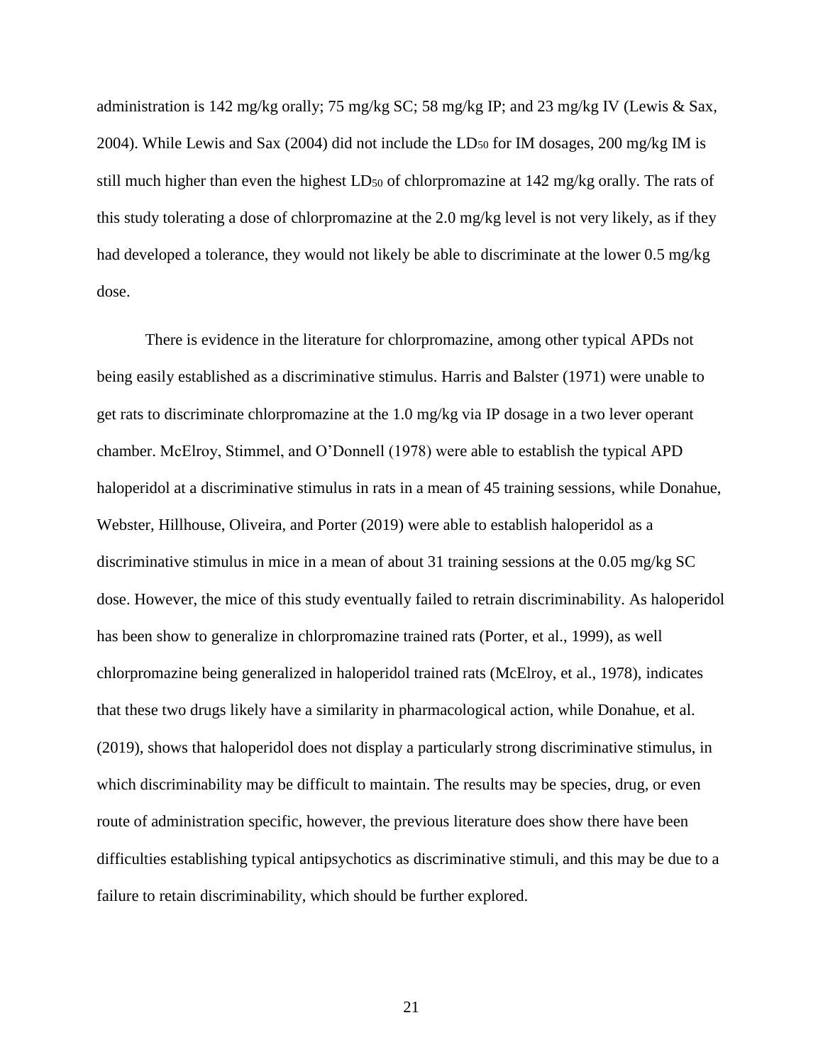administration is 142 mg/kg orally; 75 mg/kg SC; 58 mg/kg IP; and 23 mg/kg IV (Lewis & Sax, 2004). While Lewis and Sax (2004) did not include the $LD_{50}$ for IM dosages, 200 mg/kg IM is still much higher than even the highest $LD_{50}$ of chlorpromazine at 142 mg/kg orally. The rats of this study tolerating a dose of chlorpromazine at the 2.0 mg/kg level is not very likely, as if they had developed a tolerance, they would not likely be able to discriminate at the lower 0.5 mg/kg dose.

There is evidence in the literature for chlorpromazine, among other typical APDs not being easily established as a discriminative stimulus. Harris and Balster (1971) were unable to get rats to discriminate chlorpromazine at the 1.0 mg/kg via IP dosage in a two lever operant chamber. McElroy, Stimmel, and O'Donnell (1978) were able to establish the typical APD haloperidol at a discriminative stimulus in rats in a mean of 45 training sessions, while Donahue, Webster, Hillhouse, Oliveira, and Porter (2019) were able to establish haloperidol as a discriminative stimulus in mice in a mean of about 31 training sessions at the 0.05 mg/kg SC dose. However, the mice of this study eventually failed to retrain discriminability. As haloperidol has been show to generalize in chlorpromazine trained rats (Porter, et al., 1999), as well chlorpromazine being generalized in haloperidol trained rats (McElroy, et al., 1978), indicates that these two drugs likely have a similarity in pharmacological action, while Donahue, et al. (2019), shows that haloperidol does not display a particularly strong discriminative stimulus, in which discriminability may be difficult to maintain. The results may be species, drug, or even route of administration specific, however, the previous literature does show there have been difficulties establishing typical antipsychotics as discriminative stimuli, and this may be due to a failure to retain discriminability, which should be further explored.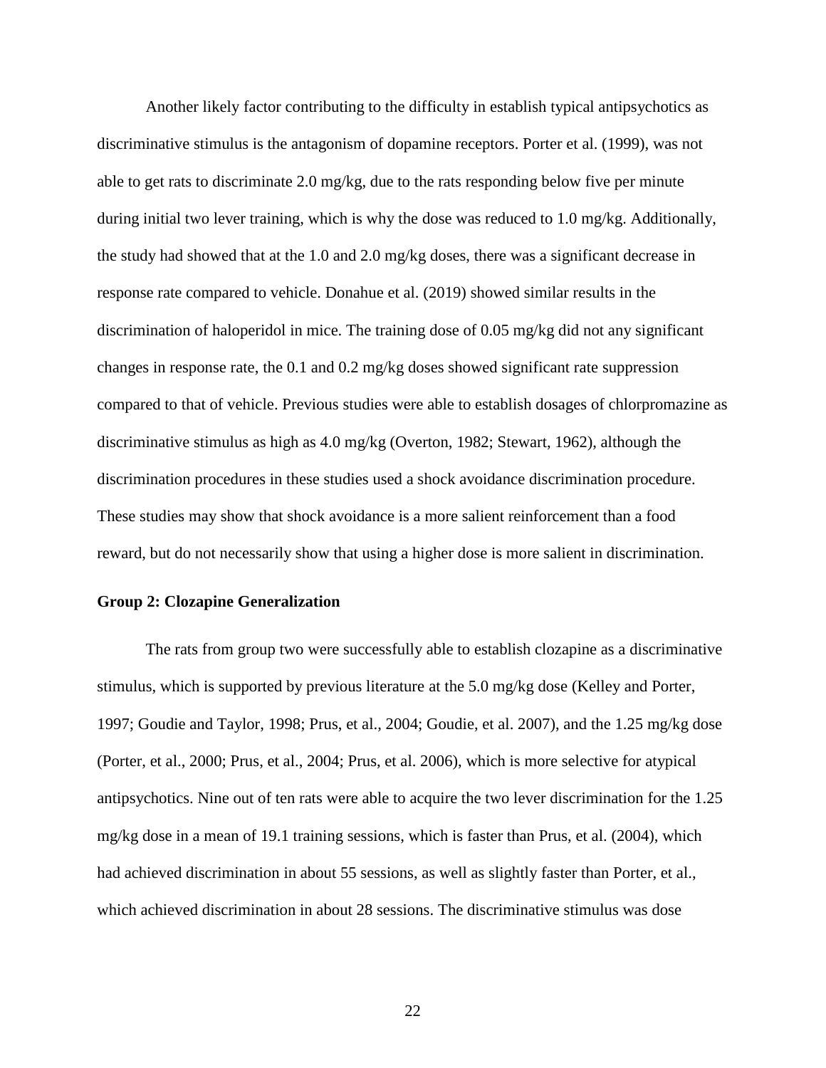Another likely factor contributing to the difficulty in establish typical antipsychotics as discriminative stimulus is the antagonism of dopamine receptors. Porter et al. (1999), was not able to get rats to discriminate 2.0 mg/kg, due to the rats responding below five per minute during initial two lever training, which is why the dose was reduced to 1.0 mg/kg. Additionally, the study had showed that at the 1.0 and 2.0 mg/kg doses, there was a significant decrease in response rate compared to vehicle. Donahue et al. (2019) showed similar results in the discrimination of haloperidol in mice. The training dose of 0.05 mg/kg did not any significant changes in response rate, the 0.1 and 0.2 mg/kg doses showed significant rate suppression compared to that of vehicle. Previous studies were able to establish dosages of chlorpromazine as discriminative stimulus as high as 4.0 mg/kg (Overton, 1982; Stewart, 1962), although the discrimination procedures in these studies used a shock avoidance discrimination procedure. These studies may show that shock avoidance is a more salient reinforcement than a food reward, but do not necessarily show that using a higher dose is more salient in discrimination.

**Group 2: Clozapine Generalization**

The rats from group two were successfully able to establish clozapine as a discriminative stimulus, which is supported by previous literature at the 5.0 mg/kg dose (Kelley and Porter, 1997; Goudie and Taylor, 1998; Prus, et al., 2004; Goudie, et al. 2007), and the 1.25 mg/kg dose (Porter, et al., 2000; Prus, et al., 2004; Prus, et al. 2006), which is more selective for atypical antipsychotics. Nine out of ten rats were able to acquire the two lever discrimination for the 1.25 mg/kg dose in a mean of 19.1 training sessions, which is faster than Prus, et al. (2004), which had achieved discrimination in about 55 sessions, as well as slightly faster than Porter, et al., which achieved discrimination in about 28 sessions. The discriminative stimulus was dose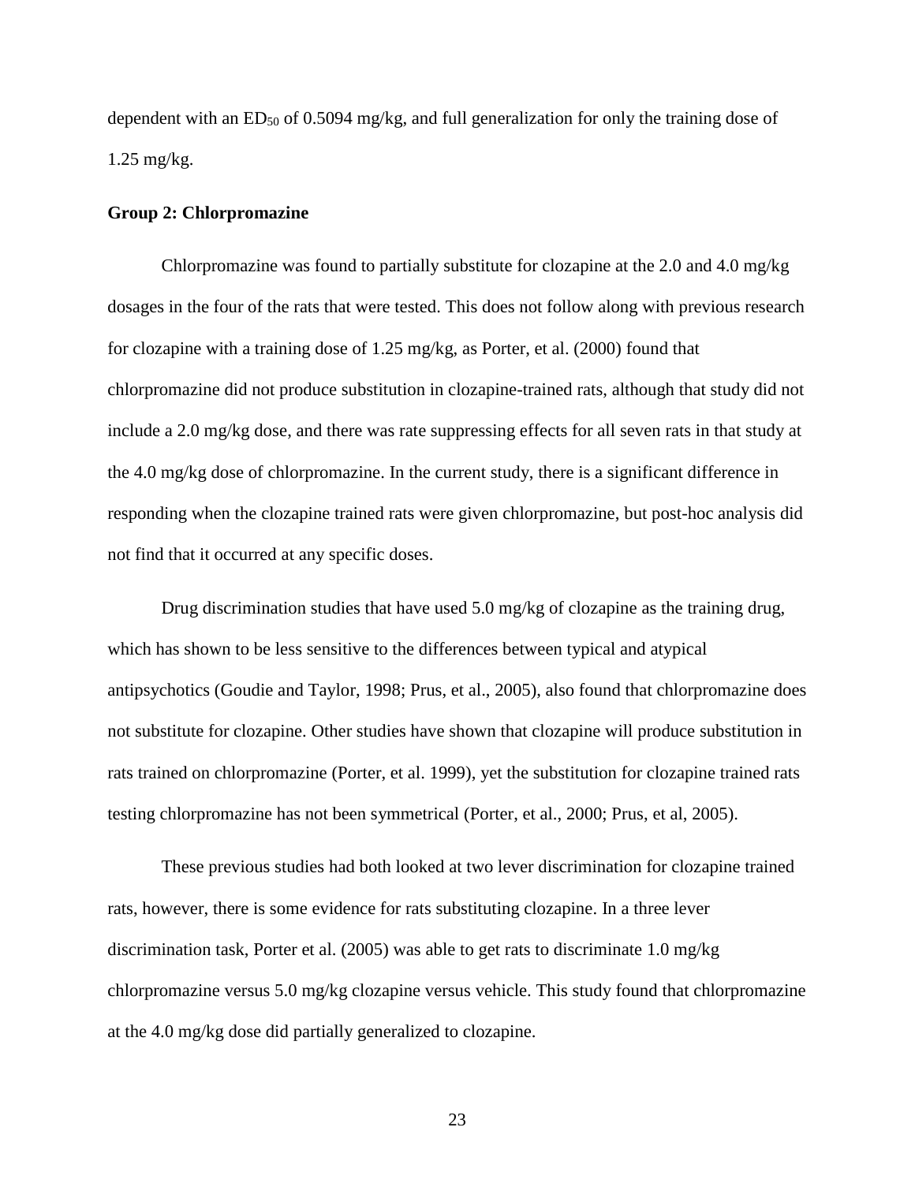dependent with an $ED_{50}$ of 0.5094 mg/kg, and full generalization for only the training dose of 1.25 mg/kg.

**Group 2: Chlorpromazine**

Chlorpromazine was found to partially substitute for clozapine at the 2.0 and 4.0 mg/kg dosages in the four of the rats that were tested. This does not follow along with previous research for clozapine with a training dose of 1.25 mg/kg, as Porter, et al. (2000) found that chlorpromazine did not produce substitution in clozapine-trained rats, although that study did not include a 2.0 mg/kg dose, and there was rate suppressing effects for all seven rats in that study at the 4.0 mg/kg dose of chlorpromazine. In the current study, there is a significant difference in responding when the clozapine trained rats were given chlorpromazine, but post-hoc analysis did not find that it occurred at any specific doses.

Drug discrimination studies that have used 5.0 mg/kg of clozapine as the training drug, which has shown to be less sensitive to the differences between typical and atypical antipsychotics (Goudie and Taylor, 1998; Prus, et al., 2005), also found that chlorpromazine does not substitute for clozapine. Other studies have shown that clozapine will produce substitution in rats trained on chlorpromazine (Porter, et al. 1999), yet the substitution for clozapine trained rats testing chlorpromazine has not been symmetrical (Porter, et al., 2000; Prus, et al, 2005).

These previous studies had both looked at two lever discrimination for clozapine trained rats, however, there is some evidence for rats substituting clozapine. In a three lever discrimination task, Porter et al. (2005) was able to get rats to discriminate 1.0 mg/kg chlorpromazine versus 5.0 mg/kg clozapine versus vehicle. This study found that chlorpromazine at the 4.0 mg/kg dose did partially generalized to clozapine.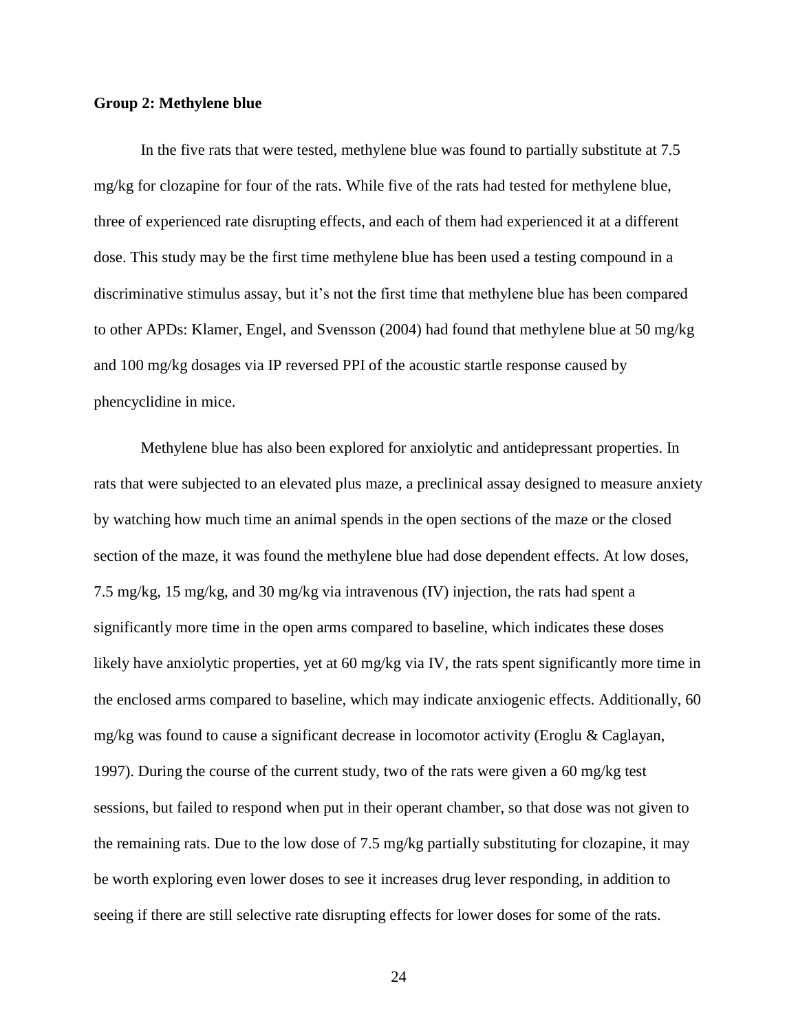**Group 2: Methylene blue**

In the five rats that were tested, methylene blue was found to partially substitute at 7.5 mg/kg for clozapine for four of the rats. While five of the rats had tested for methylene blue, three of experienced rate disrupting effects, and each of them had experienced it at a different dose. This study may be the first time methylene blue has been used a testing compound in a discriminative stimulus assay, but it's not the first time that methylene blue has been compared to other APDs: Klamer, Engel, and Svensson (2004) had found that methylene blue at 50 mg/kg and 100 mg/kg dosages via IP reversed PPI of the acoustic startle response caused by phencyclidine in mice.

Methylene blue has also been explored for anxiolytic and antidepressant properties. In rats that were subjected to an elevated plus maze, a preclinical assay designed to measure anxiety by watching how much time an animal spends in the open sections of the maze or the closed section of the maze, it was found the methylene blue had dose dependent effects. At low doses, 7.5 mg/kg, 15 mg/kg, and 30 mg/kg via intravenous (IV) injection, the rats had spent a significantly more time in the open arms compared to baseline, which indicates these doses likely have anxiolytic properties, yet at 60 mg/kg via IV, the rats spent significantly more time in the enclosed arms compared to baseline, which may indicate anxiogenic effects. Additionally, 60 mg/kg was found to cause a significant decrease in locomotor activity (Eroglu & Caglayan, 1997). During the course of the current study, two of the rats were given a 60 mg/kg test sessions, but failed to respond when put in their operant chamber, so that dose was not given to the remaining rats. Due to the low dose of 7.5 mg/kg partially substituting for clozapine, it may be worth exploring even lower doses to see it increases drug lever responding, in addition to seeing if there are still selective rate disrupting effects for lower doses for some of the rats.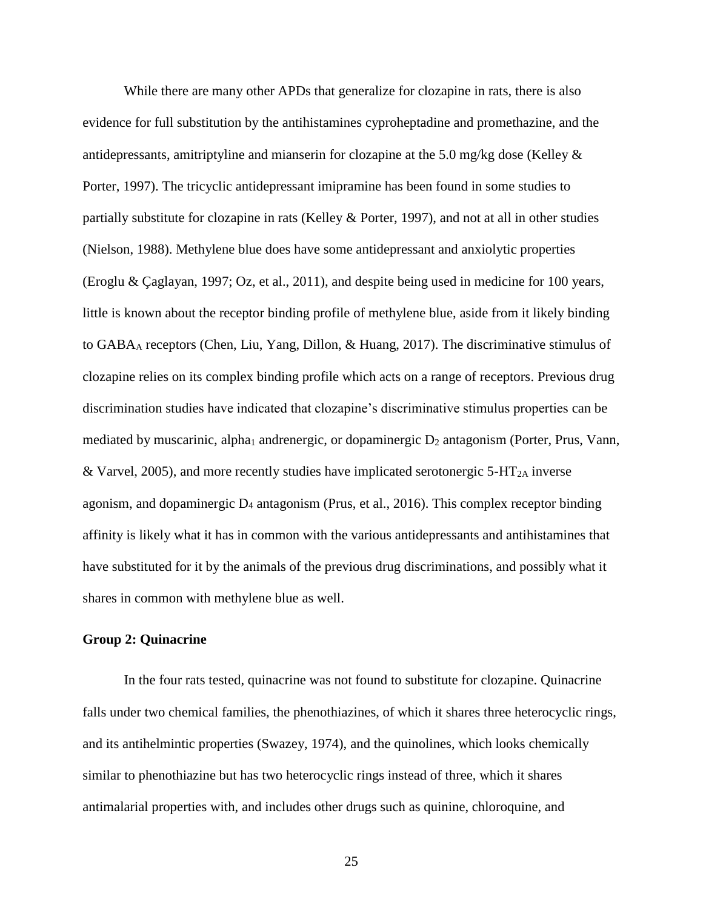While there are many other APDs that generalize for clozapine in rats, there is also evidence for full substitution by the antihistamines cyproheptadine and promethazine, and the antidepressants, amitriptyline and mianserin for clozapine at the 5.0 mg/kg dose (Kelley & Porter, 1997). The tricyclic antidepressant imipramine has been found in some studies to partially substitute for clozapine in rats (Kelley & Porter, 1997), and not at all in other studies (Nielson, 1988). Methylene blue does have some antidepressant and anxiolytic properties (Eroglu & Çaglayan, 1997; Oz, et al., 2011), and despite being used in medicine for 100 years, little is known about the receptor binding profile of methylene blue, aside from it likely binding to $GABA_A$ receptors (Chen, Liu, Yang, Dillon, & Huang, 2017). The discriminative stimulus of clozapine relies on its complex binding profile which acts on a range of receptors. Previous drug discrimination studies have indicated that clozapine's discriminative stimulus properties can be mediated by muscarinic, $alpha_1$ andrenergic, or dopaminergic $D_2$ antagonism (Porter, Prus, Vann, & Varvel, 2005), and more recently studies have implicated serotonergic 5-$HT_{2A}$ inverse agonism, and dopaminergic $D_4$ antagonism (Prus, et al., 2016). This complex receptor binding affinity is likely what it has in common with the various antidepressants and antihistamines that have substituted for it by the animals of the previous drug discriminations, and possibly what it shares in common with methylene blue as well.

**Group 2: Quinacrine**

In the four rats tested, quinacrine was not found to substitute for clozapine. Quinacrine falls under two chemical families, the phenothiazines, of which it shares three heterocyclic rings, and its antihelmintic properties (Swazey, 1974), and the quinolines, which looks chemically similar to phenothiazine but has two heterocyclic rings instead of three, which it shares antimalarial properties with, and includes other drugs such as quinine, chloroquine, and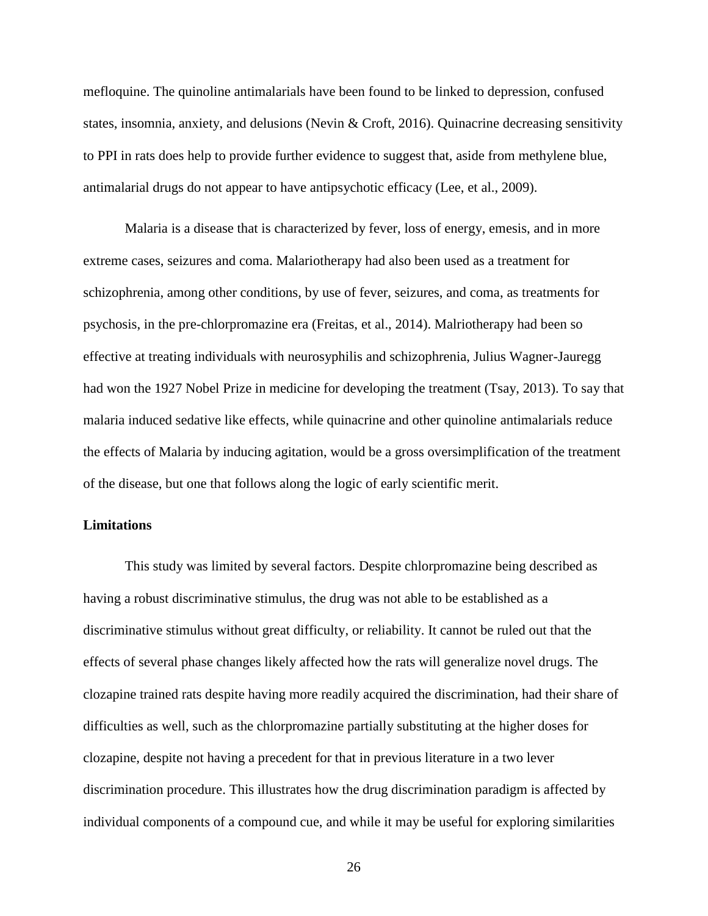mefloquine. The quinoline antimalarials have been found to be linked to depression, confused states, insomnia, anxiety, and delusions (Nevin & Croft, 2016). Quinacrine decreasing sensitivity to PPI in rats does help to provide further evidence to suggest that, aside from methylene blue, antimalarial drugs do not appear to have antipsychotic efficacy (Lee, et al., 2009).

Malaria is a disease that is characterized by fever, loss of energy, emesis, and in more extreme cases, seizures and coma. Malariotherapy had also been used as a treatment for schizophrenia, among other conditions, by use of fever, seizures, and coma, as treatments for psychosis, in the pre-chlorpromazine era (Freitas, et al., 2014). Malriotherapy had been so effective at treating individuals with neurosyphilis and schizophrenia, Julius Wagner-Jauregg had won the 1927 Nobel Prize in medicine for developing the treatment (Tsay, 2013). To say that malaria induced sedative like effects, while quinacrine and other quinoline antimalarials reduce the effects of Malaria by inducing agitation, would be a gross oversimplification of the treatment of the disease, but one that follows along the logic of early scientific merit.

**Limitations**

This study was limited by several factors. Despite chlorpromazine being described as having a robust discriminative stimulus, the drug was not able to be established as a discriminative stimulus without great difficulty, or reliability. It cannot be ruled out that the effects of several phase changes likely affected how the rats will generalize novel drugs. The clozapine trained rats despite having more readily acquired the discrimination, had their share of difficulties as well, such as the chlorpromazine partially substituting at the higher doses for clozapine, despite not having a precedent for that in previous literature in a two lever discrimination procedure. This illustrates how the drug discrimination paradigm is affected by individual components of a compound cue, and while it may be useful for exploring similarities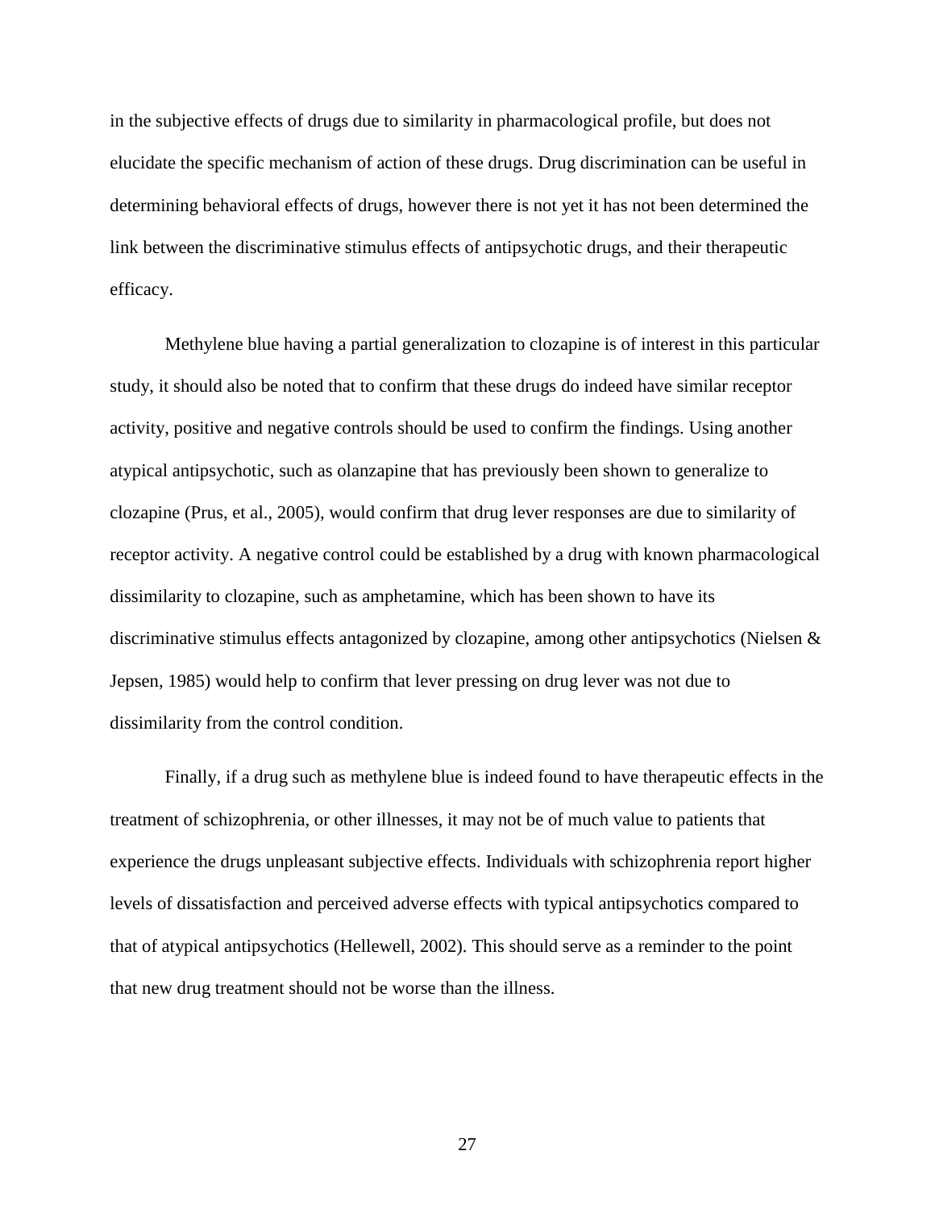in the subjective effects of drugs due to similarity in pharmacological profile, but does not elucidate the specific mechanism of action of these drugs. Drug discrimination can be useful in determining behavioral effects of drugs, however there is not yet it has not been determined the link between the discriminative stimulus effects of antipsychotic drugs, and their therapeutic efficacy.

Methylene blue having a partial generalization to clozapine is of interest in this particular study, it should also be noted that to confirm that these drugs do indeed have similar receptor activity, positive and negative controls should be used to confirm the findings. Using another atypical antipsychotic, such as olanzapine that has previously been shown to generalize to clozapine (Prus, et al., 2005), would confirm that drug lever responses are due to similarity of receptor activity. A negative control could be established by a drug with known pharmacological dissimilarity to clozapine, such as amphetamine, which has been shown to have its discriminative stimulus effects antagonized by clozapine, among other antipsychotics (Nielsen & Jepsen, 1985) would help to confirm that lever pressing on drug lever was not due to dissimilarity from the control condition.

Finally, if a drug such as methylene blue is indeed found to have therapeutic effects in the treatment of schizophrenia, or other illnesses, it may not be of much value to patients that experience the drugs unpleasant subjective effects. Individuals with schizophrenia report higher levels of dissatisfaction and perceived adverse effects with typical antipsychotics compared to that of atypical antipsychotics (Hellewell, 2002). This should serve as a reminder to the point that new drug treatment should not be worse than the illness.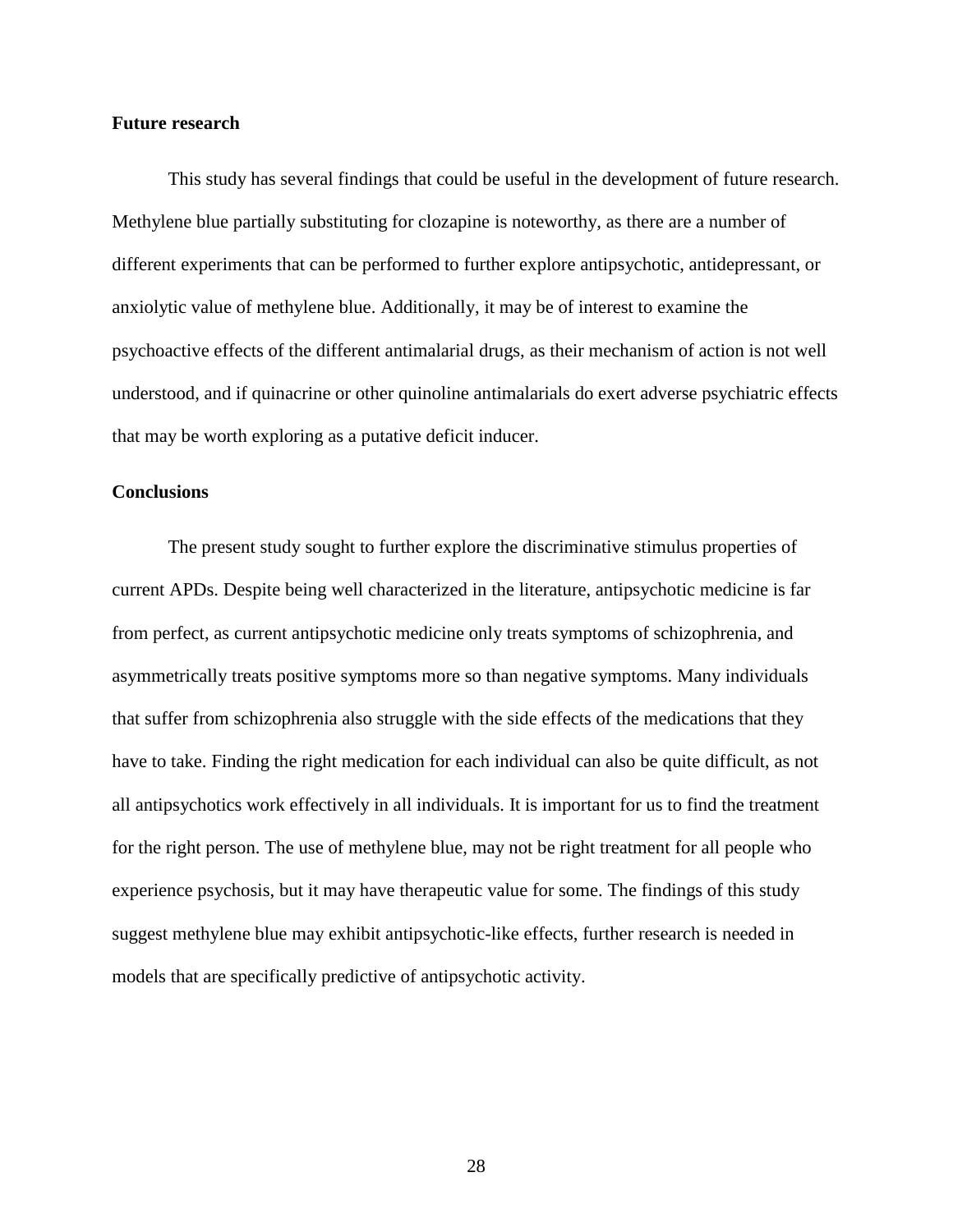**Future research**

This study has several findings that could be useful in the development of future research. Methylene blue partially substituting for clozapine is noteworthy, as there are a number of different experiments that can be performed to further explore antipsychotic, antidepressant, or anxiolytic value of methylene blue. Additionally, it may be of interest to examine the psychoactive effects of the different antimalarial drugs, as their mechanism of action is not well understood, and if quinacrine or other quinoline antimalarials do exert adverse psychiatric effects that may be worth exploring as a putative deficit inducer.

**Conclusions**

The present study sought to further explore the discriminative stimulus properties of current APDs. Despite being well characterized in the literature, antipsychotic medicine is far from perfect, as current antipsychotic medicine only treats symptoms of schizophrenia, and asymmetrically treats positive symptoms more so than negative symptoms. Many individuals that suffer from schizophrenia also struggle with the side effects of the medications that they have to take. Finding the right medication for each individual can also be quite difficult, as not all antipsychotics work effectively in all individuals. It is important for us to find the treatment for the right person. The use of methylene blue, may not be right treatment for all people who experience psychosis, but it may have therapeutic value for some. The findings of this study suggest methylene blue may exhibit antipsychotic-like effects, further research is needed in models that are specifically predictive of antipsychotic activity.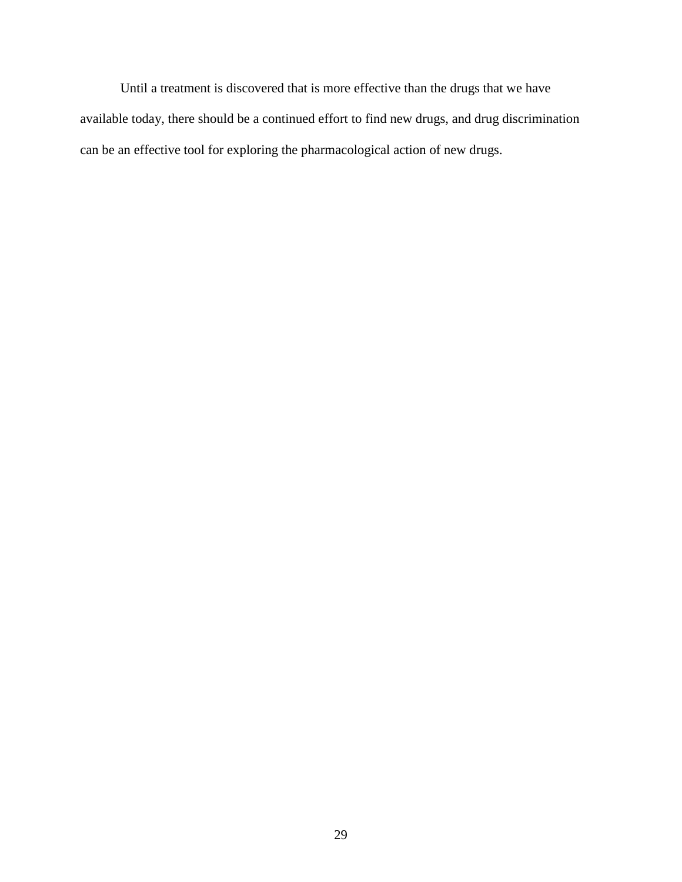Until a treatment is discovered that is more effective than the drugs that we have available today, there should be a continued effort to find new drugs, and drug discrimination can be an effective tool for exploring the pharmacological action of new drugs.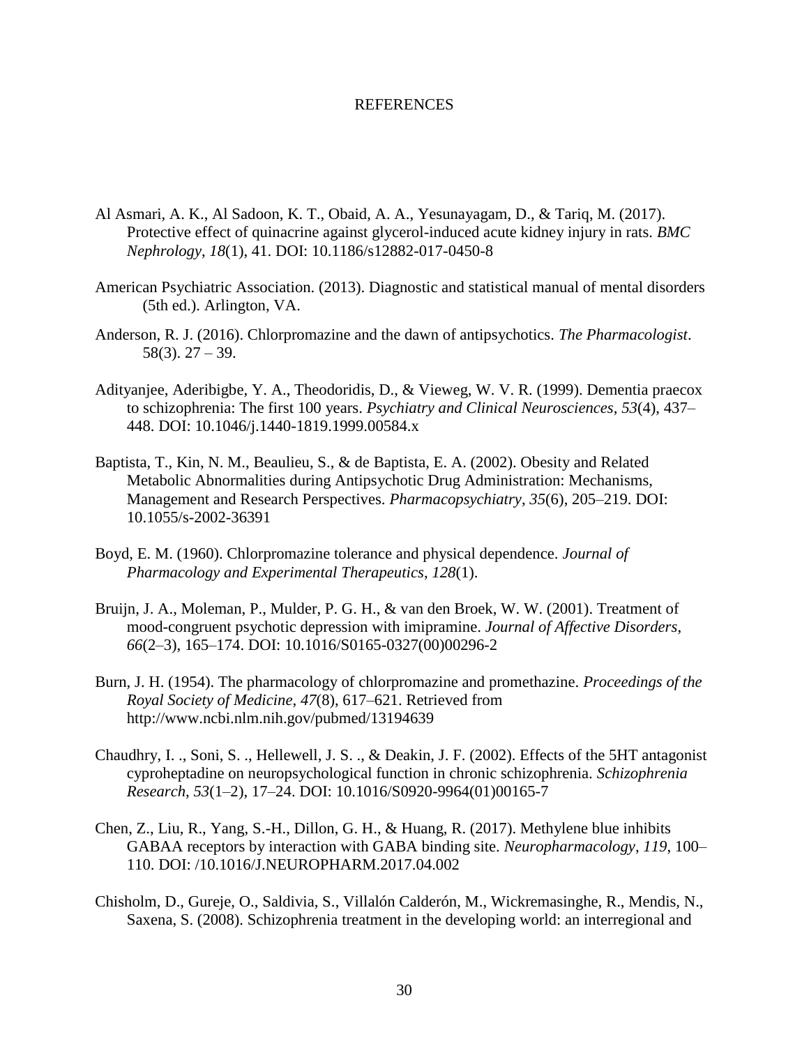# REFERENCES

Al Asmari, A. K., Al Sadoon, K. T., Obaid, A. A., Yesunayagam, D., & Tariq, M. (2017). Protective effect of quinacrine against glycerol-induced acute kidney injury in rats. *BMC Nephrology*, *18*(1), 41. DOI: 10.1186/s12882-017-0450-8

American Psychiatric Association. (2013). Diagnostic and statistical manual of mental disorders (5th ed.). Arlington, VA.

Anderson, R. J. (2016). Chlorpromazine and the dawn of antipsychotics. *The Pharmacologist*. 58(3). 27 – 39.

Adityanjee, Aderibigbe, Y. A., Theodoridis, D., & Vieweg, W. V. R. (1999). Dementia praecox to schizophrenia: The first 100 years. *Psychiatry and Clinical Neurosciences*, *53*(4), 437–448. DOI: 10.1046/j.1440-1819.1999.00584.x

Baptista, T., Kin, N. M., Beaulieu, S., & de Baptista, E. A. (2002). Obesity and Related Metabolic Abnormalities during Antipsychotic Drug Administration: Mechanisms, Management and Research Perspectives. *Pharmacopsychiatry*, *35*(6), 205–219. DOI: 10.1055/s-2002-36391

Boyd, E. M. (1960). Chlorpromazine tolerance and physical dependence. *Journal of Pharmacology and Experimental Therapeutics*, *128*(1).

Bruijn, J. A., Moleman, P., Mulder, P. G. H., & van den Broek, W. W. (2001). Treatment of mood-congruent psychotic depression with imipramine. *Journal of Affective Disorders*, *66*(2–3), 165–174. DOI: 10.1016/S0165-0327(00)00296-2

Burn, J. H. (1954). The pharmacology of chlorpromazine and promethazine. *Proceedings of the Royal Society of Medicine*, *47*(8), 617–621. Retrieved from http://www.ncbi.nlm.nih.gov/pubmed/13194639

Chaudhry, I. ., Soni, S. ., Hellewell, J. S. ., & Deakin, J. F. (2002). Effects of the 5HT antagonist cyproheptadine on neuropsychological function in chronic schizophrenia. *Schizophrenia Research*, *53*(1–2), 17–24. DOI: 10.1016/S0920-9964(01)00165-7

Chen, Z., Liu, R., Yang, S.-H., Dillon, G. H., & Huang, R. (2017). Methylene blue inhibits GABAA receptors by interaction with GABA binding site. *Neuropharmacology*, *119*, 100–110. DOI: /10.1016/J.NEUROPHARM.2017.04.002

Chisholm, D., Gureje, O., Saldivia, S., Villalón Calderón, M., Wickremasinghe, R., Mendis, N., Saxena, S. (2008). Schizophrenia treatment in the developing world: an interregional and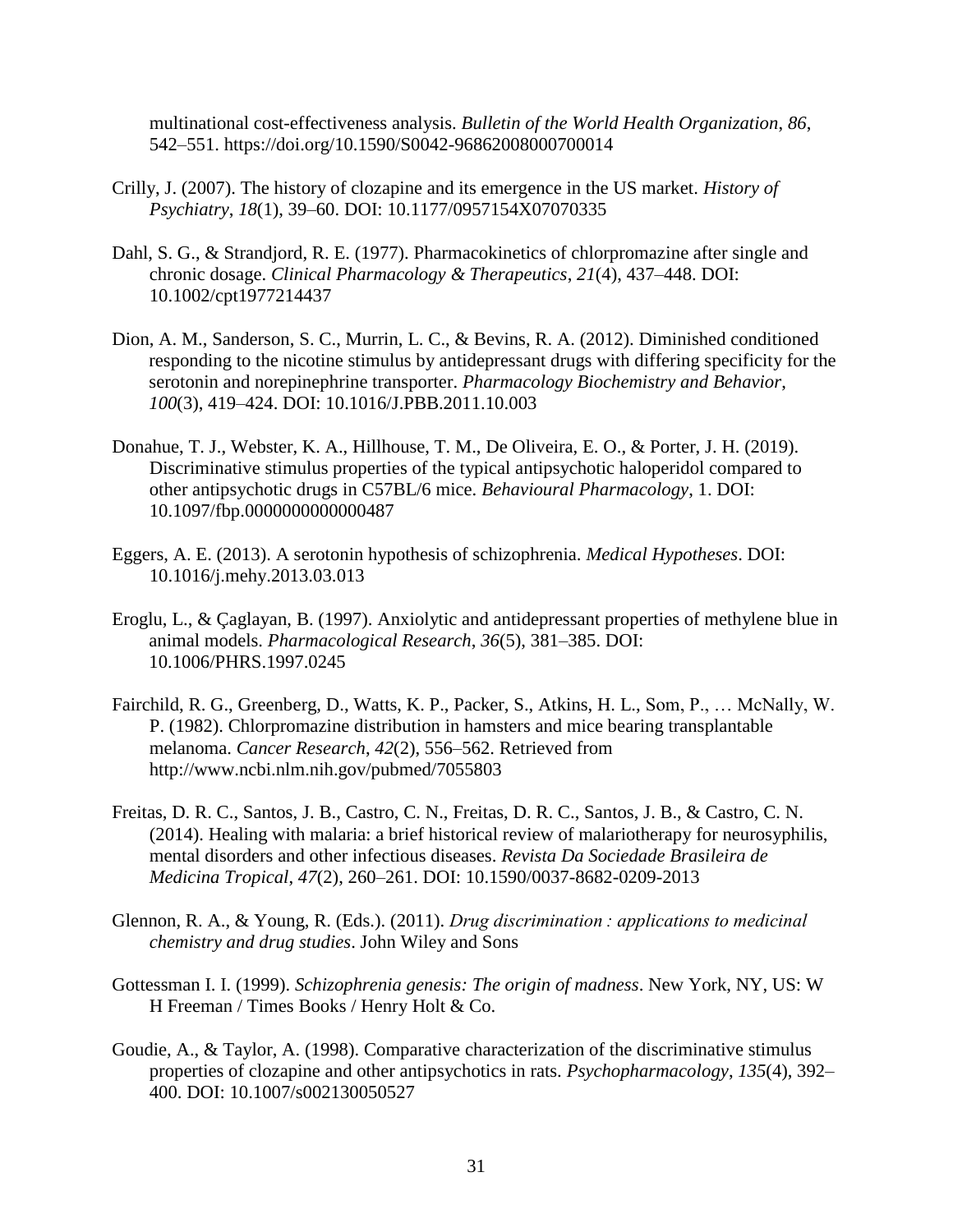multinational cost-effectiveness analysis. *Bulletin of the World Health Organization*, *86*, 542–551. https://doi.org/10.1590/S0042-96862008000700014

Crilly, J. (2007). The history of clozapine and its emergence in the US market. *History of Psychiatry*, *18*(1), 39–60. DOI: 10.1177/0957154X07070335

Dahl, S. G., & Strandjord, R. E. (1977). Pharmacokinetics of chlorpromazine after single and chronic dosage. *Clinical Pharmacology & Therapeutics*, *21*(4), 437–448. DOI: 10.1002/cpt1977214437

Dion, A. M., Sanderson, S. C., Murrin, L. C., & Bevins, R. A. (2012). Diminished conditioned responding to the nicotine stimulus by antidepressant drugs with differing specificity for the serotonin and norepinephrine transporter. *Pharmacology Biochemistry and Behavior*, *100*(3), 419–424. DOI: 10.1016/J.PBB.2011.10.003

Donahue, T. J., Webster, K. A., Hillhouse, T. M., De Oliveira, E. O., & Porter, J. H. (2019). Discriminative stimulus properties of the typical antipsychotic haloperidol compared to other antipsychotic drugs in C57BL/6 mice. *Behavioural Pharmacology*, 1. DOI: 10.1097/fbp.0000000000000487

Eggers, A. E. (2013). A serotonin hypothesis of schizophrenia. *Medical Hypotheses*. DOI: 10.1016/j.mehy.2013.03.013

Eroglu, L., & Çaglayan, B. (1997). Anxiolytic and antidepressant properties of methylene blue in animal models. *Pharmacological Research*, *36*(5), 381–385. DOI: 10.1006/PHRS.1997.0245

Fairchild, R. G., Greenberg, D., Watts, K. P., Packer, S., Atkins, H. L., Som, P., … McNally, W. P. (1982). Chlorpromazine distribution in hamsters and mice bearing transplantable melanoma. *Cancer Research*, *42*(2), 556–562. Retrieved from http://www.ncbi.nlm.nih.gov/pubmed/7055803

Freitas, D. R. C., Santos, J. B., Castro, C. N., Freitas, D. R. C., Santos, J. B., & Castro, C. N. (2014). Healing with malaria: a brief historical review of malariotherapy for neurosyphilis, mental disorders and other infectious diseases. *Revista Da Sociedade Brasileira de Medicina Tropical*, *47*(2), 260–261. DOI: 10.1590/0037-8682-0209-2013

Glennon, R. A., & Young, R. (Eds.). (2011). *Drug discrimination : applications to medicinal chemistry and drug studies*. John Wiley and Sons

Gottessman I. I. (1999). *Schizophrenia genesis: The origin of madness*. New York, NY, US: W H Freeman / Times Books / Henry Holt & Co.

Goudie, A., & Taylor, A. (1998). Comparative characterization of the discriminative stimulus properties of clozapine and other antipsychotics in rats. *Psychopharmacology*, *135*(4), 392–400. DOI: 10.1007/s002130050527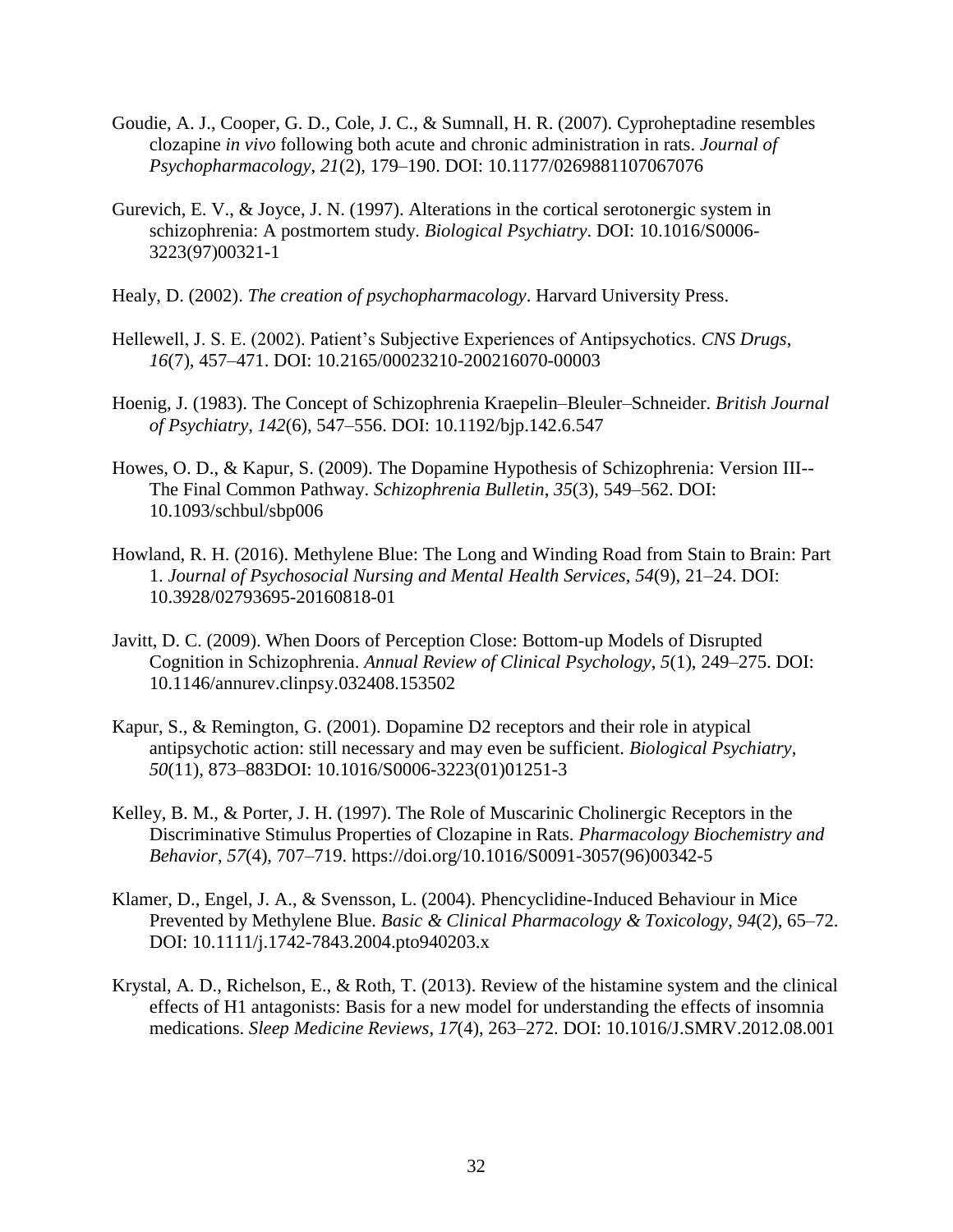Goudie, A. J., Cooper, G. D., Cole, J. C., & Sumnall, H. R. (2007). Cyproheptadine resembles clozapine *in vivo* following both acute and chronic administration in rats. *Journal of Psychopharmacology*, *21*(2), 179–190. DOI: 10.1177/0269881107067076

Gurevich, E. V., & Joyce, J. N. (1997). Alterations in the cortical serotonergic system in schizophrenia: A postmortem study. *Biological Psychiatry*. DOI: 10.1016/S0006-3223(97)00321-1

Healy, D. (2002). *The creation of psychopharmacology*. Harvard University Press.

Hellewell, J. S. E. (2002). Patient's Subjective Experiences of Antipsychotics. *CNS Drugs*, *16*(7), 457–471. DOI: 10.2165/00023210-200216070-00003

Hoenig, J. (1983). The Concept of Schizophrenia Kraepelin–Bleuler–Schneider. *British Journal of Psychiatry*, *142*(6), 547–556. DOI: 10.1192/bjp.142.6.547

Howes, O. D., & Kapur, S. (2009). The Dopamine Hypothesis of Schizophrenia: Version III--The Final Common Pathway. *Schizophrenia Bulletin*, *35*(3), 549–562. DOI: 10.1093/schbul/sbp006

Howland, R. H. (2016). Methylene Blue: The Long and Winding Road from Stain to Brain: Part 1. *Journal of Psychosocial Nursing and Mental Health Services*, *54*(9), 21–24. DOI: 10.3928/02793695-20160818-01

Javitt, D. C. (2009). When Doors of Perception Close: Bottom-up Models of Disrupted Cognition in Schizophrenia. *Annual Review of Clinical Psychology*, *5*(1), 249–275. DOI: 10.1146/annurev.clinpsy.032408.153502

Kapur, S., & Remington, G. (2001). Dopamine D2 receptors and their role in atypical antipsychotic action: still necessary and may even be sufficient. *Biological Psychiatry*, *50*(11), 873–883DOI: 10.1016/S0006-3223(01)01251-3

Kelley, B. M., & Porter, J. H. (1997). The Role of Muscarinic Cholinergic Receptors in the Discriminative Stimulus Properties of Clozapine in Rats. *Pharmacology Biochemistry and Behavior*, *57*(4), 707–719. https://doi.org/10.1016/S0091-3057(96)00342-5

Klamer, D., Engel, J. A., & Svensson, L. (2004). Phencyclidine-Induced Behaviour in Mice Prevented by Methylene Blue. *Basic & Clinical Pharmacology & Toxicology*, *94*(2), 65–72. DOI: 10.1111/j.1742-7843.2004.pto940203.x

Krystal, A. D., Richelson, E., & Roth, T. (2013). Review of the histamine system and the clinical effects of H1 antagonists: Basis for a new model for understanding the effects of insomnia medications. *Sleep Medicine Reviews*, *17*(4), 263–272. DOI: 10.1016/J.SMRV.2012.08.001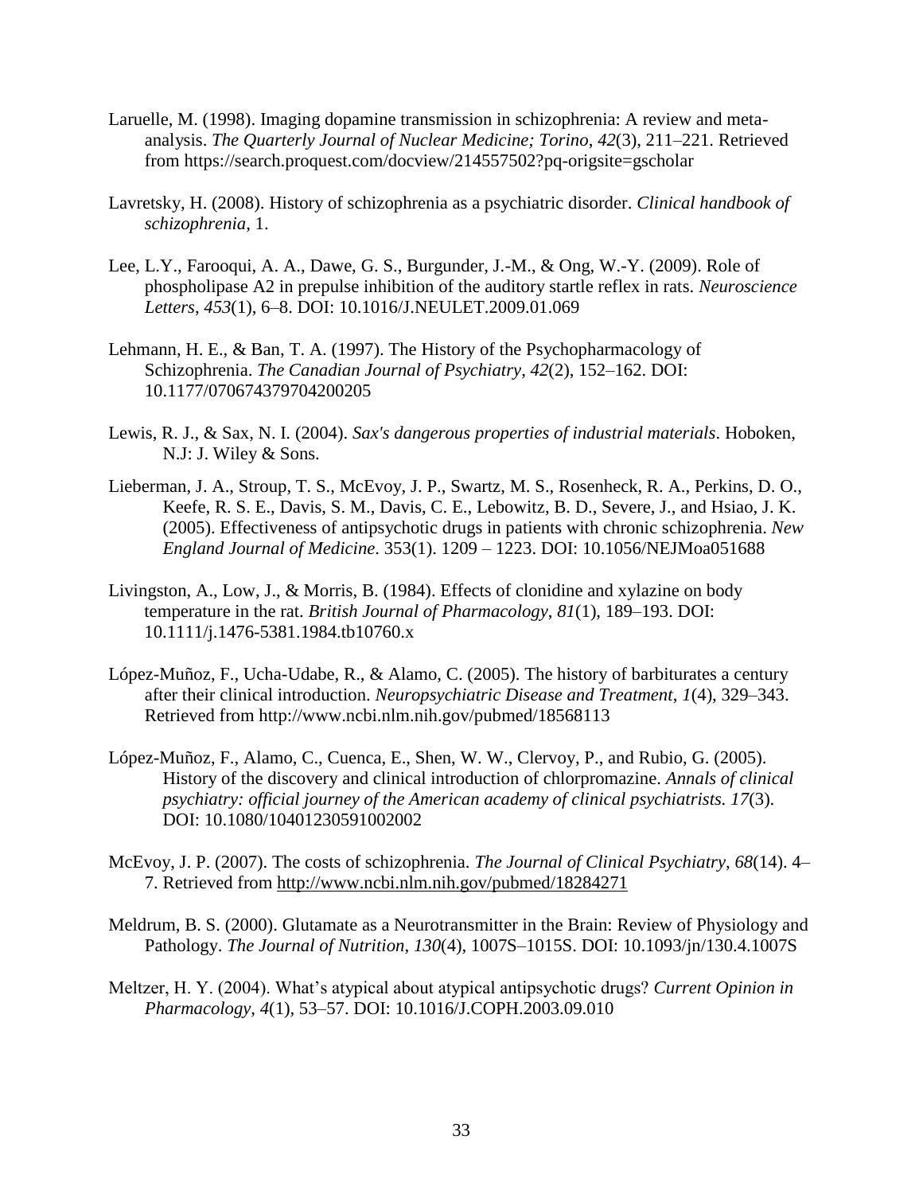Laruelle, M. (1998). Imaging dopamine transmission in schizophrenia: A review and meta-analysis. *The Quarterly Journal of Nuclear Medicine; Torino*, *42*(3), 211–221. Retrieved from https://search.proquest.com/docview/214557502?pq-origsite=gscholar

Lavretsky, H. (2008). History of schizophrenia as a psychiatric disorder. *Clinical handbook of schizophrenia*, 1.

Lee, L.Y., Farooqui, A. A., Dawe, G. S., Burgunder, J.-M., & Ong, W.-Y. (2009). Role of phospholipase A2 in prepulse inhibition of the auditory startle reflex in rats. *Neuroscience Letters*, *453*(1), 6–8. DOI: 10.1016/J.NEULET.2009.01.069

Lehmann, H. E., & Ban, T. A. (1997). The History of the Psychopharmacology of Schizophrenia. *The Canadian Journal of Psychiatry*, *42*(2), 152–162. DOI: 10.1177/070674379704200205

Lewis, R. J., & Sax, N. I. (2004). *Sax's dangerous properties of industrial materials*. Hoboken, N.J: J. Wiley & Sons.

Lieberman, J. A., Stroup, T. S., McEvoy, J. P., Swartz, M. S., Rosenheck, R. A., Perkins, D. O., Keefe, R. S. E., Davis, S. M., Davis, C. E., Lebowitz, B. D., Severe, J., and Hsiao, J. K. (2005). Effectiveness of antipsychotic drugs in patients with chronic schizophrenia. *New England Journal of Medicine*. 353(1). 1209 – 1223. DOI: 10.1056/NEJMoa051688

Livingston, A., Low, J., & Morris, B. (1984). Effects of clonidine and xylazine on body temperature in the rat. *British Journal of Pharmacology*, *81*(1), 189–193. DOI: 10.1111/j.1476-5381.1984.tb10760.x

López-Muñoz, F., Ucha-Udabe, R., & Alamo, C. (2005). The history of barbiturates a century after their clinical introduction. *Neuropsychiatric Disease and Treatment*, *1*(4), 329–343. Retrieved from http://www.ncbi.nlm.nih.gov/pubmed/18568113

López-Muñoz, F., Alamo, C., Cuenca, E., Shen, W. W., Clervoy, P., and Rubio, G. (2005). History of the discovery and clinical introduction of chlorpromazine. *Annals of clinical psychiatry: official journey of the American academy of clinical psychiatrists. 17*(3). DOI: 10.1080/10401230591002002

McEvoy, J. P. (2007). The costs of schizophrenia. *The Journal of Clinical Psychiatry*, *68*(14). 4–7. Retrieved from http://www.ncbi.nlm.nih.gov/pubmed/18284271

Meldrum, B. S. (2000). Glutamate as a Neurotransmitter in the Brain: Review of Physiology and Pathology. *The Journal of Nutrition*, *130*(4), 1007S–1015S. DOI: 10.1093/jn/130.4.1007S

Meltzer, H. Y. (2004). What's atypical about atypical antipsychotic drugs? *Current Opinion in Pharmacology*, *4*(1), 53–57. DOI: 10.1016/J.COPH.2003.09.010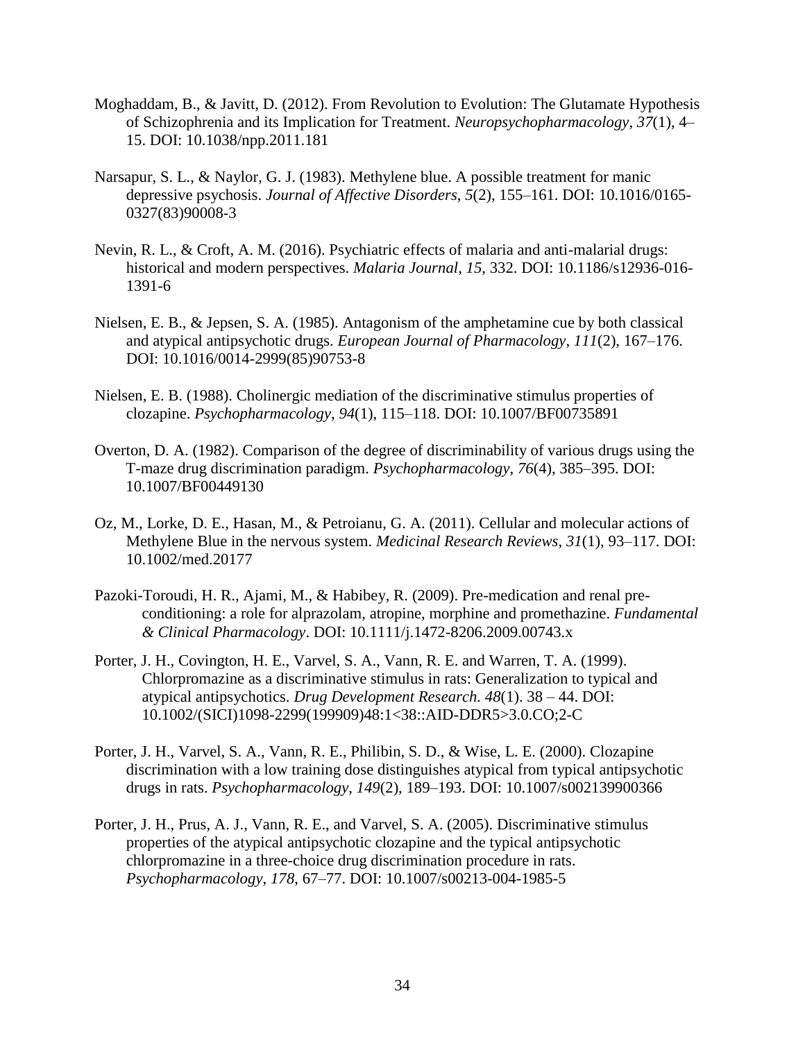Moghaddam, B., & Javitt, D. (2012). From Revolution to Evolution: The Glutamate Hypothesis of Schizophrenia and its Implication for Treatment. *Neuropsychopharmacology*, *37*(1), 4–15. DOI: 10.1038/npp.2011.181

Narsapur, S. L., & Naylor, G. J. (1983). Methylene blue. A possible treatment for manic depressive psychosis. *Journal of Affective Disorders*, *5*(2), 155–161. DOI: 10.1016/0165-0327(83)90008-3

Nevin, R. L., & Croft, A. M. (2016). Psychiatric effects of malaria and anti-malarial drugs: historical and modern perspectives. *Malaria Journal*, *15*, 332. DOI: 10.1186/s12936-016-1391-6

Nielsen, E. B., & Jepsen, S. A. (1985). Antagonism of the amphetamine cue by both classical and atypical antipsychotic drugs. *European Journal of Pharmacology*, *111*(2), 167–176. DOI: 10.1016/0014-2999(85)90753-8

Nielsen, E. B. (1988). Cholinergic mediation of the discriminative stimulus properties of clozapine. *Psychopharmacology*, *94*(1), 115–118. DOI: 10.1007/BF00735891

Overton, D. A. (1982). Comparison of the degree of discriminability of various drugs using the T-maze drug discrimination paradigm. *Psychopharmacology*, *76*(4), 385–395. DOI: 10.1007/BF00449130

Oz, M., Lorke, D. E., Hasan, M., & Petroianu, G. A. (2011). Cellular and molecular actions of Methylene Blue in the nervous system. *Medicinal Research Reviews*, *31*(1), 93–117. DOI: 10.1002/med.20177

Pazoki-Toroudi, H. R., Ajami, M., & Habibey, R. (2009). Pre-medication and renal pre-conditioning: a role for alprazolam, atropine, morphine and promethazine. *Fundamental & Clinical Pharmacology*. DOI: 10.1111/j.1472-8206.2009.00743.x

Porter, J. H., Covington, H. E., Varvel, S. A., Vann, R. E. and Warren, T. A. (1999). Chlorpromazine as a discriminative stimulus in rats: Generalization to typical and atypical antipsychotics. *Drug Development Research. 48*(1). 38 – 44. DOI: 10.1002/(SICI)1098-2299(199909)48:1<38::AID-DDR5>3.0.CO;2-C

Porter, J. H., Varvel, S. A., Vann, R. E., Philibin, S. D., & Wise, L. E. (2000). Clozapine discrimination with a low training dose distinguishes atypical from typical antipsychotic drugs in rats. *Psychopharmacology*, *149*(2), 189–193. DOI: 10.1007/s002139900366

Porter, J. H., Prus, A. J., Vann, R. E., and Varvel, S. A. (2005). Discriminative stimulus properties of the atypical antipsychotic clozapine and the typical antipsychotic chlorpromazine in a three-choice drug discrimination procedure in rats. *Psychopharmacology*, *178*, 67–77. DOI: 10.1007/s00213-004-1985-5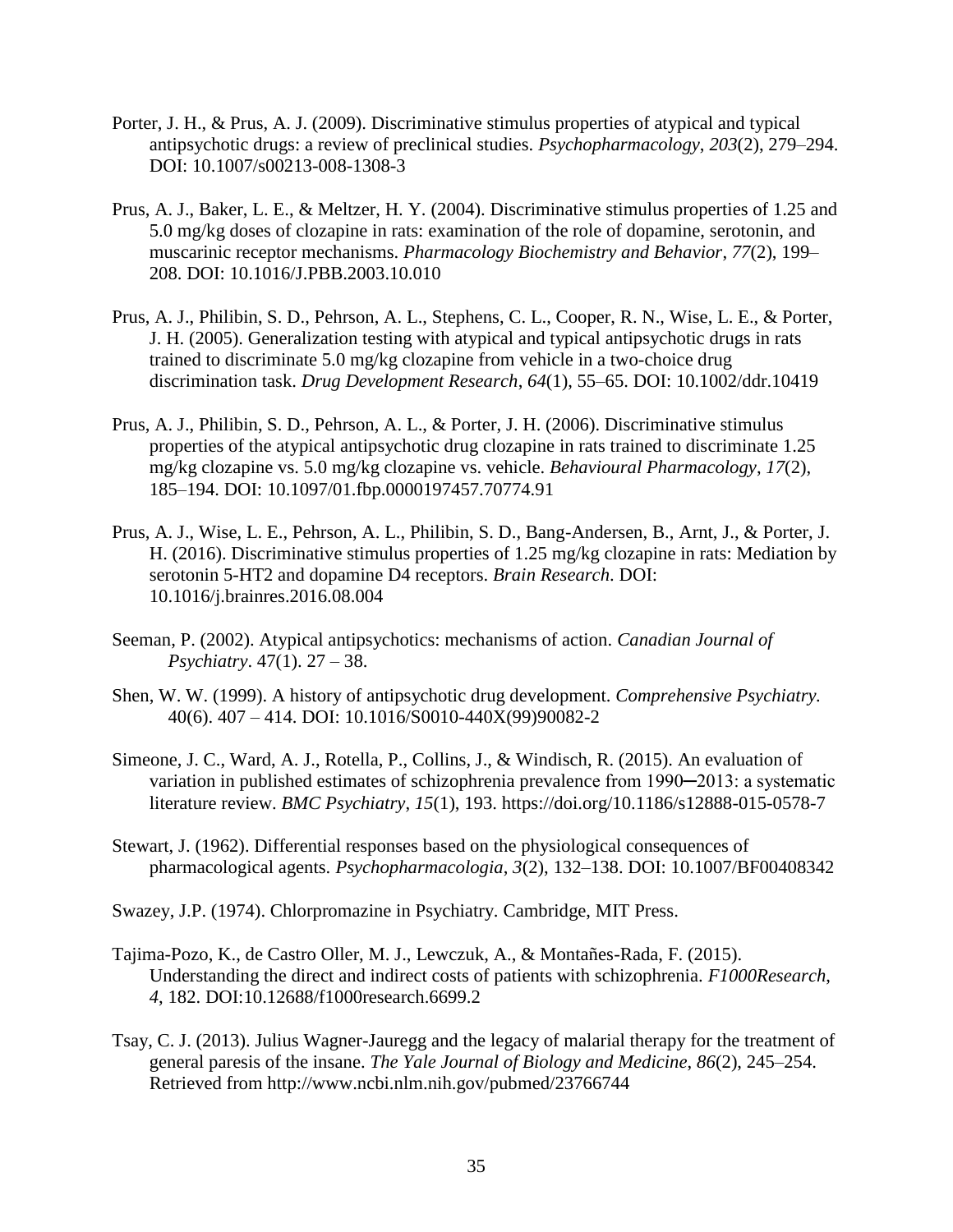Porter, J. H., & Prus, A. J. (2009). Discriminative stimulus properties of atypical and typical antipsychotic drugs: a review of preclinical studies. *Psychopharmacology*, *203*(2), 279–294. DOI: 10.1007/s00213-008-1308-3

Prus, A. J., Baker, L. E., & Meltzer, H. Y. (2004). Discriminative stimulus properties of 1.25 and 5.0 mg/kg doses of clozapine in rats: examination of the role of dopamine, serotonin, and muscarinic receptor mechanisms. *Pharmacology Biochemistry and Behavior*, *77*(2), 199–208. DOI: 10.1016/J.PBB.2003.10.010

Prus, A. J., Philibin, S. D., Pehrson, A. L., Stephens, C. L., Cooper, R. N., Wise, L. E., & Porter, J. H. (2005). Generalization testing with atypical and typical antipsychotic drugs in rats trained to discriminate 5.0 mg/kg clozapine from vehicle in a two-choice drug discrimination task. *Drug Development Research*, *64*(1), 55–65. DOI: 10.1002/ddr.10419

Prus, A. J., Philibin, S. D., Pehrson, A. L., & Porter, J. H. (2006). Discriminative stimulus properties of the atypical antipsychotic drug clozapine in rats trained to discriminate 1.25 mg/kg clozapine vs. 5.0 mg/kg clozapine vs. vehicle. *Behavioural Pharmacology*, *17*(2), 185–194. DOI: 10.1097/01.fbp.0000197457.70774.91

Prus, A. J., Wise, L. E., Pehrson, A. L., Philibin, S. D., Bang-Andersen, B., Arnt, J., & Porter, J. H. (2016). Discriminative stimulus properties of 1.25 mg/kg clozapine in rats: Mediation by serotonin 5-HT2 and dopamine D4 receptors. *Brain Research*. DOI: 10.1016/j.brainres.2016.08.004

Seeman, P. (2002). Atypical antipsychotics: mechanisms of action. *Canadian Journal of Psychiatry*. 47(1). 27 – 38.

Shen, W. W. (1999). A history of antipsychotic drug development. *Comprehensive Psychiatry.* 40(6). 407 – 414. DOI: 10.1016/S0010-440X(99)90082-2

Simeone, J. C., Ward, A. J., Rotella, P., Collins, J., & Windisch, R. (2015). An evaluation of variation in published estimates of schizophrenia prevalence from 1990─2013: a systematic literature review. *BMC Psychiatry*, *15*(1), 193. https://doi.org/10.1186/s12888-015-0578-7

Stewart, J. (1962). Differential responses based on the physiological consequences of pharmacological agents. *Psychopharmacologia*, *3*(2), 132–138. DOI: 10.1007/BF00408342

Swazey, J.P. (1974). Chlorpromazine in Psychiatry. Cambridge, MIT Press.

Tajima-Pozo, K., de Castro Oller, M. J., Lewczuk, A., & Montañes-Rada, F. (2015). Understanding the direct and indirect costs of patients with schizophrenia. *F1000Research*, *4*, 182. DOI:10.12688/f1000research.6699.2

Tsay, C. J. (2013). Julius Wagner-Jauregg and the legacy of malarial therapy for the treatment of general paresis of the insane. *The Yale Journal of Biology and Medicine*, *86*(2), 245–254. Retrieved from http://www.ncbi.nlm.nih.gov/pubmed/23766744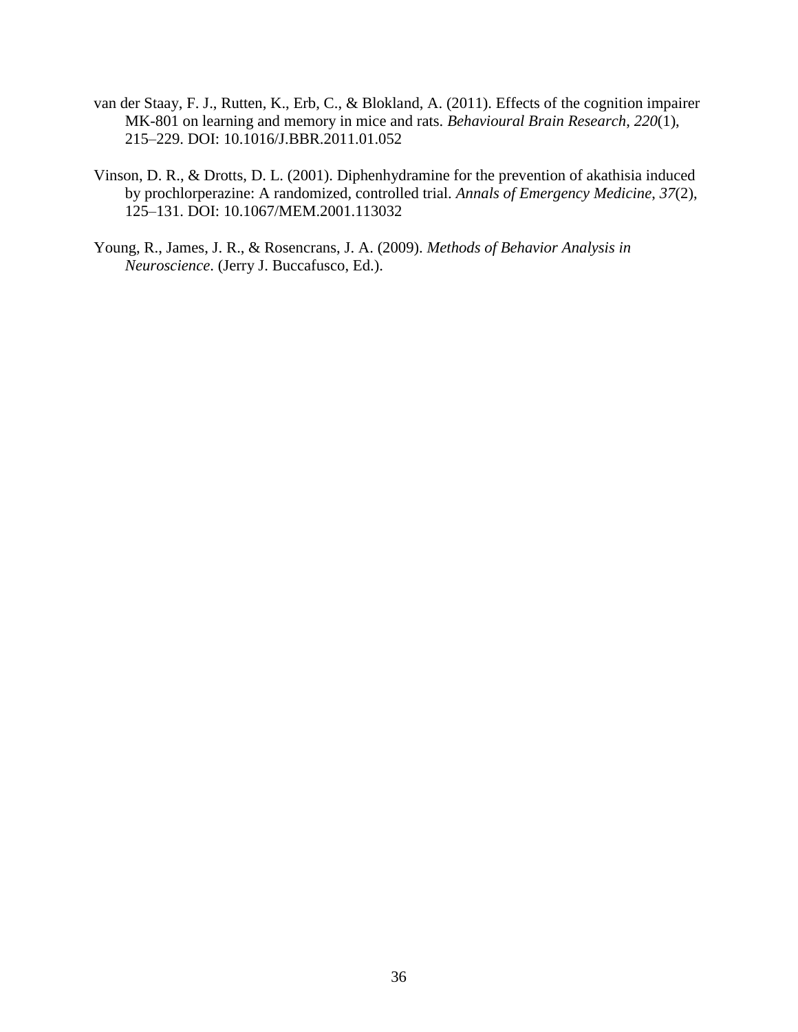van der Staay, F. J., Rutten, K., Erb, C., & Blokland, A. (2011). Effects of the cognition impairer MK-801 on learning and memory in mice and rats. *Behavioural Brain Research*, *220*(1), 215–229. DOI: 10.1016/J.BBR.2011.01.052

Vinson, D. R., & Drotts, D. L. (2001). Diphenhydramine for the prevention of akathisia induced by prochlorperazine: A randomized, controlled trial. *Annals of Emergency Medicine*, *37*(2), 125–131. DOI: 10.1067/MEM.2001.113032

Young, R., James, J. R., & Rosencrans, J. A. (2009). *Methods of Behavior Analysis in Neuroscience*. (Jerry J. Buccafusco, Ed.).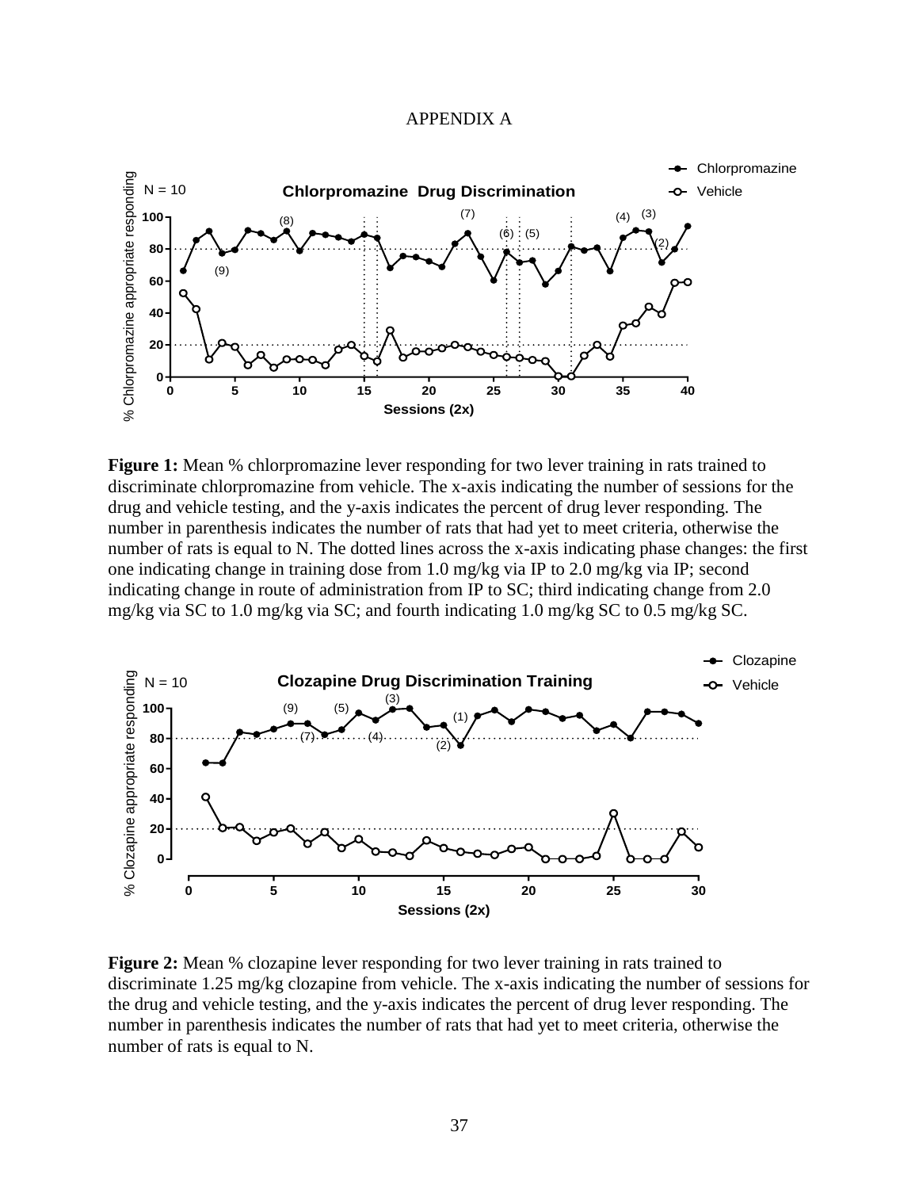APPENDIX A

**Figure 1:** Mean % chlorpromazine lever responding for two lever training in rats trained to discriminate chlorpromazine from vehicle. The x-axis indicating the number of sessions for the drug and vehicle testing, and the y-axis indicates the percent of drug lever responding. The number in parenthesis indicates the number of rats that had yet to meet criteria, otherwise the number of rats is equal to N. The dotted lines across the x-axis indicating phase changes: the first one indicating change in training dose from 1.0 mg/kg via IP to 2.0 mg/kg via IP; second indicating change in route of administration from IP to SC; third indicating change from 2.0 mg/kg via SC to 1.0 mg/kg via SC; and fourth indicating 1.0 mg/kg SC to 0.5 mg/kg SC.

**Figure 2:** Mean % clozapine lever responding for two lever training in rats trained to discriminate 1.25 mg/kg clozapine from vehicle. The x-axis indicating the number of sessions for the drug and vehicle testing, and the y-axis indicates the percent of drug lever responding. The number in parenthesis indicates the number of rats that had yet to meet criteria, otherwise the number of rats is equal to N.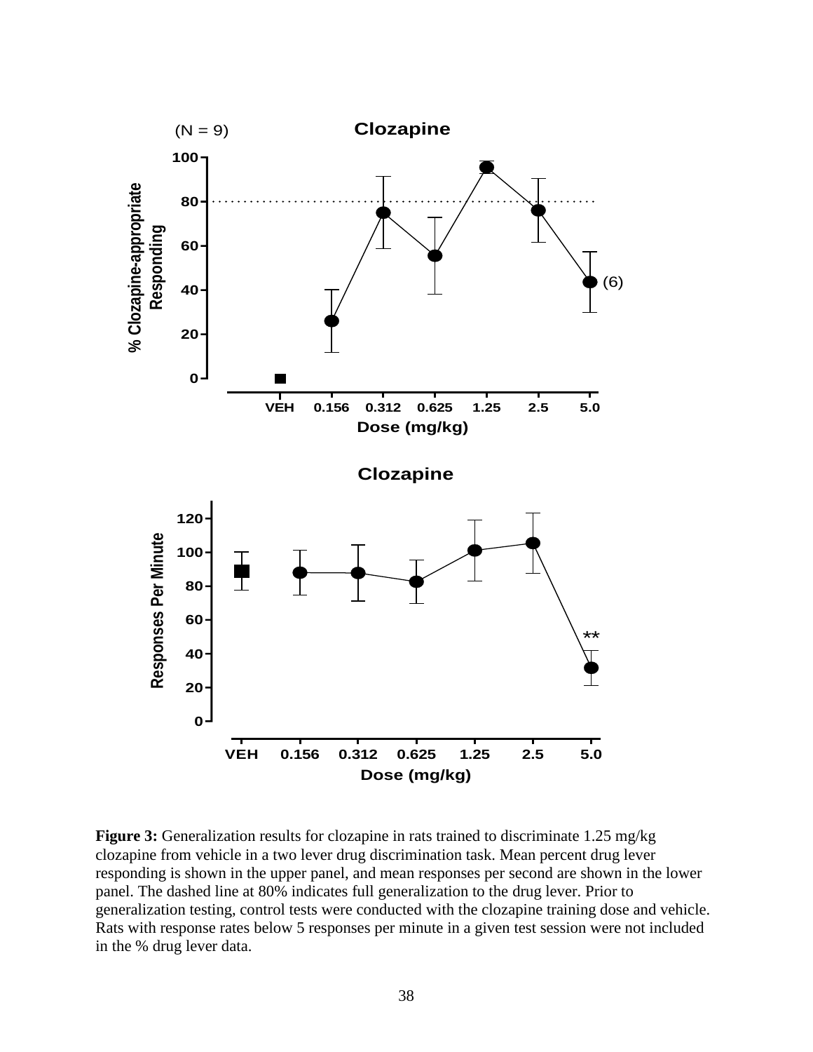**Figure 3:** Generalization results for clozapine in rats trained to discriminate 1.25 mg/kg clozapine from vehicle in a two lever drug discrimination task. Mean percent drug lever responding is shown in the upper panel, and mean responses per second are shown in the lower panel. The dashed line at 80% indicates full generalization to the drug lever. Prior to generalization testing, control tests were conducted with the clozapine training dose and vehicle. Rats with response rates below 5 responses per minute in a given test session were not included in the % drug lever data.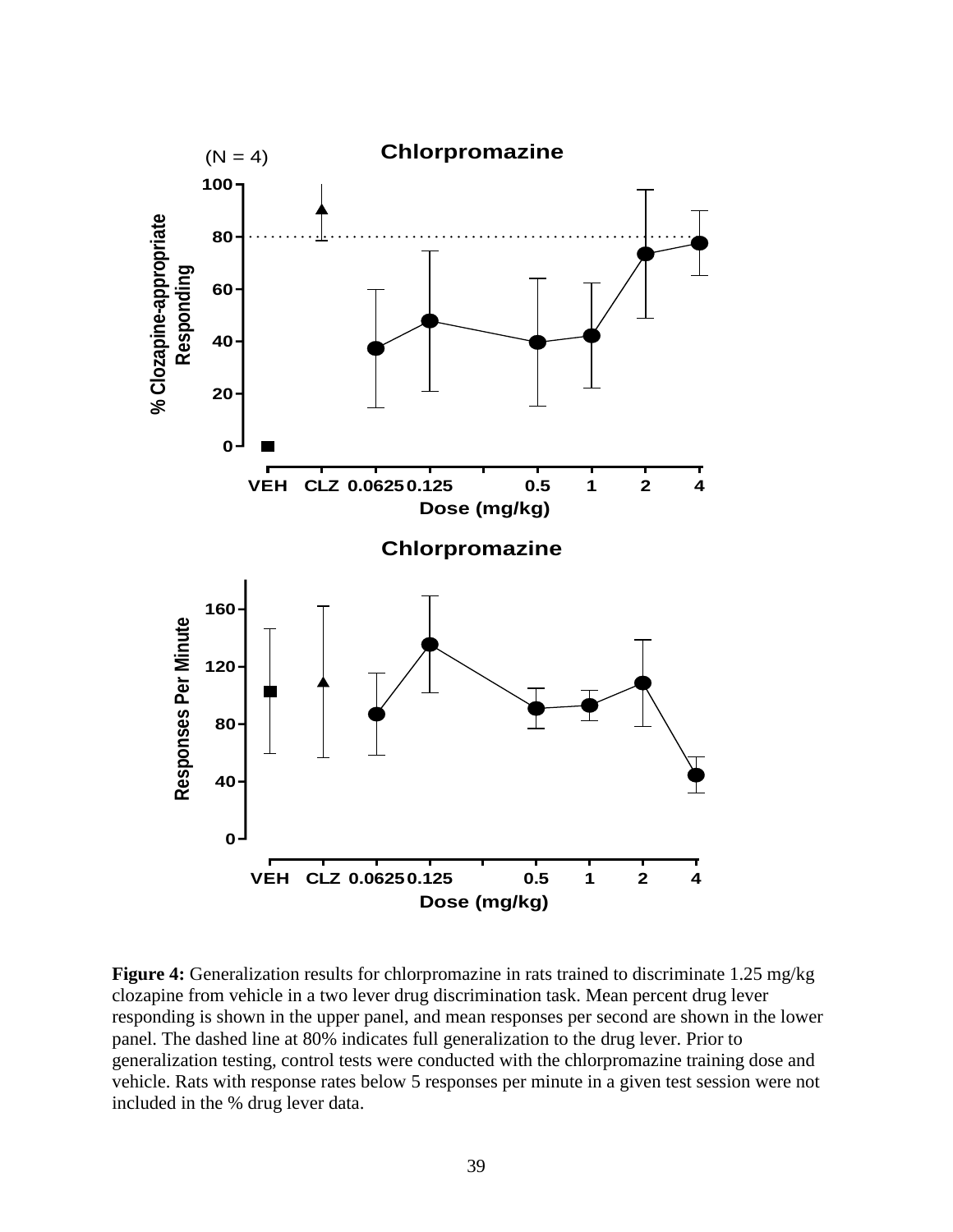**Figure 4:** Generalization results for chlorpromazine in rats trained to discriminate 1.25 mg/kg clozapine from vehicle in a two lever drug discrimination task. Mean percent drug lever responding is shown in the upper panel, and mean responses per second are shown in the lower panel. The dashed line at 80% indicates full generalization to the drug lever. Prior to generalization testing, control tests were conducted with the chlorpromazine training dose and vehicle. Rats with response rates below 5 responses per minute in a given test session were not included in the % drug lever data.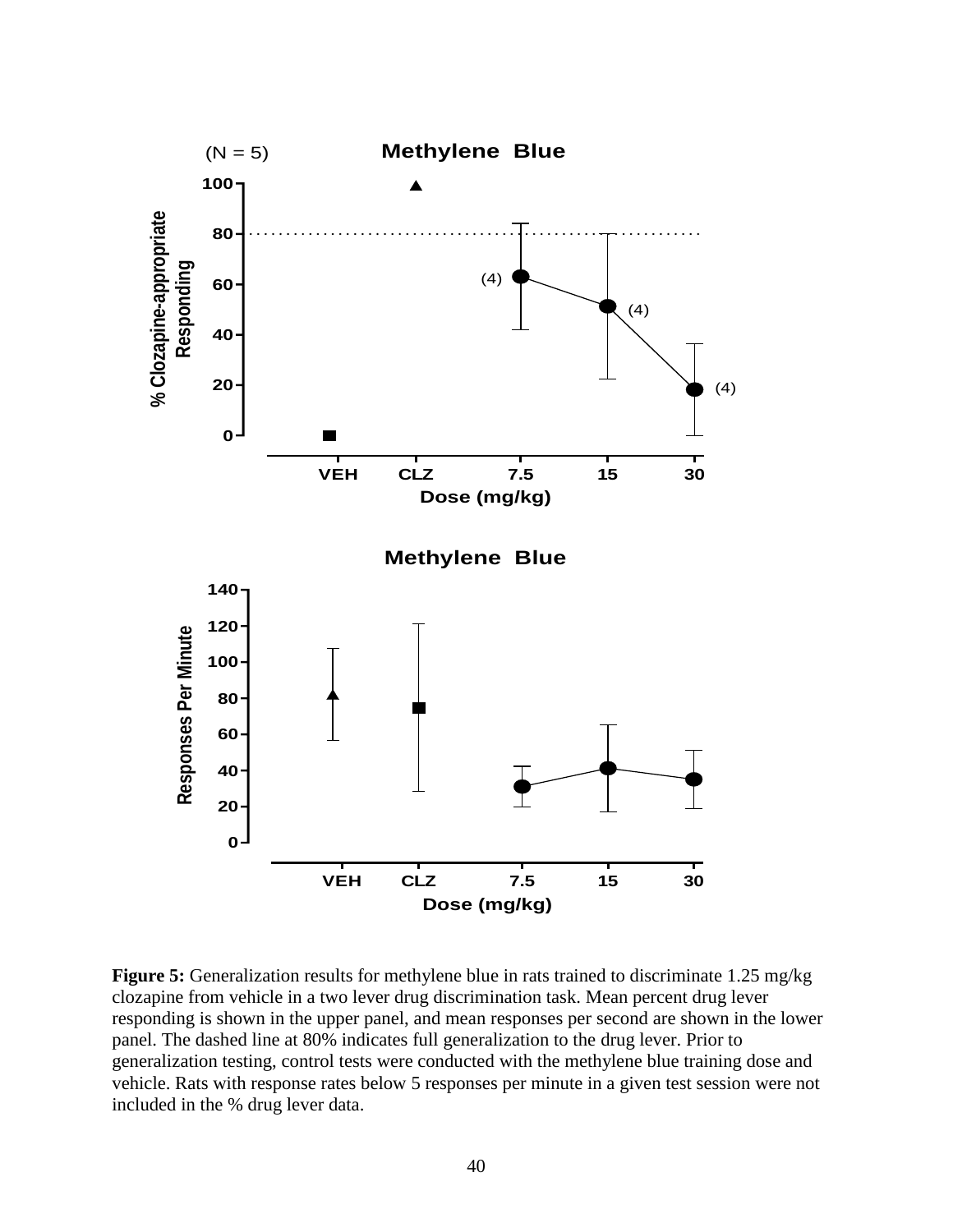**Figure 5:** Generalization results for methylene blue in rats trained to discriminate 1.25 mg/kg clozapine from vehicle in a two lever drug discrimination task. Mean percent drug lever responding is shown in the upper panel, and mean responses per second are shown in the lower panel. The dashed line at 80% indicates full generalization to the drug lever. Prior to generalization testing, control tests were conducted with the methylene blue training dose and vehicle. Rats with response rates below 5 responses per minute in a given test session were not included in the % drug lever data.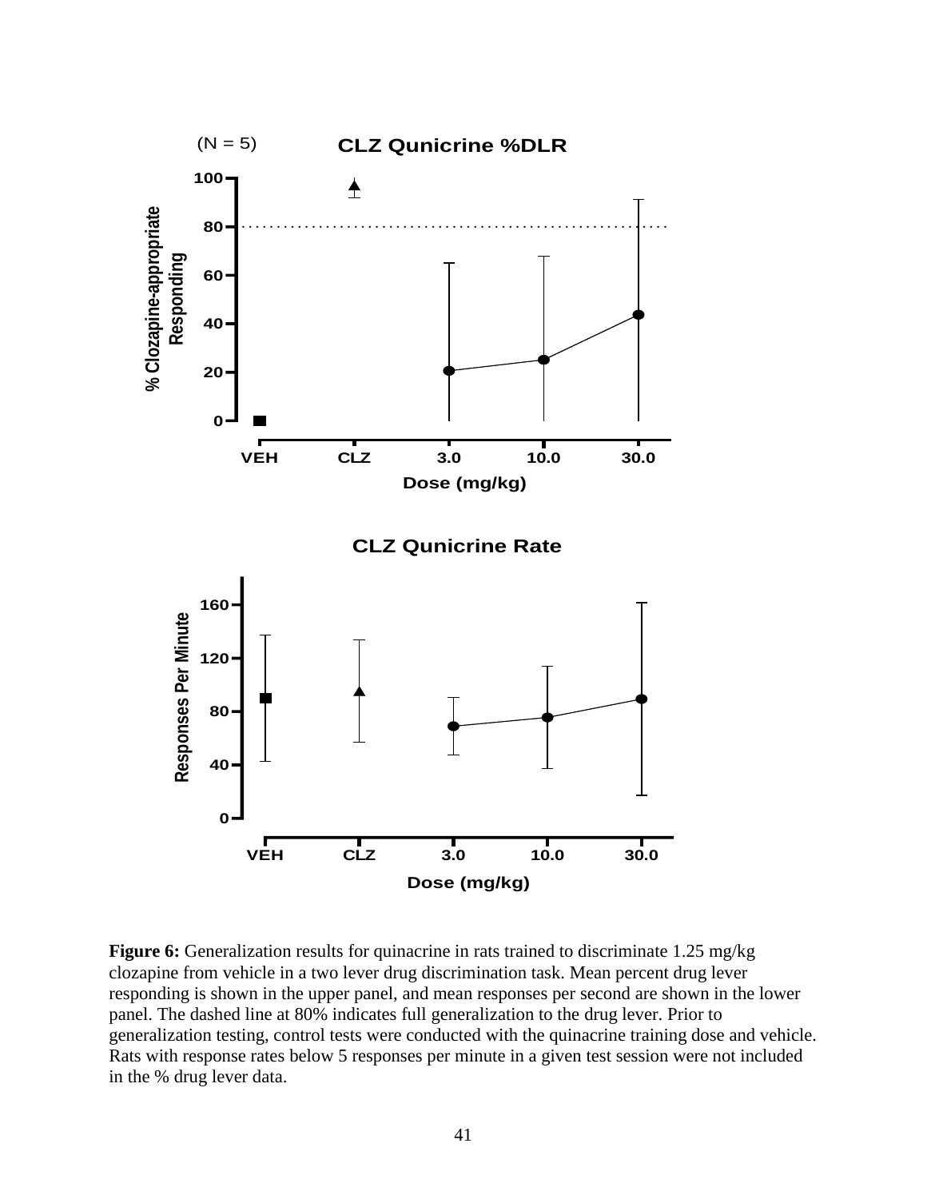**Figure 6:** Generalization results for quinacrine in rats trained to discriminate 1.25 mg/kg clozapine from vehicle in a two lever drug discrimination task. Mean percent drug lever responding is shown in the upper panel, and mean responses per second are shown in the lower panel. The dashed line at 80% indicates full generalization to the drug lever. Prior to generalization testing, control tests were conducted with the quinacrine training dose and vehicle. Rats with response rates below 5 responses per minute in a given test session were not included in the % drug lever data.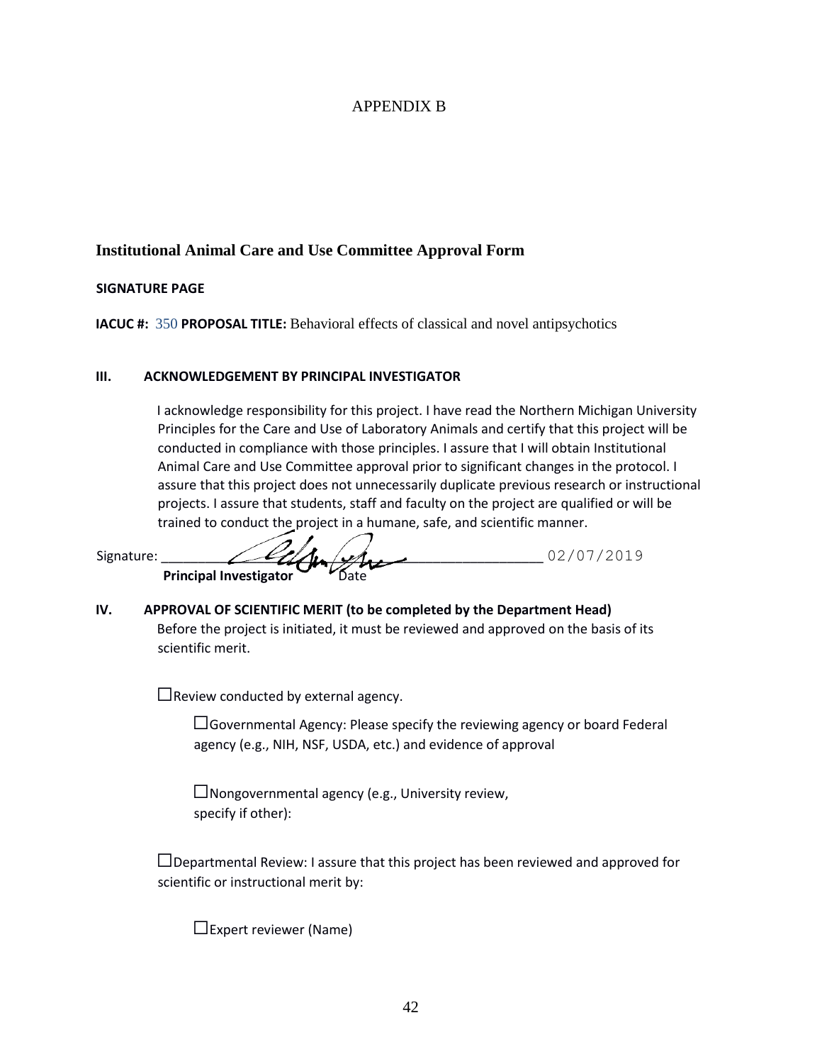APPENDIX B

## Institutional Animal Care and Use Committee Approval Form

**SIGNATURE PAGE**

**IACUC #:** 350 **PROPOSAL TITLE:** Behavioral effects of classical and novel antipsychotics

**III. ACKNOWLEDGEMENT BY PRINCIPAL INVESTIGATOR**

I acknowledge responsibility for this project. I have read the Northern Michigan University Principles for the Care and Use of Laboratory Animals and certify that this project will be conducted in compliance with those principles. I assure that I will obtain Institutional Animal Care and Use Committee approval prior to significant changes in the protocol. I assure that this project does not unnecessarily duplicate previous research or instructional projects. I assure that students, staff and faculty on the project are qualified or will be trained to conduct the project in a humane, safe, and scientific manner.

Signature: ______________________________________________ 02/07/2019
**Principal Investigator** Date

**IV. APPROVAL OF SCIENTIFIC MERIT (to be completed by the Department Head)**

Before the project is initiated, it must be reviewed and approved on the basis of its scientific merit.

☐Review conducted by external agency.

☐Governmental Agency: Please specify the reviewing agency or board Federal agency (e.g., NIH, NSF, USDA, etc.) and evidence of approval

☐Nongovernmental agency (e.g., University review, specify if other):

☐Departmental Review: I assure that this project has been reviewed and approved for scientific or instructional merit by:

☐Expert reviewer (Name)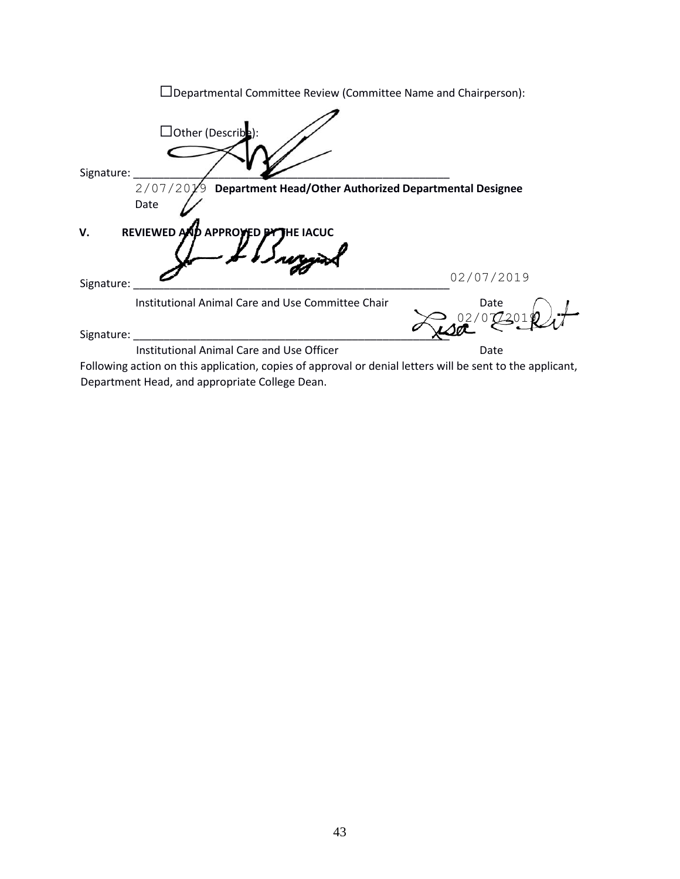☐Departmental Committee Review (Committee Name and Chairperson):

☐Other (Describe):

Signature: ____________________________________________________

2/07/2019 **Department Head/Other Authorized Departmental Designee**
Date

**V. REVIEWED AND APPROVED BY THE IACUC**

Signature: ____________________________________________________ 02/07/2019

Institutional Animal Care and Use Committee Chair Date

Signature: ____________________________________________________ 02/07/2019

Institutional Animal Care and Use Officer Date

Following action on this application, copies of approval or denial letters will be sent to the applicant, Department Head, and appropriate College Dean.